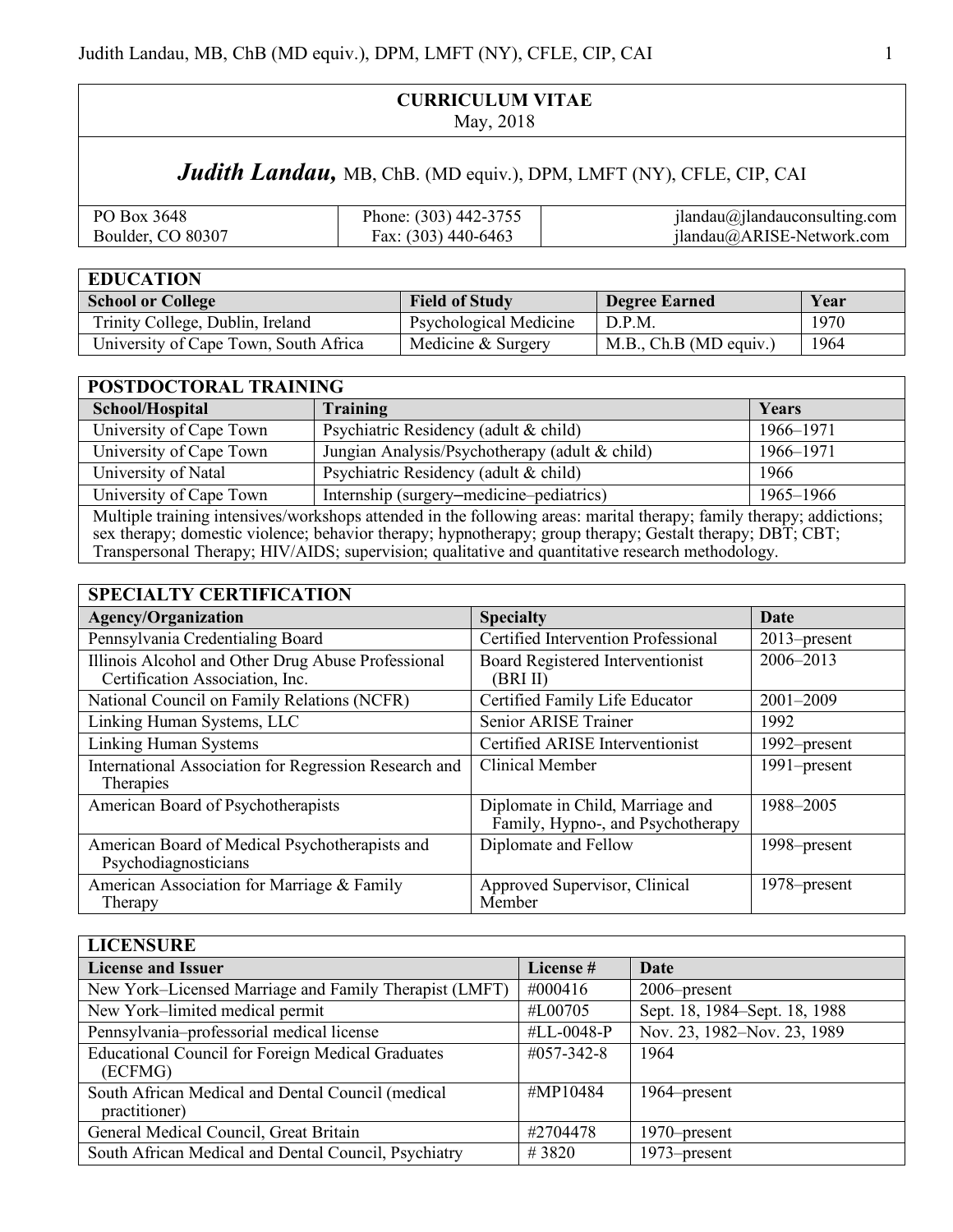# CURRICULUM VITAE

May, 2018

## *Judith Landau,* MB, ChB. (MD equiv.), DPM, LMFT (NY), CFLE, CIP, CAI

| | | |
|---|---|---|
| PO Box 3648<br>Boulder, CO 80307 | Phone: (303) 442-3755<br>Fax: (303) 440-6463 | jlandau@jlandauconsulting.com<br>jlandau@ARISE-Network.com |

## EDUCATION

| School or College | Field of Study | Degree Earned | Year |
|---|---|---|---|
| Trinity College, Dublin, Ireland | Psychological Medicine | D.P.M. | 1970 |
| University of Cape Town, South Africa | Medicine & Surgery | M.B., Ch.B (MD equiv.) | 1964 |

## POSTDOCTORAL TRAINING

| School/Hospital | Training | Years |
|---|---|---|
| University of Cape Town | Psychiatric Residency (adult & child) | 1966–1971 |
| University of Cape Town | Jungian Analysis/Psychotherapy (adult & child) | 1966–1971 |
| University of Natal | Psychiatric Residency (adult & child) | 1966 |
| University of Cape Town | Internship (surgery–medicine–pediatrics) | 1965–1966 |

Multiple training intensives/workshops attended in the following areas: marital therapy; family therapy; addictions; sex therapy; domestic violence; behavior therapy; hypnotherapy; group therapy; Gestalt therapy; DBT; CBT; Transpersonal Therapy; HIV/AIDS; supervision; qualitative and quantitative research methodology.

## SPECIALTY CERTIFICATION

| Agency/Organization | Specialty | Date |
|---|---|---|
| Pennsylvania Credentialing Board | Certified Intervention Professional | 2013–present |
| Illinois Alcohol and Other Drug Abuse Professional Certification Association, Inc. | Board Registered Interventionist (BRI II) | 2006–2013 |
| National Council on Family Relations (NCFR) | Certified Family Life Educator | 2001–2009 |
| Linking Human Systems, LLC | Senior ARISE Trainer | 1992 |
| Linking Human Systems | Certified ARISE Interventionist | 1992–present |
| International Association for Regression Research and Therapies | Clinical Member | 1991–present |
| American Board of Psychotherapists | Diplomate in Child, Marriage and Family, Hypno-, and Psychotherapy | 1988–2005 |
| American Board of Medical Psychotherapists and Psychodiagnosticians | Diplomate and Fellow | 1998–present |
| American Association for Marriage & Family Therapy | Approved Supervisor, Clinical Member | 1978–present |

## LICENSURE

| License and Issuer | License # | Date |
|---|---|---|
| New York–Licensed Marriage and Family Therapist (LMFT) | #000416 | 2006–present |
| New York–limited medical permit | #L00705 | Sept. 18, 1984–Sept. 18, 1988 |
| Pennsylvania–professorial medical license | #LL-0048-P | Nov. 23, 1982–Nov. 23, 1989 |
| Educational Council for Foreign Medical Graduates (ECFMG) | #057-342-8 | 1964 |
| South African Medical and Dental Council (medical practitioner) | #MP10484 | 1964–present |
| General Medical Council, Great Britain | #2704478 | 1970–present |
| South African Medical and Dental Council, Psychiatry | # 3820 | 1973–present |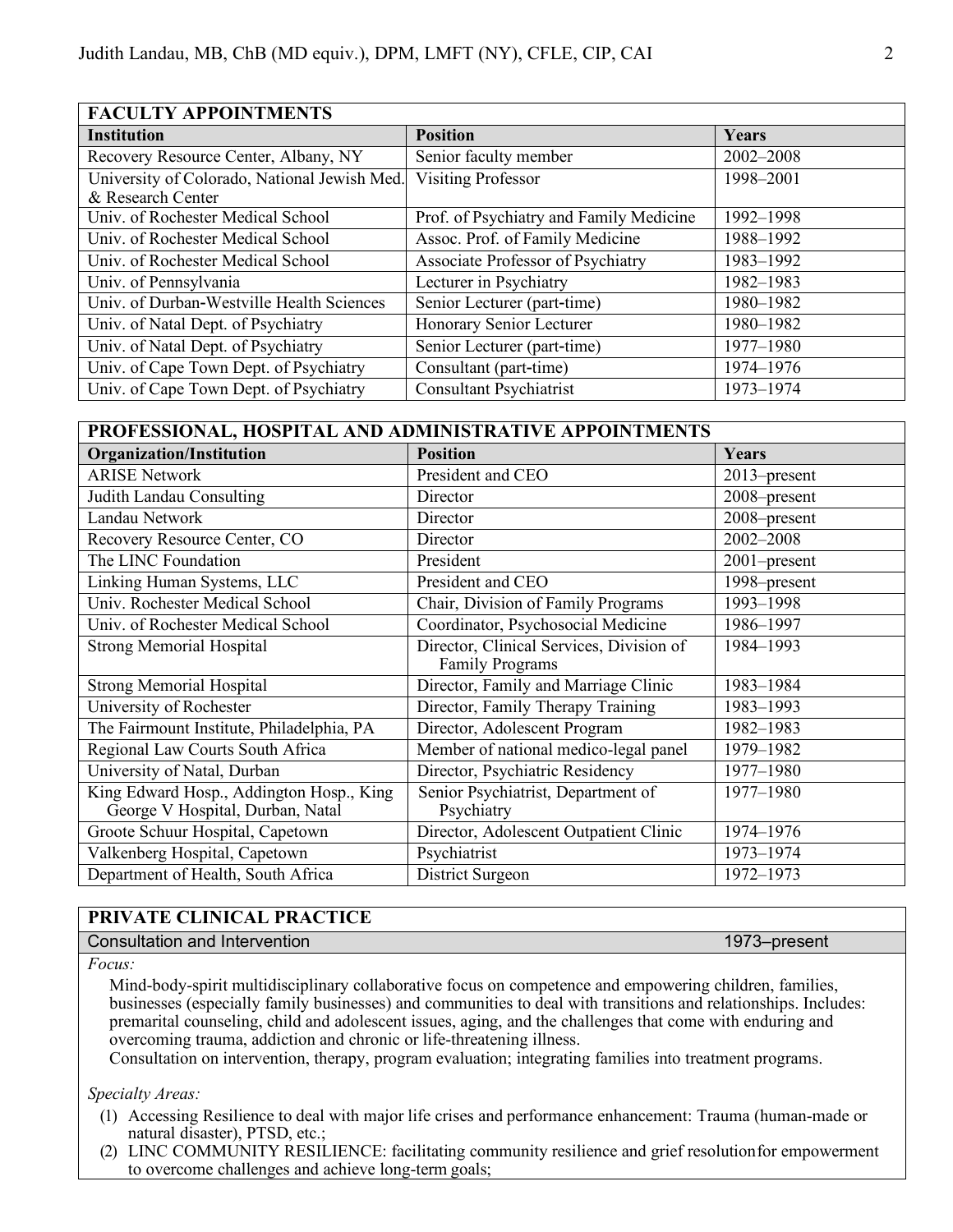## FACULTY APPOINTMENTS

| Institution | Position | Years |
|---|---|---|
| Recovery Resource Center, Albany, NY | Senior faculty member | 2002–2008 |
| University of Colorado, National Jewish Med. & Research Center | Visiting Professor | 1998–2001 |
| Univ. of Rochester Medical School | Prof. of Psychiatry and Family Medicine | 1992–1998 |
| Univ. of Rochester Medical School | Assoc. Prof. of Family Medicine | 1988–1992 |
| Univ. of Rochester Medical School | Associate Professor of Psychiatry | 1983–1992 |
| Univ. of Pennsylvania | Lecturer in Psychiatry | 1982–1983 |
| Univ. of Durban-Westville Health Sciences | Senior Lecturer (part-time) | 1980–1982 |
| Univ. of Natal Dept. of Psychiatry | Honorary Senior Lecturer | 1980–1982 |
| Univ. of Natal Dept. of Psychiatry | Senior Lecturer (part-time) | 1977–1980 |
| Univ. of Cape Town Dept. of Psychiatry | Consultant (part-time) | 1974–1976 |
| Univ. of Cape Town Dept. of Psychiatry | Consultant Psychiatrist | 1973–1974 |

## PROFESSIONAL, HOSPITAL AND ADMINISTRATIVE APPOINTMENTS

| Organization/Institution | Position | Years |
|---|---|---|
| ARISE Network | President and CEO | 2013–present |
| Judith Landau Consulting | Director | 2008–present |
| Landau Network | Director | 2008–present |
| Recovery Resource Center, CO | Director | 2002–2008 |
| The LINC Foundation | President | 2001–present |
| Linking Human Systems, LLC | President and CEO | 1998–present |
| Univ. Rochester Medical School | Chair, Division of Family Programs | 1993–1998 |
| Univ. of Rochester Medical School | Coordinator, Psychosocial Medicine | 1986–1997 |
| Strong Memorial Hospital | Director, Clinical Services, Division of Family Programs | 1984–1993 |
| Strong Memorial Hospital | Director, Family and Marriage Clinic | 1983–1984 |
| University of Rochester | Director, Family Therapy Training | 1983–1993 |
| The Fairmount Institute, Philadelphia, PA | Director, Adolescent Program | 1982–1983 |
| Regional Law Courts South Africa | Member of national medico-legal panel | 1979–1982 |
| University of Natal, Durban | Director, Psychiatric Residency | 1977–1980 |
| King Edward Hosp., Addington Hosp., King George V Hospital, Durban, Natal | Senior Psychiatrist, Department of Psychiatry | 1977–1980 |
| Groote Schuur Hospital, Capetown | Director, Adolescent Outpatient Clinic | 1974–1976 |
| Valkenberg Hospital, Capetown | Psychiatrist | 1973–1974 |
| Department of Health, South Africa | District Surgeon | 1972–1973 |

## PRIVATE CLINICAL PRACTICE

**Consultation and Intervention** — 1973–present

*Focus:*

Mind-body-spirit multidisciplinary collaborative focus on competence and empowering children, families, businesses (especially family businesses) and communities to deal with transitions and relationships. Includes: premarital counseling, child and adolescent issues, aging, and the challenges that come with enduring and overcoming trauma, addiction and chronic or life-threatening illness.

Consultation on intervention, therapy, program evaluation; integrating families into treatment programs.

*Specialty Areas:*

1. Accessing Resilience to deal with major life crises and performance enhancement: Trauma (human-made or natural disaster), PTSD, etc.;
2. LINC COMMUNITY RESILIENCE: facilitating community resilience and grief resolution for empowerment to overcome challenges and achieve long-term goals;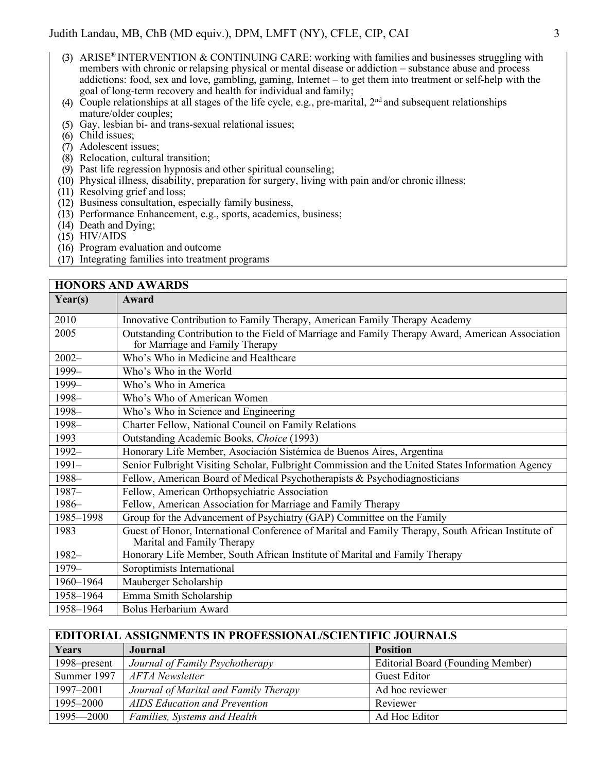(3) ARISE® INTERVENTION & CONTINUING CARE: working with families and businesses struggling with members with chronic or relapsing physical or mental disease or addiction – substance abuse and process addictions: food, sex and love, gambling, gaming, Internet – to get them into treatment or self-help with the goal of long-term recovery and health for individual and family;
(4) Couple relationships at all stages of the life cycle, e.g., pre-marital, 2nd and subsequent relationships mature/older couples;
(5) Gay, lesbian bi- and trans-sexual relational issues;
(6) Child issues;
(7) Adolescent issues;
(8) Relocation, cultural transition;
(9) Past life regression hypnosis and other spiritual counseling;
(10) Physical illness, disability, preparation for surgery, living with pain and/or chronic illness;
(11) Resolving grief and loss;
(12) Business consultation, especially family business,
(13) Performance Enhancement, e.g., sports, academics, business;
(14) Death and Dying;
(15) HIV/AIDS
(16) Program evaluation and outcome
(17) Integrating families into treatment programs

## HONORS AND AWARDS

| Year(s) | Award |
|---|---|
| 2010 | Innovative Contribution to Family Therapy, American Family Therapy Academy |
| 2005 | Outstanding Contribution to the Field of Marriage and Family Therapy Award, American Association for Marriage and Family Therapy |
| 2002– | Who's Who in Medicine and Healthcare |
| 1999– | Who's Who in the World |
| 1999– | Who's Who in America |
| 1998– | Who's Who of American Women |
| 1998– | Who's Who in Science and Engineering |
| 1998– | Charter Fellow, National Council on Family Relations |
| 1993 | Outstanding Academic Books, *Choice* (1993) |
| 1992– | Honorary Life Member, Asociación Sistémica de Buenos Aires, Argentina |
| 1991– | Senior Fulbright Visiting Scholar, Fulbright Commission and the United States Information Agency |
| 1988– | Fellow, American Board of Medical Psychotherapists & Psychodiagnosticians |
| 1987– | Fellow, American Orthopsychiatric Association |
| 1986– | Fellow, American Association for Marriage and Family Therapy |
| 1985–1998 | Group for the Advancement of Psychiatry (GAP) Committee on the Family |
| 1983 | Guest of Honor, International Conference of Marital and Family Therapy, South African Institute of Marital and Family Therapy |
| 1982– | Honorary Life Member, South African Institute of Marital and Family Therapy |
| 1979– | Soroptimists International |
| 1960–1964 | Mauberger Scholarship |
| 1958–1964 | Emma Smith Scholarship |
| 1958–1964 | Bolus Herbarium Award |

## EDITORIAL ASSIGNMENTS IN PROFESSIONAL/SCIENTIFIC JOURNALS

| Years | Journal | Position |
|---|---|---|
| 1998–present | *Journal of Family Psychotherapy* | Editorial Board (Founding Member) |
| Summer 1997 | *AFTA Newsletter* | Guest Editor |
| 1997–2001 | *Journal of Marital and Family Therapy* | Ad hoc reviewer |
| 1995–2000 | *AIDS Education and Prevention* | Reviewer |
| 1995—2000 | *Families, Systems and Health* | Ad Hoc Editor |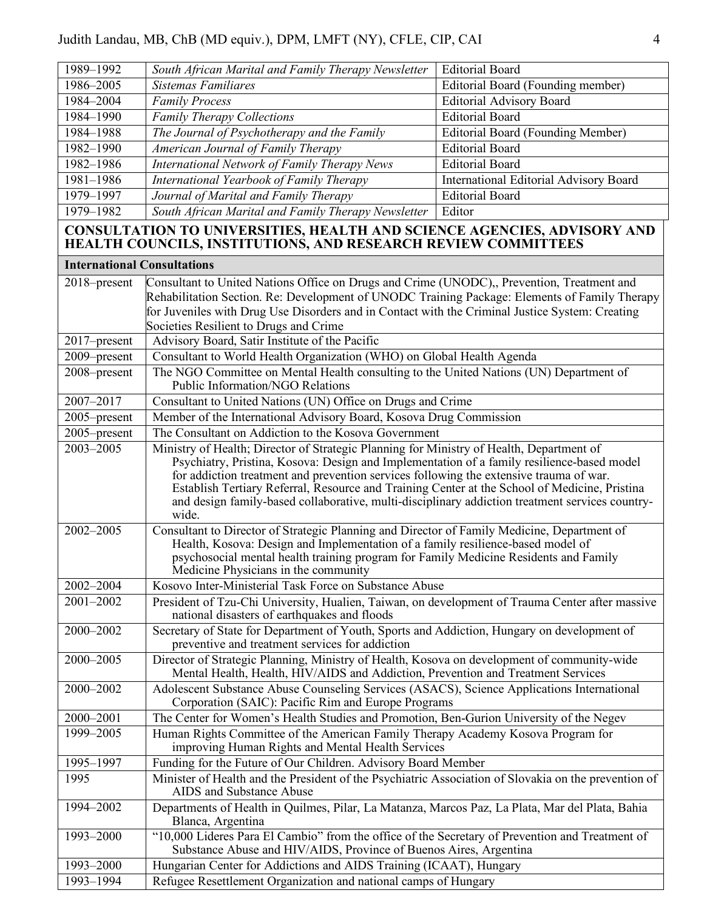| | | |
|---|---|---|
| 1989–1992 | *South African Marital and Family Therapy Newsletter* | Editorial Board |
| 1986–2005 | *Sistemas Familiares* | Editorial Board (Founding member) |
| 1984–2004 | *Family Process* | Editorial Advisory Board |
| 1984–1990 | *Family Therapy Collections* | Editorial Board |
| 1984–1988 | *The Journal of Psychotherapy and the Family* | Editorial Board (Founding Member) |
| 1982–1990 | *American Journal of Family Therapy* | Editorial Board |
| 1982–1986 | *International Network of Family Therapy News* | Editorial Board |
| 1981–1986 | *International Yearbook of Family Therapy* | International Editorial Advisory Board |
| 1979–1997 | *Journal of Marital and Family Therapy* | Editorial Board |
| 1979–1982 | *South African Marital and Family Therapy Newsletter* | Editor |

## CONSULTATION TO UNIVERSITIES, HEALTH AND SCIENCE AGENCIES, ADVISORY AND HEALTH COUNCILS, INSTITUTIONS, AND RESEARCH REVIEW COMMITTEES

### International Consultations

| | |
|---|---|
| 2018–present | Consultant to United Nations Office on Drugs and Crime (UNODC),, Prevention, Treatment and Rehabilitation Section. Re: Development of UNODC Training Package: Elements of Family Therapy for Juveniles with Drug Use Disorders and in Contact with the Criminal Justice System: Creating Societies Resilient to Drugs and Crime |
| 2017–present | Advisory Board, Satir Institute of the Pacific |
| 2009–present | Consultant to World Health Organization (WHO) on Global Health Agenda |
| 2008–present | The NGO Committee on Mental Health consulting to the United Nations (UN) Department of Public Information/NGO Relations |
| 2007–2017 | Consultant to United Nations (UN) Office on Drugs and Crime |
| 2005–present | Member of the International Advisory Board, Kosova Drug Commission |
| 2005–present | The Consultant on Addiction to the Kosova Government |
| 2003–2005 | Ministry of Health; Director of Strategic Planning for Ministry of Health, Department of Psychiatry, Pristina, Kosova: Design and Implementation of a family resilience-based model for addiction treatment and prevention services following the extensive trauma of war. Establish Tertiary Referral, Resource and Training Center at the School of Medicine, Pristina and design family-based collaborative, multi-disciplinary addiction treatment services country-wide. |
| 2002–2005 | Consultant to Director of Strategic Planning and Director of Family Medicine, Department of Health, Kosova: Design and Implementation of a family resilience-based model of psychosocial mental health training program for Family Medicine Residents and Family Medicine Physicians in the community |
| 2002–2004 | Kosovo Inter-Ministerial Task Force on Substance Abuse |
| 2001–2002 | President of Tzu-Chi University, Hualien, Taiwan, on development of Trauma Center after massive national disasters of earthquakes and floods |
| 2000–2002 | Secretary of State for Department of Youth, Sports and Addiction, Hungary on development of preventive and treatment services for addiction |
| 2000–2005 | Director of Strategic Planning, Ministry of Health, Kosova on development of community-wide Mental Health, Health, HIV/AIDS and Addiction, Prevention and Treatment Services |
| 2000–2002 | Adolescent Substance Abuse Counseling Services (ASACS), Science Applications International Corporation (SAIC): Pacific Rim and Europe Programs |
| 2000–2001 | The Center for Women's Health Studies and Promotion, Ben-Gurion University of the Negev |
| 1999–2005 | Human Rights Committee of the American Family Therapy Academy Kosova Program for improving Human Rights and Mental Health Services |
| 1995–1997 | Funding for the Future of Our Children. Advisory Board Member |
| 1995 | Minister of Health and the President of the Psychiatric Association of Slovakia on the prevention of AIDS and Substance Abuse |
| 1994–2002 | Departments of Health in Quilmes, Pilar, La Matanza, Marcos Paz, La Plata, Mar del Plata, Bahia Blanca, Argentina |
| 1993–2000 | "10,000 Lideres Para El Cambio" from the office of the Secretary of Prevention and Treatment of Substance Abuse and HIV/AIDS, Province of Buenos Aires, Argentina |
| 1993–2000 | Hungarian Center for Addictions and AIDS Training (ICAAT), Hungary |
| 1993–1994 | Refugee Resettlement Organization and national camps of Hungary |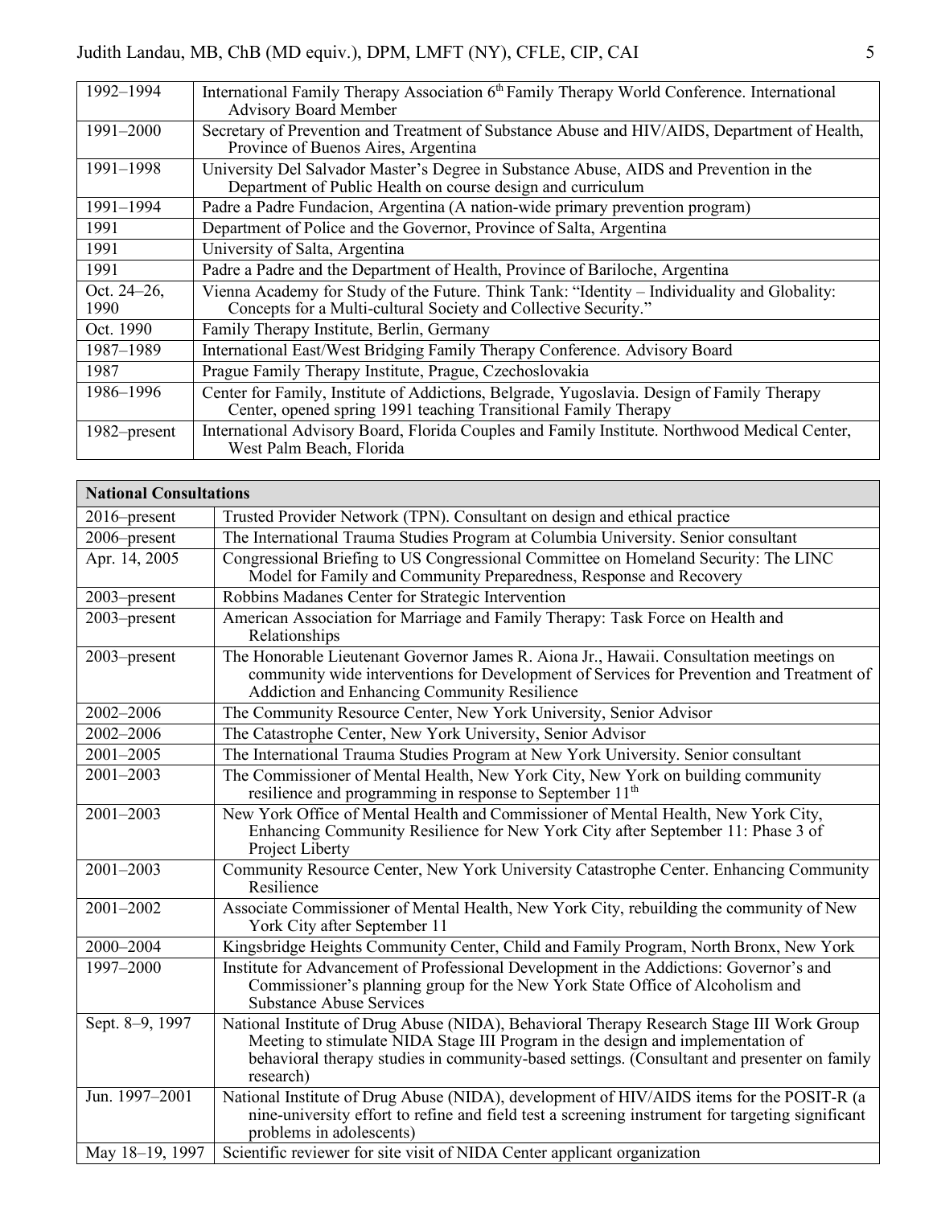| | |
|---|---|
| 1992–1994 | International Family Therapy Association 6th Family Therapy World Conference. International Advisory Board Member |
| 1991–2000 | Secretary of Prevention and Treatment of Substance Abuse and HIV/AIDS, Department of Health, Province of Buenos Aires, Argentina |
| 1991–1998 | University Del Salvador Master's Degree in Substance Abuse, AIDS and Prevention in the Department of Public Health on course design and curriculum |
| 1991–1994 | Padre a Padre Fundacion, Argentina (A nation-wide primary prevention program) |
| 1991 | Department of Police and the Governor, Province of Salta, Argentina |
| 1991 | University of Salta, Argentina |
| 1991 | Padre a Padre and the Department of Health, Province of Bariloche, Argentina |
| Oct. 24–26, 1990 | Vienna Academy for Study of the Future. Think Tank: "Identity – Individuality and Globality: Concepts for a Multi-cultural Society and Collective Security." |
| Oct. 1990 | Family Therapy Institute, Berlin, Germany |
| 1987–1989 | International East/West Bridging Family Therapy Conference. Advisory Board |
| 1987 | Prague Family Therapy Institute, Prague, Czechoslovakia |
| 1986–1996 | Center for Family, Institute of Addictions, Belgrade, Yugoslavia. Design of Family Therapy Center, opened spring 1991 teaching Transitional Family Therapy |
| 1982–present | International Advisory Board, Florida Couples and Family Institute. Northwood Medical Center, West Palm Beach, Florida |

| **National Consultations** | |
|---|---|
| 2016–present | Trusted Provider Network (TPN). Consultant on design and ethical practice |
| 2006–present | The International Trauma Studies Program at Columbia University. Senior consultant |
| Apr. 14, 2005 | Congressional Briefing to US Congressional Committee on Homeland Security: The LINC Model for Family and Community Preparedness, Response and Recovery |
| 2003–present | Robbins Madanes Center for Strategic Intervention |
| 2003–present | American Association for Marriage and Family Therapy: Task Force on Health and Relationships |
| 2003–present | The Honorable Lieutenant Governor James R. Aiona Jr., Hawaii. Consultation meetings on community wide interventions for Development of Services for Prevention and Treatment of Addiction and Enhancing Community Resilience |
| 2002–2006 | The Community Resource Center, New York University, Senior Advisor |
| 2002–2006 | The Catastrophe Center, New York University, Senior Advisor |
| 2001–2005 | The International Trauma Studies Program at New York University. Senior consultant |
| 2001–2003 | The Commissioner of Mental Health, New York City, New York on building community resilience and programming in response to September 11th |
| 2001–2003 | New York Office of Mental Health and Commissioner of Mental Health, New York City, Enhancing Community Resilience for New York City after September 11: Phase 3 of Project Liberty |
| 2001–2003 | Community Resource Center, New York University Catastrophe Center. Enhancing Community Resilience |
| 2001–2002 | Associate Commissioner of Mental Health, New York City, rebuilding the community of New York City after September 11 |
| 2000–2004 | Kingsbridge Heights Community Center, Child and Family Program, North Bronx, New York |
| 1997–2000 | Institute for Advancement of Professional Development in the Addictions: Governor's and Commissioner's planning group for the New York State Office of Alcoholism and Substance Abuse Services |
| Sept. 8–9, 1997 | National Institute of Drug Abuse (NIDA), Behavioral Therapy Research Stage III Work Group Meeting to stimulate NIDA Stage III Program in the design and implementation of behavioral therapy studies in community-based settings. (Consultant and presenter on family research) |
| Jun. 1997–2001 | National Institute of Drug Abuse (NIDA), development of HIV/AIDS items for the POSIT-R (a nine-university effort to refine and field test a screening instrument for targeting significant problems in adolescents) |
| May 18–19, 1997 | Scientific reviewer for site visit of NIDA Center applicant organization |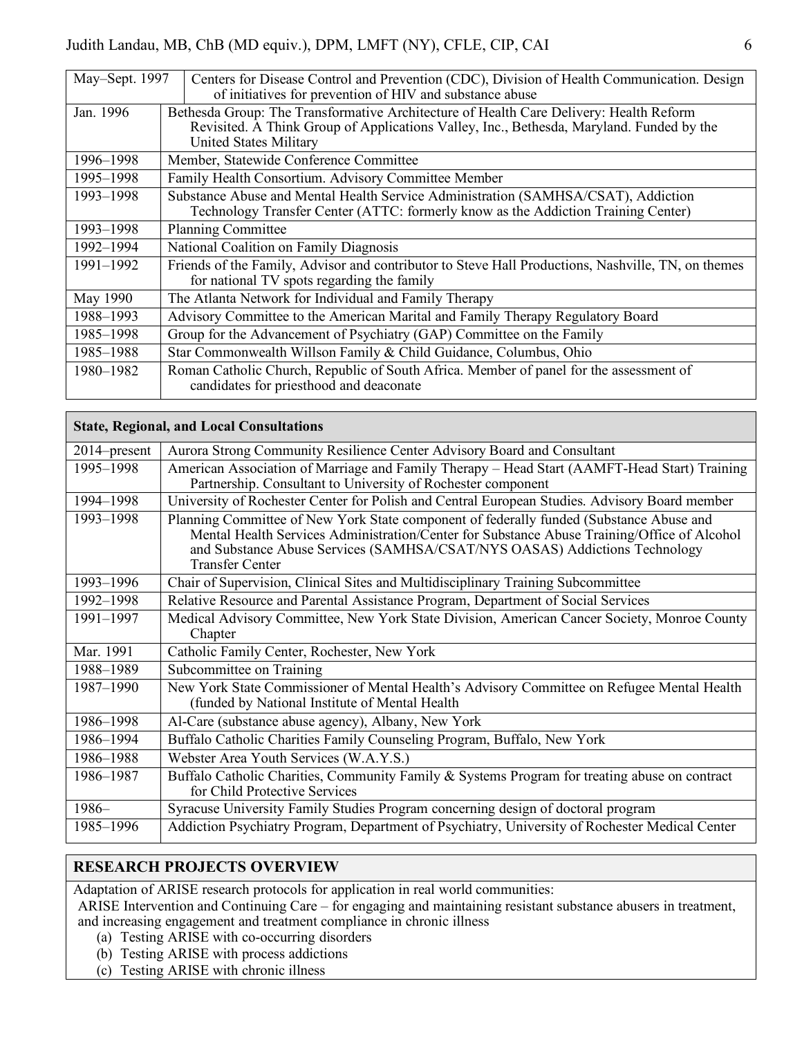| | |
|---|---|
| May–Sept. 1997 | Centers for Disease Control and Prevention (CDC), Division of Health Communication. Design of initiatives for prevention of HIV and substance abuse |
| Jan. 1996 | Bethesda Group: The Transformative Architecture of Health Care Delivery: Health Reform Revisited. A Think Group of Applications Valley, Inc., Bethesda, Maryland. Funded by the United States Military |
| 1996–1998 | Member, Statewide Conference Committee |
| 1995–1998 | Family Health Consortium. Advisory Committee Member |
| 1993–1998 | Substance Abuse and Mental Health Service Administration (SAMHSA/CSAT), Addiction Technology Transfer Center (ATTC: formerly know as the Addiction Training Center) |
| 1993–1998 | Planning Committee |
| 1992–1994 | National Coalition on Family Diagnosis |
| 1991–1992 | Friends of the Family, Advisor and contributor to Steve Hall Productions, Nashville, TN, on themes for national TV spots regarding the family |
| May 1990 | The Atlanta Network for Individual and Family Therapy |
| 1988–1993 | Advisory Committee to the American Marital and Family Therapy Regulatory Board |
| 1985–1998 | Group for the Advancement of Psychiatry (GAP) Committee on the Family |
| 1985–1988 | Star Commonwealth Willson Family & Child Guidance, Columbus, Ohio |
| 1980–1982 | Roman Catholic Church, Republic of South Africa. Member of panel for the assessment of candidates for priesthood and deaconate |

| **State, Regional, and Local Consultations** | |
|---|---|
| 2014–present | Aurora Strong Community Resilience Center Advisory Board and Consultant |
| 1995–1998 | American Association of Marriage and Family Therapy – Head Start (AAMFT-Head Start) Training Partnership. Consultant to University of Rochester component |
| 1994–1998 | University of Rochester Center for Polish and Central European Studies. Advisory Board member |
| 1993–1998 | Planning Committee of New York State component of federally funded (Substance Abuse and Mental Health Services Administration/Center for Substance Abuse Training/Office of Alcohol and Substance Abuse Services (SAMHSA/CSAT/NYS OASAS) Addictions Technology Transfer Center |
| 1993–1996 | Chair of Supervision, Clinical Sites and Multidisciplinary Training Subcommittee |
| 1992–1998 | Relative Resource and Parental Assistance Program, Department of Social Services |
| 1991–1997 | Medical Advisory Committee, New York State Division, American Cancer Society, Monroe County Chapter |
| Mar. 1991 | Catholic Family Center, Rochester, New York |
| 1988–1989 | Subcommittee on Training |
| 1987–1990 | New York State Commissioner of Mental Health's Advisory Committee on Refugee Mental Health (funded by National Institute of Mental Health |
| 1986–1998 | Al-Care (substance abuse agency), Albany, New York |
| 1986–1994 | Buffalo Catholic Charities Family Counseling Program, Buffalo, New York |
| 1986–1988 | Webster Area Youth Services (W.A.Y.S.) |
| 1986–1987 | Buffalo Catholic Charities, Community Family & Systems Program for treating abuse on contract for Child Protective Services |
| 1986– | Syracuse University Family Studies Program concerning design of doctoral program |
| 1985–1996 | Addiction Psychiatry Program, Department of Psychiatry, University of Rochester Medical Center |

## RESEARCH PROJECTS OVERVIEW

Adaptation of ARISE research protocols for application in real world communities:

ARISE Intervention and Continuing Care – for engaging and maintaining resistant substance abusers in treatment, and increasing engagement and treatment compliance in chronic illness

(a) Testing ARISE with co-occurring disorders
(b) Testing ARISE with process addictions
(c) Testing ARISE with chronic illness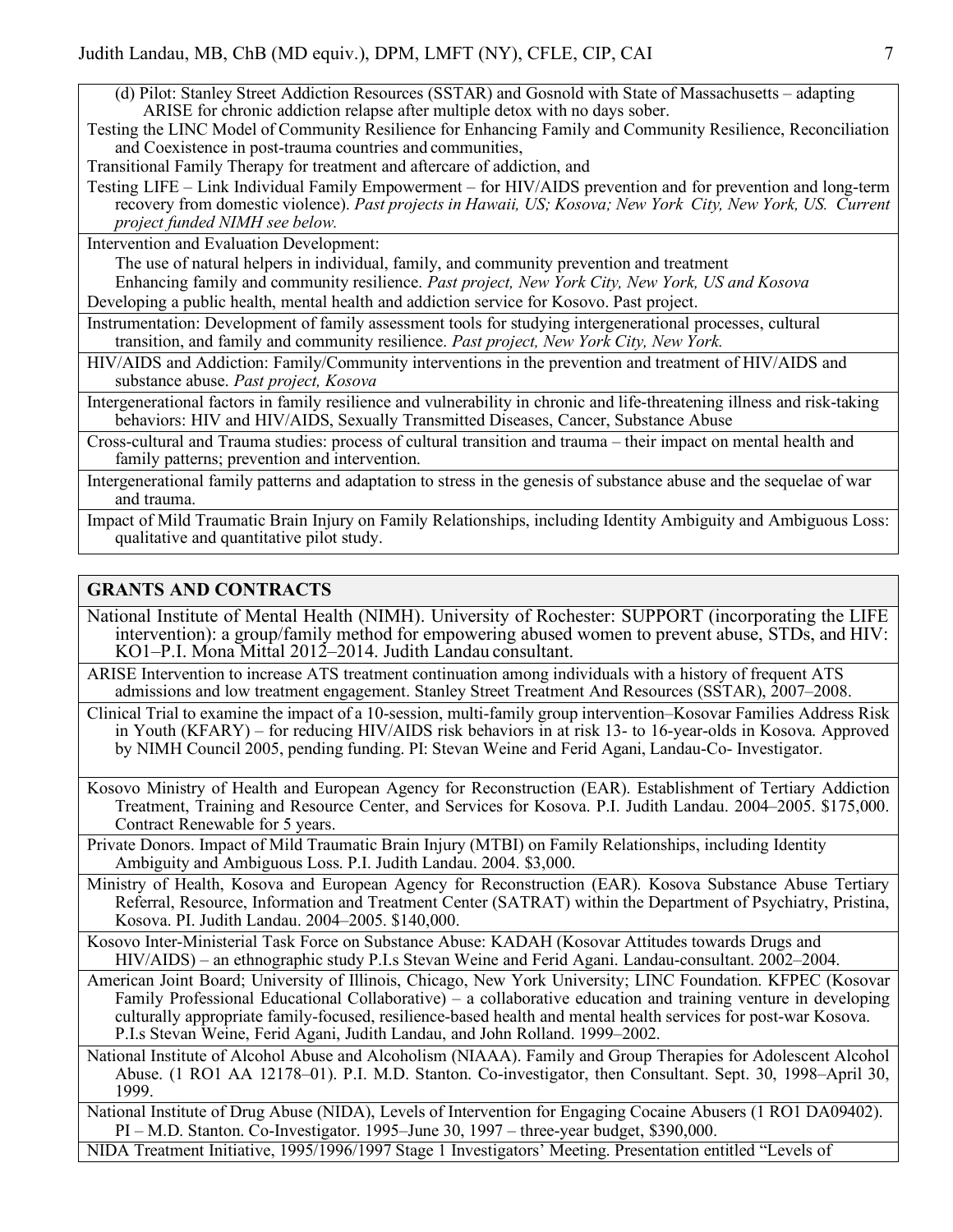(d) Pilot: Stanley Street Addiction Resources (SSTAR) and Gosnold with State of Massachusetts – adapting ARISE for chronic addiction relapse after multiple detox with no days sober.

Testing the LINC Model of Community Resilience for Enhancing Family and Community Resilience, Reconciliation and Coexistence in post-trauma countries and communities,

Transitional Family Therapy for treatment and aftercare of addiction, and

Testing LIFE – Link Individual Family Empowerment – for HIV/AIDS prevention and for prevention and long-term recovery from domestic violence). *Past projects in Hawaii, US; Kosova; New York City, New York, US. Current project funded NIMH see below.*

Intervention and Evaluation Development:

The use of natural helpers in individual, family, and community prevention and treatment

Enhancing family and community resilience. *Past project, New York City, New York, US and Kosova*

Developing a public health, mental health and addiction service for Kosovo. Past project.

Instrumentation: Development of family assessment tools for studying intergenerational processes, cultural transition, and family and community resilience. *Past project, New York City, New York.*

HIV/AIDS and Addiction: Family/Community interventions in the prevention and treatment of HIV/AIDS and substance abuse. *Past project, Kosova*

Intergenerational factors in family resilience and vulnerability in chronic and life-threatening illness and risk-taking behaviors: HIV and HIV/AIDS, Sexually Transmitted Diseases, Cancer, Substance Abuse

Cross-cultural and Trauma studies: process of cultural transition and trauma – their impact on mental health and family patterns; prevention and intervention.

Intergenerational family patterns and adaptation to stress in the genesis of substance abuse and the sequelae of war and trauma.

Impact of Mild Traumatic Brain Injury on Family Relationships, including Identity Ambiguity and Ambiguous Loss: qualitative and quantitative pilot study.

## GRANTS AND CONTRACTS

National Institute of Mental Health (NIMH). University of Rochester: SUPPORT (incorporating the LIFE intervention): a group/family method for empowering abused women to prevent abuse, STDs, and HIV: KO1–P.I. Mona Mittal 2012–2014. Judith Landau consultant.

ARISE Intervention to increase ATS treatment continuation among individuals with a history of frequent ATS admissions and low treatment engagement. Stanley Street Treatment And Resources (SSTAR), 2007–2008.

Clinical Trial to examine the impact of a 10-session, multi-family group intervention–Kosovar Families Address Risk in Youth (KFARY) – for reducing HIV/AIDS risk behaviors in at risk 13- to 16-year-olds in Kosova. Approved by NIMH Council 2005, pending funding. PI: Stevan Weine and Ferid Agani, Landau-Co- Investigator.

Kosovo Ministry of Health and European Agency for Reconstruction (EAR). Establishment of Tertiary Addiction Treatment, Training and Resource Center, and Services for Kosova. P.I. Judith Landau. 2004–2005. $175,000. Contract Renewable for 5 years.

Private Donors. Impact of Mild Traumatic Brain Injury (MTBI) on Family Relationships, including Identity Ambiguity and Ambiguous Loss. P.I. Judith Landau. 2004. $3,000.

Ministry of Health, Kosova and European Agency for Reconstruction (EAR). Kosova Substance Abuse Tertiary Referral, Resource, Information and Treatment Center (SATRAT) within the Department of Psychiatry, Pristina, Kosova. PI. Judith Landau. 2004–2005. $140,000.

Kosovo Inter-Ministerial Task Force on Substance Abuse: KADAH (Kosovar Attitudes towards Drugs and HIV/AIDS) – an ethnographic study P.I.s Stevan Weine and Ferid Agani. Landau-consultant. 2002–2004.

American Joint Board; University of Illinois, Chicago, New York University; LINC Foundation. KFPEC (Kosovar Family Professional Educational Collaborative) – a collaborative education and training venture in developing culturally appropriate family-focused, resilience-based health and mental health services for post-war Kosova. P.I.s Stevan Weine, Ferid Agani, Judith Landau, and John Rolland. 1999–2002.

National Institute of Alcohol Abuse and Alcoholism (NIAAA). Family and Group Therapies for Adolescent Alcohol Abuse. (1 RO1 AA 12178–01). P.I. M.D. Stanton. Co-investigator, then Consultant. Sept. 30, 1998–April 30, 1999.

National Institute of Drug Abuse (NIDA), Levels of Intervention for Engaging Cocaine Abusers (1 RO1 DA09402). PI – M.D. Stanton. Co-Investigator. 1995–June 30, 1997 – three-year budget, $390,000.

NIDA Treatment Initiative, 1995/1996/1997 Stage 1 Investigators' Meeting. Presentation entitled "Levels of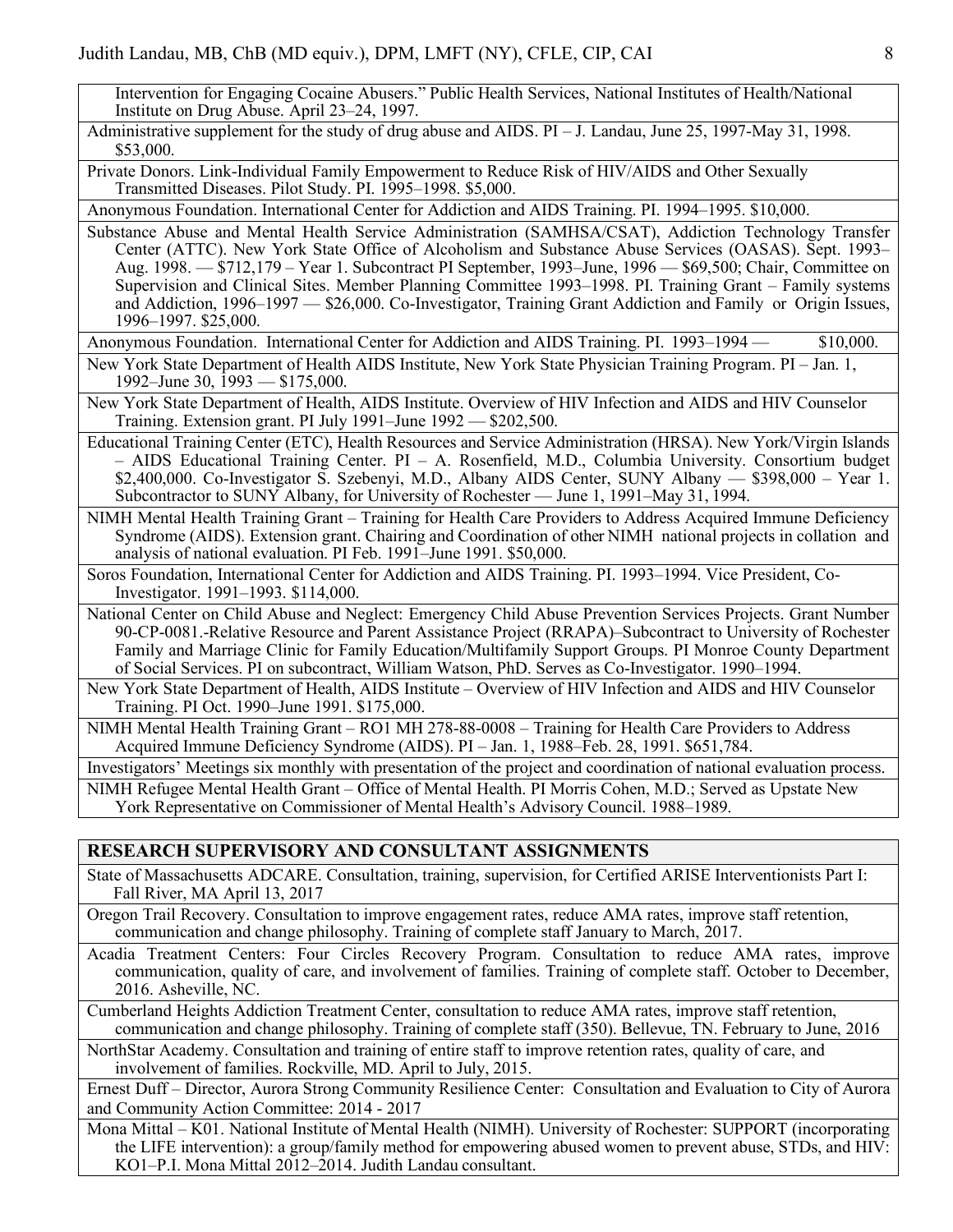Intervention for Engaging Cocaine Abusers." Public Health Services, National Institutes of Health/National Institute on Drug Abuse. April 23–24, 1997.

Administrative supplement for the study of drug abuse and AIDS. PI – J. Landau, June 25, 1997-May 31, 1998. $53,000.

Private Donors. Link-Individual Family Empowerment to Reduce Risk of HIV/AIDS and Other Sexually Transmitted Diseases. Pilot Study. PI. 1995–1998. $5,000.

Anonymous Foundation. International Center for Addiction and AIDS Training. PI. 1994–1995. $10,000.

Substance Abuse and Mental Health Service Administration (SAMHSA/CSAT), Addiction Technology Transfer Center (ATTC). New York State Office of Alcoholism and Substance Abuse Services (OASAS). Sept. 1993–Aug. 1998. — $712,179 – Year 1. Subcontract PI September, 1993–June, 1996 — $69,500; Chair, Committee on Supervision and Clinical Sites. Member Planning Committee 1993–1998. PI. Training Grant – Family systems and Addiction, 1996–1997 — $26,000. Co-Investigator, Training Grant Addiction and Family or Origin Issues, 1996–1997. $25,000.

Anonymous Foundation. International Center for Addiction and AIDS Training. PI. 1993–1994 — $10,000.

New York State Department of Health AIDS Institute, New York State Physician Training Program. PI – Jan. 1, 1992–June 30, 1993 — $175,000.

New York State Department of Health, AIDS Institute. Overview of HIV Infection and AIDS and HIV Counselor Training. Extension grant. PI July 1991–June 1992 — $202,500.

Educational Training Center (ETC), Health Resources and Service Administration (HRSA). New York/Virgin Islands – AIDS Educational Training Center. PI – A. Rosenfield, M.D., Columbia University. Consortium budget $2,400,000. Co-Investigator S. Szebenyi, M.D., Albany AIDS Center, SUNY Albany — $398,000 – Year 1. Subcontractor to SUNY Albany, for University of Rochester — June 1, 1991–May 31, 1994.

NIMH Mental Health Training Grant – Training for Health Care Providers to Address Acquired Immune Deficiency Syndrome (AIDS). Extension grant. Chairing and Coordination of other NIMH national projects in collation and analysis of national evaluation. PI Feb. 1991–June 1991. $50,000.

Soros Foundation, International Center for Addiction and AIDS Training. PI. 1993–1994. Vice President, Co-Investigator. 1991–1993. $114,000.

National Center on Child Abuse and Neglect: Emergency Child Abuse Prevention Services Projects. Grant Number 90-CP-0081.-Relative Resource and Parent Assistance Project (RRAPA)–Subcontract to University of Rochester Family and Marriage Clinic for Family Education/Multifamily Support Groups. PI Monroe County Department of Social Services. PI on subcontract, William Watson, PhD. Serves as Co-Investigator. 1990–1994.

New York State Department of Health, AIDS Institute – Overview of HIV Infection and AIDS and HIV Counselor Training. PI Oct. 1990–June 1991. $175,000.

NIMH Mental Health Training Grant – RO1 MH 278-88-0008 – Training for Health Care Providers to Address Acquired Immune Deficiency Syndrome (AIDS). PI – Jan. 1, 1988–Feb. 28, 1991. $651,784.

Investigators' Meetings six monthly with presentation of the project and coordination of national evaluation process.

NIMH Refugee Mental Health Grant – Office of Mental Health. PI Morris Cohen, M.D.; Served as Upstate New York Representative on Commissioner of Mental Health's Advisory Council. 1988–1989.

## RESEARCH SUPERVISORY AND CONSULTANT ASSIGNMENTS

State of Massachusetts ADCARE. Consultation, training, supervision, for Certified ARISE Interventionists Part I: Fall River, MA April 13, 2017

Oregon Trail Recovery. Consultation to improve engagement rates, reduce AMA rates, improve staff retention, communication and change philosophy. Training of complete staff January to March, 2017.

Acadia Treatment Centers: Four Circles Recovery Program. Consultation to reduce AMA rates, improve communication, quality of care, and involvement of families. Training of complete staff. October to December, 2016. Asheville, NC.

Cumberland Heights Addiction Treatment Center, consultation to reduce AMA rates, improve staff retention, communication and change philosophy. Training of complete staff (350). Bellevue, TN. February to June, 2016

NorthStar Academy. Consultation and training of entire staff to improve retention rates, quality of care, and involvement of families. Rockville, MD. April to July, 2015.

Ernest Duff – Director, Aurora Strong Community Resilience Center: Consultation and Evaluation to City of Aurora and Community Action Committee: 2014 - 2017

Mona Mittal – K01. National Institute of Mental Health (NIMH). University of Rochester: SUPPORT (incorporating the LIFE intervention): a group/family method for empowering abused women to prevent abuse, STDs, and HIV: KO1–P.I. Mona Mittal 2012–2014. Judith Landau consultant.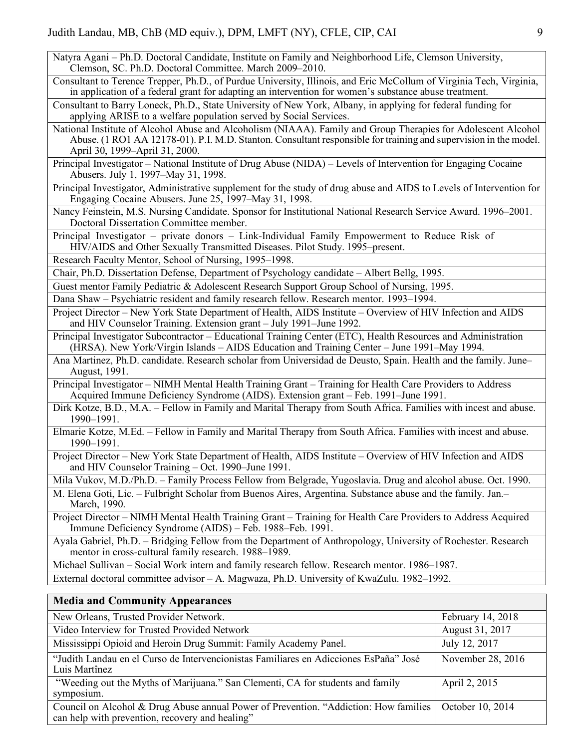| |
|---|
| Natyra Agani – Ph.D. Doctoral Candidate, Institute on Family and Neighborhood Life, Clemson University, Clemson, SC. Ph.D. Doctoral Committee. March 2009–2010. |
| Consultant to Terence Trepper, Ph.D., of Purdue University, Illinois, and Eric McCollum of Virginia Tech, Virginia, in application of a federal grant for adapting an intervention for women's substance abuse treatment. |
| Consultant to Barry Loneck, Ph.D., State University of New York, Albany, in applying for federal funding for applying ARISE to a welfare population served by Social Services. |
| National Institute of Alcohol Abuse and Alcoholism (NIAAA). Family and Group Therapies for Adolescent Alcohol Abuse. (1 RO1 AA 12178-01). P.I. M.D. Stanton. Consultant responsible for training and supervision in the model. April 30, 1999–April 31, 2000. |
| Principal Investigator – National Institute of Drug Abuse (NIDA) – Levels of Intervention for Engaging Cocaine Abusers. July 1, 1997–May 31, 1998. |
| Principal Investigator, Administrative supplement for the study of drug abuse and AIDS to Levels of Intervention for Engaging Cocaine Abusers. June 25, 1997–May 31, 1998. |
| Nancy Feinstein, M.S. Nursing Candidate. Sponsor for Institutional National Research Service Award. 1996–2001. Doctoral Dissertation Committee member. |
| Principal Investigator – private donors – Link-Individual Family Empowerment to Reduce Risk of HIV/AIDS and Other Sexually Transmitted Diseases. Pilot Study. 1995–present. |
| Research Faculty Mentor, School of Nursing, 1995–1998. |
| Chair, Ph.D. Dissertation Defense, Department of Psychology candidate – Albert Bellg, 1995. |
| Guest mentor Family Pediatric & Adolescent Research Support Group School of Nursing, 1995. |
| Dana Shaw – Psychiatric resident and family research fellow. Research mentor. 1993–1994. |
| Project Director – New York State Department of Health, AIDS Institute – Overview of HIV Infection and AIDS and HIV Counselor Training. Extension grant – July 1991–June 1992. |
| Principal Investigator Subcontractor – Educational Training Center (ETC), Health Resources and Administration (HRSA). New York/Virgin Islands – AIDS Education and Training Center – June 1991–May 1994. |
| Ana Martinez, Ph.D. candidate. Research scholar from Universidad de Deusto, Spain. Health and the family. June–August, 1991. |
| Principal Investigator – NIMH Mental Health Training Grant – Training for Health Care Providers to Address Acquired Immune Deficiency Syndrome (AIDS). Extension grant – Feb. 1991–June 1991. |
| Dirk Kotze, B.D., M.A. – Fellow in Family and Marital Therapy from South Africa. Families with incest and abuse. 1990–1991. |
| Elmarie Kotze, M.Ed. – Fellow in Family and Marital Therapy from South Africa. Families with incest and abuse. 1990–1991. |
| Project Director – New York State Department of Health, AIDS Institute – Overview of HIV Infection and AIDS and HIV Counselor Training – Oct. 1990–June 1991. |
| Mila Vukov, M.D./Ph.D. – Family Process Fellow from Belgrade, Yugoslavia. Drug and alcohol abuse. Oct. 1990. |
| M. Elena Goti, Lic. – Fulbright Scholar from Buenos Aires, Argentina. Substance abuse and the family. Jan.–March, 1990. |
| Project Director – NIMH Mental Health Training Grant – Training for Health Care Providers to Address Acquired Immune Deficiency Syndrome (AIDS) – Feb. 1988–Feb. 1991. |
| Ayala Gabriel, Ph.D. – Bridging Fellow from the Department of Anthropology, University of Rochester. Research mentor in cross-cultural family research. 1988–1989. |
| Michael Sullivan – Social Work intern and family research fellow. Research mentor. 1986–1987. |
| External doctoral committee advisor – A. Magwaza, Ph.D. University of KwaZulu. 1982–1992. |

| **Media and Community Appearances** | |
|---|---|
| New Orleans, Trusted Provider Network. | February 14, 2018 |
| Video Interview for Trusted Provided Network | August 31, 2017 |
| Mississippi Opioid and Heroin Drug Summit: Family Academy Panel. | July 12, 2017 |
| "Judith Landau en el Curso de Intervencionistas Familiares en Adicciones EsPaña" José Luis Martînez | November 28, 2016 |
| "Weeding out the Myths of Marijuana." San Clementi, CA for students and family symposium. | April 2, 2015 |
| Council on Alcohol & Drug Abuse annual Power of Prevention. "Addiction: How families can help with prevention, recovery and healing" | October 10, 2014 |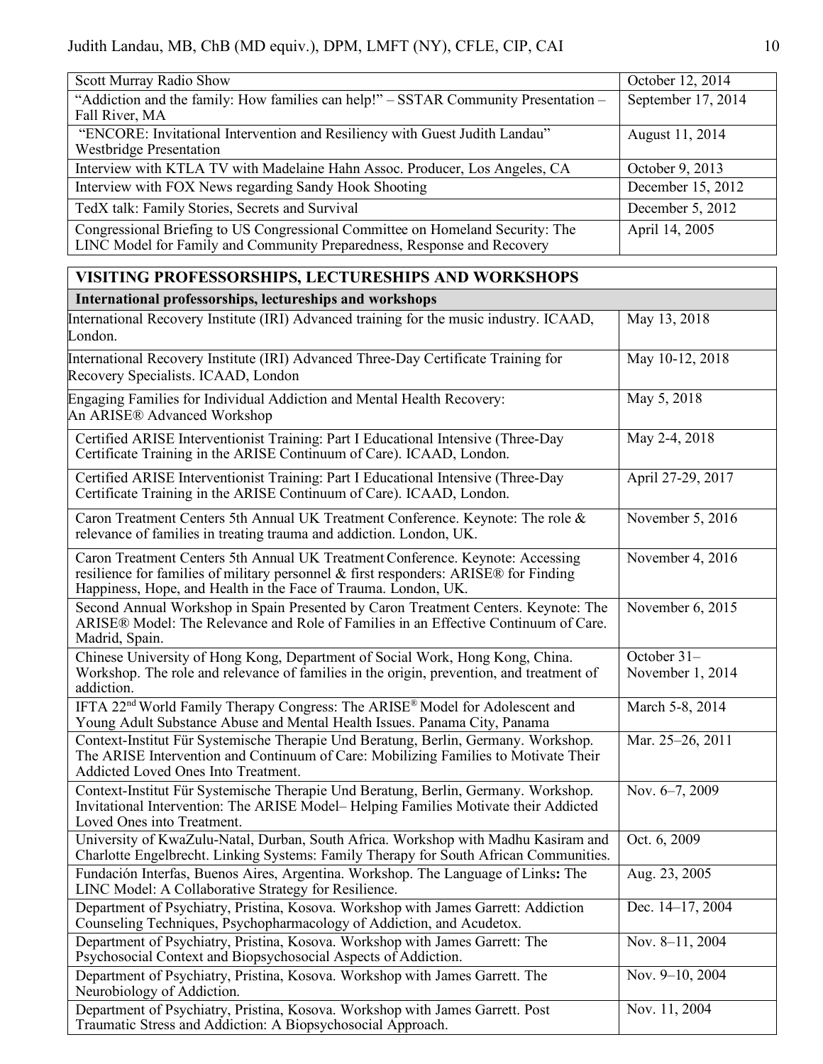| | |
|---|---|
| Scott Murray Radio Show | October 12, 2014 |
| "Addiction and the family: How families can help!" – SSTAR Community Presentation – Fall River, MA | September 17, 2014 |
| "ENCORE: Invitational Intervention and Resiliency with Guest Judith Landau" Westbridge Presentation | August 11, 2014 |
| Interview with KTLA TV with Madelaine Hahn Assoc. Producer, Los Angeles, CA | October 9, 2013 |
| Interview with FOX News regarding Sandy Hook Shooting | December 15, 2012 |
| TedX talk: Family Stories, Secrets and Survival | December 5, 2012 |
| Congressional Briefing to US Congressional Committee on Homeland Security: The LINC Model for Family and Community Preparedness, Response and Recovery | April 14, 2005 |

## VISITING PROFESSORSHIPS, LECTURESHIPS AND WORKSHOPS

| **International professorships, lectureships and workshops** | |
|---|---|
| International Recovery Institute (IRI) Advanced training for the music industry. ICAAD, London. | May 13, 2018 |
| International Recovery Institute (IRI) Advanced Three-Day Certificate Training for Recovery Specialists. ICAAD, London | May 10-12, 2018 |
| Engaging Families for Individual Addiction and Mental Health Recovery: An ARISE® Advanced Workshop | May 5, 2018 |
| Certified ARISE Interventionist Training: Part I Educational Intensive (Three-Day Certificate Training in the ARISE Continuum of Care). ICAAD, London. | May 2-4, 2018 |
| Certified ARISE Interventionist Training: Part I Educational Intensive (Three-Day Certificate Training in the ARISE Continuum of Care). ICAAD, London. | April 27-29, 2017 |
| Caron Treatment Centers 5th Annual UK Treatment Conference. Keynote: The role & relevance of families in treating trauma and addiction. London, UK. | November 5, 2016 |
| Caron Treatment Centers 5th Annual UK Treatment Conference. Keynote: Accessing resilience for families of military personnel & first responders: ARISE® for Finding Happiness, Hope, and Health in the Face of Trauma. London, UK. | November 4, 2016 |
| Second Annual Workshop in Spain Presented by Caron Treatment Centers. Keynote: The ARISE® Model: The Relevance and Role of Families in an Effective Continuum of Care. Madrid, Spain. | November 6, 2015 |
| Chinese University of Hong Kong, Department of Social Work, Hong Kong, China. Workshop. The role and relevance of families in the origin, prevention, and treatment of addiction. | October 31– November 1, 2014 |
| IFTA 22nd World Family Therapy Congress: The ARISE® Model for Adolescent and Young Adult Substance Abuse and Mental Health Issues. Panama City, Panama | March 5-8, 2014 |
| Context-Institut Für Systemische Therapie Und Beratung, Berlin, Germany. Workshop. The ARISE Intervention and Continuum of Care: Mobilizing Families to Motivate Their Addicted Loved Ones Into Treatment. | Mar. 25–26, 2011 |
| Context-Institut Für Systemische Therapie Und Beratung, Berlin, Germany. Workshop. Invitational Intervention: The ARISE Model– Helping Families Motivate their Addicted Loved Ones into Treatment. | Nov. 6–7, 2009 |
| University of KwaZulu-Natal, Durban, South Africa. Workshop with Madhu Kasiram and Charlotte Engelbrecht. Linking Systems: Family Therapy for South African Communities. | Oct. 6, 2009 |
| Fundación Interfas, Buenos Aires, Argentina. Workshop. The Language of Links**:** The LINC Model: A Collaborative Strategy for Resilience. | Aug. 23, 2005 |
| Department of Psychiatry, Pristina, Kosova. Workshop with James Garrett: Addiction Counseling Techniques, Psychopharmacology of Addiction, and Acudetox. | Dec. 14–17, 2004 |
| Department of Psychiatry, Pristina, Kosova. Workshop with James Garrett: The Psychosocial Context and Biopsychosocial Aspects of Addiction. | Nov. 8–11, 2004 |
| Department of Psychiatry, Pristina, Kosova. Workshop with James Garrett. The Neurobiology of Addiction. | Nov. 9–10, 2004 |
| Department of Psychiatry, Pristina, Kosova. Workshop with James Garrett. Post Traumatic Stress and Addiction: A Biopsychosocial Approach. | Nov. 11, 2004 |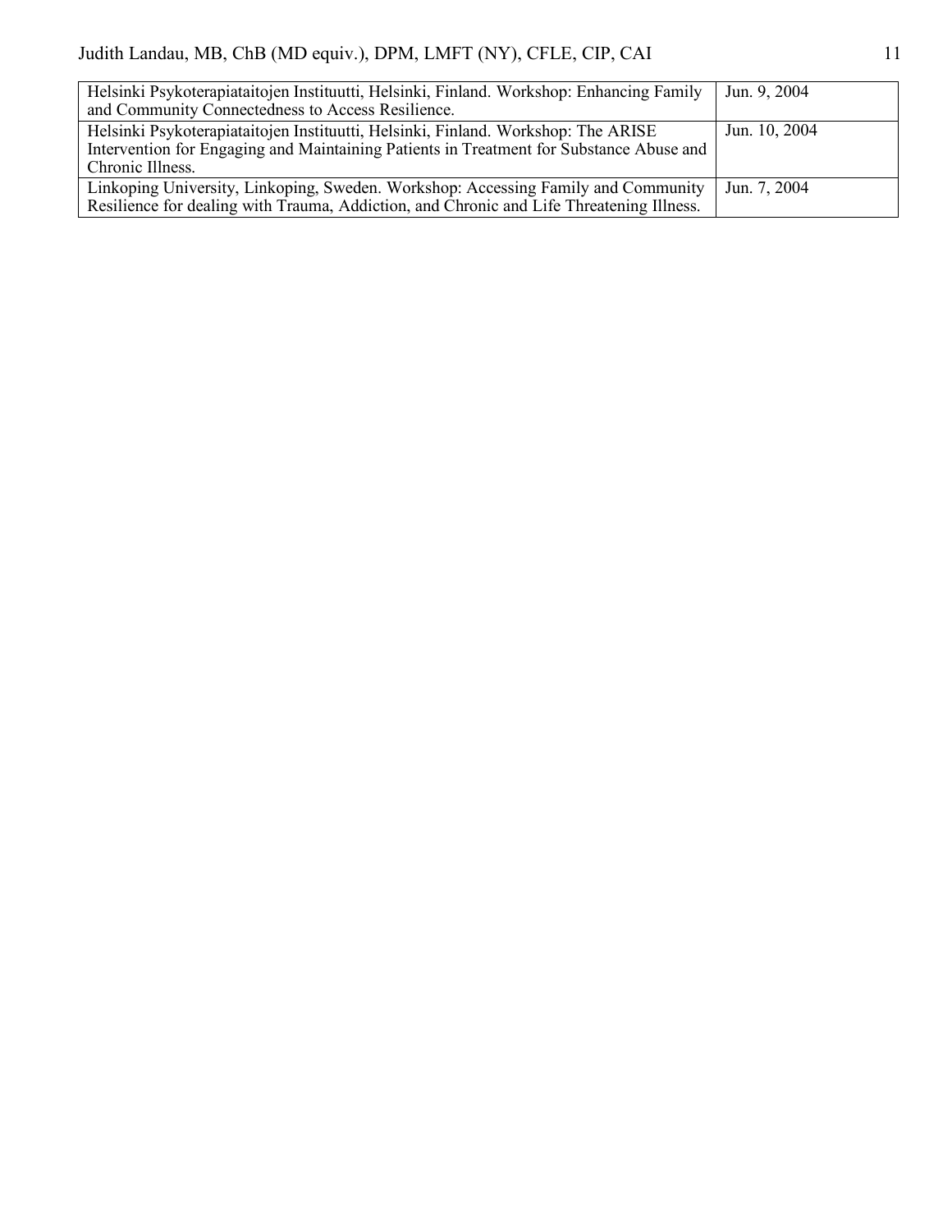| | |
|---|---|
| Helsinki Psykoterapiataitojen Instituutti, Helsinki, Finland. Workshop: Enhancing Family and Community Connectedness to Access Resilience. | Jun. 9, 2004 |
| Helsinki Psykoterapiataitojen Instituutti, Helsinki, Finland. Workshop: The ARISE Intervention for Engaging and Maintaining Patients in Treatment for Substance Abuse and Chronic Illness. | Jun. 10, 2004 |
| Linkoping University, Linkoping, Sweden. Workshop: Accessing Family and Community Resilience for dealing with Trauma, Addiction, and Chronic and Life Threatening Illness. | Jun. 7, 2004 |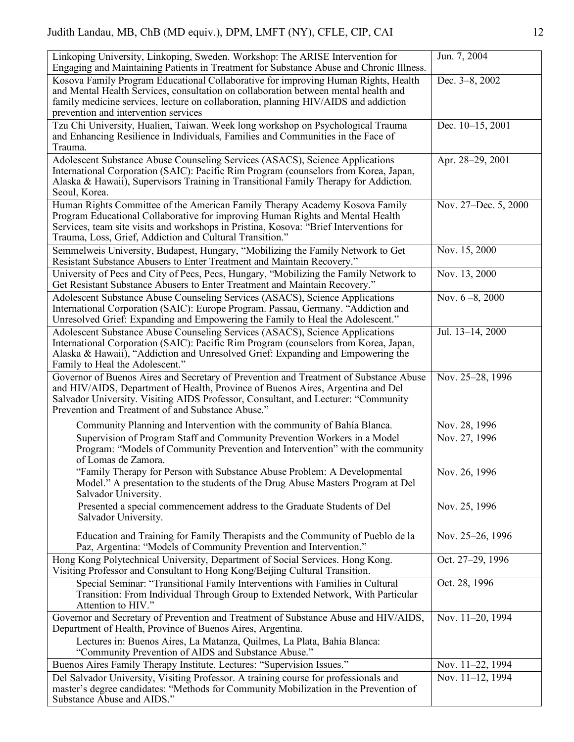| | |
|---|---|
| Linkoping University, Linkoping, Sweden. Workshop: The ARISE Intervention for Engaging and Maintaining Patients in Treatment for Substance Abuse and Chronic Illness. | Jun. 7, 2004 |
| Kosova Family Program Educational Collaborative for improving Human Rights, Health and Mental Health Services, consultation on collaboration between mental health and family medicine services, lecture on collaboration, planning HIV/AIDS and addiction prevention and intervention services | Dec. 3–8, 2002 |
| Tzu Chi University, Hualien, Taiwan. Week long workshop on Psychological Trauma and Enhancing Resilience in Individuals, Families and Communities in the Face of Trauma. | Dec. 10–15, 2001 |
| Adolescent Substance Abuse Counseling Services (ASACS), Science Applications International Corporation (SAIC): Pacific Rim Program (counselors from Korea, Japan, Alaska & Hawaii), Supervisors Training in Transitional Family Therapy for Addiction. Seoul, Korea. | Apr. 28–29, 2001 |
| Human Rights Committee of the American Family Therapy Academy Kosova Family Program Educational Collaborative for improving Human Rights and Mental Health Services, team site visits and workshops in Pristina, Kosova: "Brief Interventions for Trauma, Loss, Grief, Addiction and Cultural Transition." | Nov. 27–Dec. 5, 2000 |
| Semmelweis University, Budapest, Hungary, "Mobilizing the Family Network to Get Resistant Substance Abusers to Enter Treatment and Maintain Recovery." | Nov. 15, 2000 |
| University of Pecs and City of Pecs, Pecs, Hungary, "Mobilizing the Family Network to Get Resistant Substance Abusers to Enter Treatment and Maintain Recovery." | Nov. 13, 2000 |
| Adolescent Substance Abuse Counseling Services (ASACS), Science Applications International Corporation (SAIC): Europe Program. Passau, Germany. "Addiction and Unresolved Grief: Expanding and Empowering the Family to Heal the Adolescent." | Nov. 6 –8, 2000 |
| Adolescent Substance Abuse Counseling Services (ASACS), Science Applications International Corporation (SAIC): Pacific Rim Program (counselors from Korea, Japan, Alaska & Hawaii), "Addiction and Unresolved Grief: Expanding and Empowering the Family to Heal the Adolescent." | Jul. 13–14, 2000 |
| Governor of Buenos Aires and Secretary of Prevention and Treatment of Substance Abuse and HIV/AIDS, Department of Health, Province of Buenos Aires, Argentina and Del Salvador University. Visiting AIDS Professor, Consultant, and Lecturer: "Community Prevention and Treatment of and Substance Abuse." | Nov. 25–28, 1996 |
| Community Planning and Intervention with the community of Bahía Blanca. | Nov. 28, 1996 |
| Supervision of Program Staff and Community Prevention Workers in a Model Program: "Models of Community Prevention and Intervention" with the community of Lomas de Zamora. | Nov. 27, 1996 |
| "Family Therapy for Person with Substance Abuse Problem: A Developmental Model." A presentation to the students of the Drug Abuse Masters Program at Del Salvador University. | Nov. 26, 1996 |
| Presented a special commencement address to the Graduate Students of Del Salvador University. | Nov. 25, 1996 |
| Education and Training for Family Therapists and the Community of Pueblo de la Paz, Argentina: "Models of Community Prevention and Intervention." | Nov. 25–26, 1996 |
| Hong Kong Polytechnical University, Department of Social Services. Hong Kong. Visiting Professor and Consultant to Hong Kong/Beijing Cultural Transition. | Oct. 27–29, 1996 |
| Special Seminar: "Transitional Family Interventions with Families in Cultural Transition: From Individual Through Group to Extended Network, With Particular Attention to HIV." | Oct. 28, 1996 |
| Governor and Secretary of Prevention and Treatment of Substance Abuse and HIV/AIDS, Department of Health, Province of Buenos Aires, Argentina. Lectures in: Buenos Aires, La Matanza, Quilmes, La Plata, Bahía Blanca: "Community Prevention of AIDS and Substance Abuse." | Nov. 11–20, 1994 |
| Buenos Aires Family Therapy Institute. Lectures: "Supervision Issues." | Nov. 11–22, 1994 |
| Del Salvador University, Visiting Professor. A training course for professionals and master's degree candidates: "Methods for Community Mobilization in the Prevention of Substance Abuse and AIDS." | Nov. 11–12, 1994 |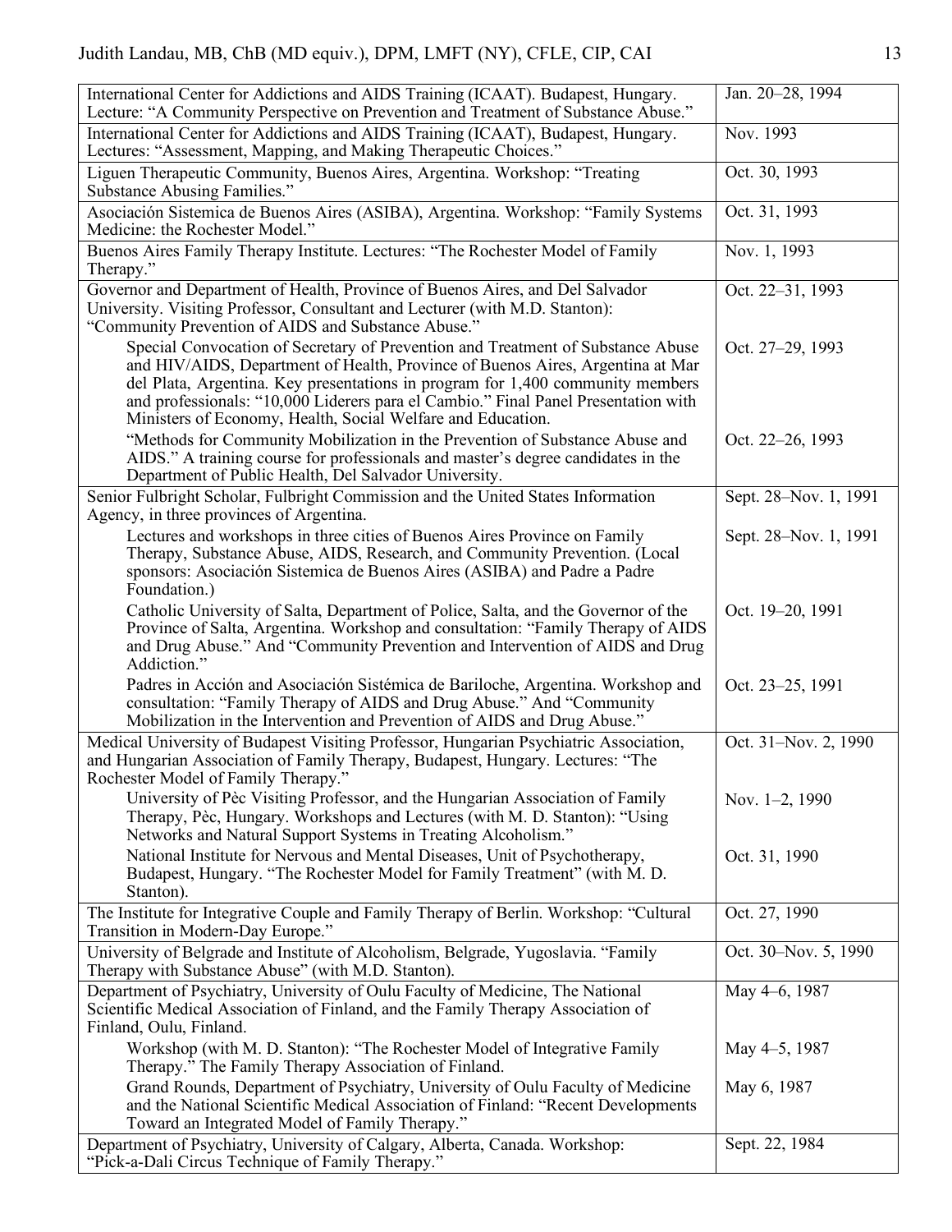| | |
|---|---|
| International Center for Addictions and AIDS Training (ICAAT). Budapest, Hungary. Lecture: "A Community Perspective on Prevention and Treatment of Substance Abuse." | Jan. 20–28, 1994 |
| International Center for Addictions and AIDS Training (ICAAT), Budapest, Hungary. Lectures: "Assessment, Mapping, and Making Therapeutic Choices." | Nov. 1993 |
| Liguen Therapeutic Community, Buenos Aires, Argentina. Workshop: "Treating Substance Abusing Families." | Oct. 30, 1993 |
| Asociación Sistemica de Buenos Aires (ASIBA), Argentina. Workshop: "Family Systems Medicine: the Rochester Model." | Oct. 31, 1993 |
| Buenos Aires Family Therapy Institute. Lectures: "The Rochester Model of Family Therapy." | Nov. 1, 1993 |
| Governor and Department of Health, Province of Buenos Aires, and Del Salvador University. Visiting Professor, Consultant and Lecturer (with M.D. Stanton): "Community Prevention of AIDS and Substance Abuse." | Oct. 22–31, 1993 |
| Special Convocation of Secretary of Prevention and Treatment of Substance Abuse and HIV/AIDS, Department of Health, Province of Buenos Aires, Argentina at Mar del Plata, Argentina. Key presentations in program for 1,400 community members and professionals: "10,000 Liderers para el Cambio." Final Panel Presentation with Ministers of Economy, Health, Social Welfare and Education. | Oct. 27–29, 1993 |
| "Methods for Community Mobilization in the Prevention of Substance Abuse and AIDS." A training course for professionals and master's degree candidates in the Department of Public Health, Del Salvador University. | Oct. 22–26, 1993 |
| Senior Fulbright Scholar, Fulbright Commission and the United States Information Agency, in three provinces of Argentina. | Sept. 28–Nov. 1, 1991 |
| Lectures and workshops in three cities of Buenos Aires Province on Family Therapy, Substance Abuse, AIDS, Research, and Community Prevention. (Local sponsors: Asociación Sistemica de Buenos Aires (ASIBA) and Padre a Padre Foundation.) | Sept. 28–Nov. 1, 1991 |
| Catholic University of Salta, Department of Police, Salta, and the Governor of the Province of Salta, Argentina. Workshop and consultation: "Family Therapy of AIDS and Drug Abuse." And "Community Prevention and Intervention of AIDS and Drug Addiction." | Oct. 19–20, 1991 |
| Padres in Acción and Asociación Sistémica de Bariloche, Argentina. Workshop and consultation: "Family Therapy of AIDS and Drug Abuse." And "Community Mobilization in the Intervention and Prevention of AIDS and Drug Abuse." | Oct. 23–25, 1991 |
| Medical University of Budapest Visiting Professor, Hungarian Psychiatric Association, and Hungarian Association of Family Therapy, Budapest, Hungary. Lectures: "The Rochester Model of Family Therapy." | Oct. 31–Nov. 2, 1990 |
| University of Pèc Visiting Professor, and the Hungarian Association of Family Therapy, Pèc, Hungary. Workshops and Lectures (with M. D. Stanton): "Using Networks and Natural Support Systems in Treating Alcoholism." | Nov. 1–2, 1990 |
| National Institute for Nervous and Mental Diseases, Unit of Psychotherapy, Budapest, Hungary. "The Rochester Model for Family Treatment" (with M. D. Stanton). | Oct. 31, 1990 |
| The Institute for Integrative Couple and Family Therapy of Berlin. Workshop: "Cultural Transition in Modern-Day Europe." | Oct. 27, 1990 |
| University of Belgrade and Institute of Alcoholism, Belgrade, Yugoslavia. "Family Therapy with Substance Abuse" (with M.D. Stanton). | Oct. 30–Nov. 5, 1990 |
| Department of Psychiatry, University of Oulu Faculty of Medicine, The National Scientific Medical Association of Finland, and the Family Therapy Association of Finland, Oulu, Finland. | May 4–6, 1987 |
| Workshop (with M. D. Stanton): "The Rochester Model of Integrative Family Therapy." The Family Therapy Association of Finland. | May 4–5, 1987 |
| Grand Rounds, Department of Psychiatry, University of Oulu Faculty of Medicine and the National Scientific Medical Association of Finland: "Recent Developments Toward an Integrated Model of Family Therapy." | May 6, 1987 |
| Department of Psychiatry, University of Calgary, Alberta, Canada. Workshop: "Pick-a-Dali Circus Technique of Family Therapy." | Sept. 22, 1984 |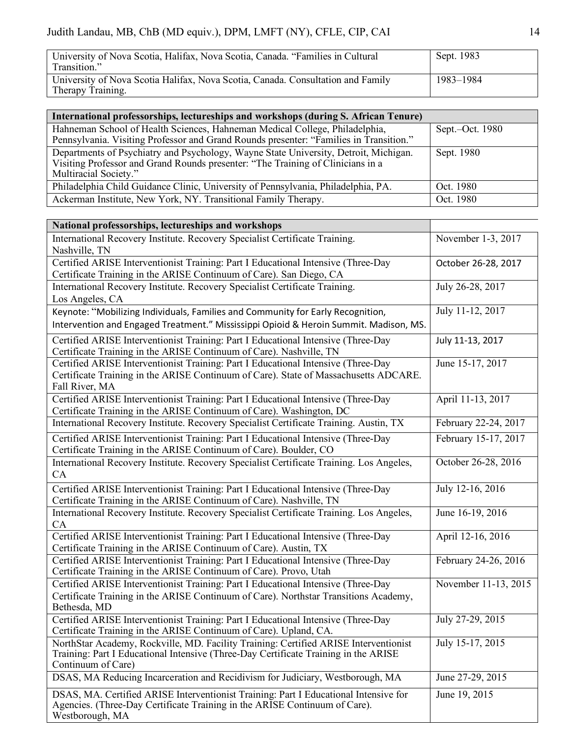| | |
|---|---|
| University of Nova Scotia, Halifax, Nova Scotia, Canada. "Families in Cultural Transition." | Sept. 1983 |
| University of Nova Scotia Halifax, Nova Scotia, Canada. Consultation and Family Therapy Training. | 1983–1984 |

| **International professorships, lectureships and workshops (during S. African Tenure)** | |
|---|---|
| Hahneman School of Health Sciences, Hahneman Medical College, Philadelphia, Pennsylvania. Visiting Professor and Grand Rounds presenter: "Families in Transition." | Sept.–Oct. 1980 |
| Departments of Psychiatry and Psychology, Wayne State University, Detroit, Michigan. Visiting Professor and Grand Rounds presenter: "The Training of Clinicians in a Multiracial Society." | Sept. 1980 |
| Philadelphia Child Guidance Clinic, University of Pennsylvania, Philadelphia, PA. | Oct. 1980 |
| Ackerman Institute, New York, NY. Transitional Family Therapy. | Oct. 1980 |

| **National professorships, lectureships and workshops** | |
|---|---|
| International Recovery Institute. Recovery Specialist Certificate Training. Nashville, TN | November 1-3, 2017 |
| Certified ARISE Interventionist Training: Part I Educational Intensive (Three-Day Certificate Training in the ARISE Continuum of Care). San Diego, CA | October 26-28, 2017 |
| International Recovery Institute. Recovery Specialist Certificate Training. Los Angeles, CA | July 26-28, 2017 |
| Keynote: "Mobilizing Individuals, Families and Community for Early Recognition, Intervention and Engaged Treatment." Mississippi Opioid & Heroin Summit. Madison, MS. | July 11-12, 2017 |
| Certified ARISE Interventionist Training: Part I Educational Intensive (Three-Day Certificate Training in the ARISE Continuum of Care). Nashville, TN | July 11-13, 2017 |
| Certified ARISE Interventionist Training: Part I Educational Intensive (Three-Day Certificate Training in the ARISE Continuum of Care). State of Massachusetts ADCARE. Fall River, MA | June 15-17, 2017 |
| Certified ARISE Interventionist Training: Part I Educational Intensive (Three-Day Certificate Training in the ARISE Continuum of Care). Washington, DC | April 11-13, 2017 |
| International Recovery Institute. Recovery Specialist Certificate Training. Austin, TX | February 22-24, 2017 |
| Certified ARISE Interventionist Training: Part I Educational Intensive (Three-Day Certificate Training in the ARISE Continuum of Care). Boulder, CO | February 15-17, 2017 |
| International Recovery Institute. Recovery Specialist Certificate Training. Los Angeles, CA | October 26-28, 2016 |
| Certified ARISE Interventionist Training: Part I Educational Intensive (Three-Day Certificate Training in the ARISE Continuum of Care). Nashville, TN | July 12-16, 2016 |
| International Recovery Institute. Recovery Specialist Certificate Training. Los Angeles, CA | June 16-19, 2016 |
| Certified ARISE Interventionist Training: Part I Educational Intensive (Three-Day Certificate Training in the ARISE Continuum of Care). Austin, TX | April 12-16, 2016 |
| Certified ARISE Interventionist Training: Part I Educational Intensive (Three-Day Certificate Training in the ARISE Continuum of Care). Provo, Utah | February 24-26, 2016 |
| Certified ARISE Interventionist Training: Part I Educational Intensive (Three-Day Certificate Training in the ARISE Continuum of Care). Northstar Transitions Academy, Bethesda, MD | November 11-13, 2015 |
| Certified ARISE Interventionist Training: Part I Educational Intensive (Three-Day Certificate Training in the ARISE Continuum of Care). Upland, CA. | July 27-29, 2015 |
| NorthStar Academy, Rockville, MD. Facility Training: Certified ARISE Interventionist Training: Part I Educational Intensive (Three-Day Certificate Training in the ARISE Continuum of Care) | July 15-17, 2015 |
| DSAS, MA Reducing Incarceration and Recidivism for Judiciary, Westborough, MA | June 27-29, 2015 |
| DSAS, MA. Certified ARISE Interventionist Training: Part I Educational Intensive for Agencies. (Three-Day Certificate Training in the ARISE Continuum of Care). Westborough, MA | June 19, 2015 |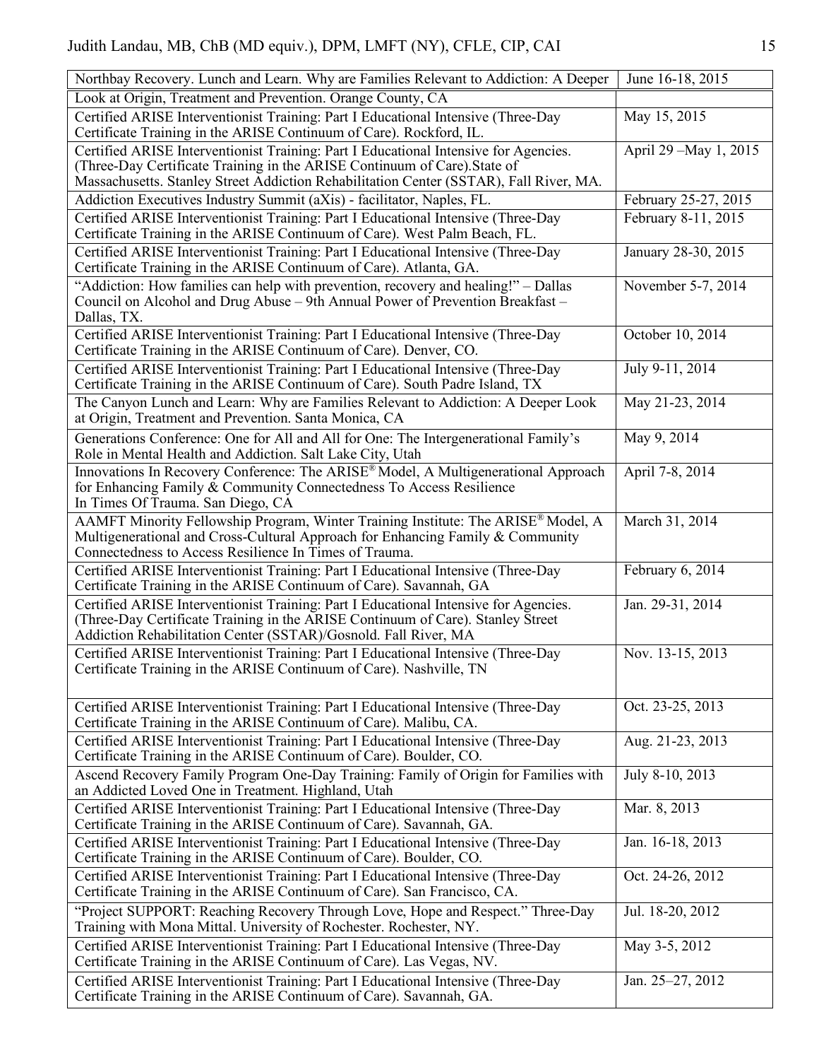| Northbay Recovery. Lunch and Learn. Why are Families Relevant to Addiction: A Deeper | June 16-18, 2015 |
|---|---|
| Look at Origin, Treatment and Prevention. Orange County, CA | |
| Certified ARISE Interventionist Training: Part I Educational Intensive (Three-Day Certificate Training in the ARISE Continuum of Care). Rockford, IL. | May 15, 2015 |
| Certified ARISE Interventionist Training: Part I Educational Intensive for Agencies. (Three-Day Certificate Training in the ARISE Continuum of Care).State of Massachusetts. Stanley Street Addiction Rehabilitation Center (SSTAR), Fall River, MA. | April 29 –May 1, 2015 |
| Addiction Executives Industry Summit (aXis) - facilitator, Naples, FL. | February 25-27, 2015 |
| Certified ARISE Interventionist Training: Part I Educational Intensive (Three-Day Certificate Training in the ARISE Continuum of Care). West Palm Beach, FL. | February 8-11, 2015 |
| Certified ARISE Interventionist Training: Part I Educational Intensive (Three-Day Certificate Training in the ARISE Continuum of Care). Atlanta, GA. | January 28-30, 2015 |
| "Addiction: How families can help with prevention, recovery and healing!" – Dallas Council on Alcohol and Drug Abuse – 9th Annual Power of Prevention Breakfast – Dallas, TX. | November 5-7, 2014 |
| Certified ARISE Interventionist Training: Part I Educational Intensive (Three-Day Certificate Training in the ARISE Continuum of Care). Denver, CO. | October 10, 2014 |
| Certified ARISE Interventionist Training: Part I Educational Intensive (Three-Day Certificate Training in the ARISE Continuum of Care). South Padre Island, TX | July 9-11, 2014 |
| The Canyon Lunch and Learn: Why are Families Relevant to Addiction: A Deeper Look at Origin, Treatment and Prevention. Santa Monica, CA | May 21-23, 2014 |
| Generations Conference: One for All and All for One: The Intergenerational Family's Role in Mental Health and Addiction. Salt Lake City, Utah | May 9, 2014 |
| Innovations In Recovery Conference: The ARISE® Model, A Multigenerational Approach for Enhancing Family & Community Connectedness To Access Resilience In Times Of Trauma. San Diego, CA | April 7-8, 2014 |
| AAMFT Minority Fellowship Program, Winter Training Institute: The ARISE® Model, A Multigenerational and Cross-Cultural Approach for Enhancing Family & Community Connectedness to Access Resilience In Times of Trauma. | March 31, 2014 |
| Certified ARISE Interventionist Training: Part I Educational Intensive (Three-Day Certificate Training in the ARISE Continuum of Care). Savannah, GA | February 6, 2014 |
| Certified ARISE Interventionist Training: Part I Educational Intensive for Agencies. (Three-Day Certificate Training in the ARISE Continuum of Care). Stanley Street Addiction Rehabilitation Center (SSTAR)/Gosnold. Fall River, MA | Jan. 29-31, 2014 |
| Certified ARISE Interventionist Training: Part I Educational Intensive (Three-Day Certificate Training in the ARISE Continuum of Care). Nashville, TN | Nov. 13-15, 2013 |
| Certified ARISE Interventionist Training: Part I Educational Intensive (Three-Day Certificate Training in the ARISE Continuum of Care). Malibu, CA. | Oct. 23-25, 2013 |
| Certified ARISE Interventionist Training: Part I Educational Intensive (Three-Day Certificate Training in the ARISE Continuum of Care). Boulder, CO. | Aug. 21-23, 2013 |
| Ascend Recovery Family Program One-Day Training: Family of Origin for Families with an Addicted Loved One in Treatment. Highland, Utah | July 8-10, 2013 |
| Certified ARISE Interventionist Training: Part I Educational Intensive (Three-Day Certificate Training in the ARISE Continuum of Care). Savannah, GA. | Mar. 8, 2013 |
| Certified ARISE Interventionist Training: Part I Educational Intensive (Three-Day Certificate Training in the ARISE Continuum of Care). Boulder, CO. | Jan. 16-18, 2013 |
| Certified ARISE Interventionist Training: Part I Educational Intensive (Three-Day Certificate Training in the ARISE Continuum of Care). San Francisco, CA. | Oct. 24-26, 2012 |
| "Project SUPPORT: Reaching Recovery Through Love, Hope and Respect." Three-Day Training with Mona Mittal. University of Rochester. Rochester, NY. | Jul. 18-20, 2012 |
| Certified ARISE Interventionist Training: Part I Educational Intensive (Three-Day Certificate Training in the ARISE Continuum of Care). Las Vegas, NV. | May 3-5, 2012 |
| Certified ARISE Interventionist Training: Part I Educational Intensive (Three-Day Certificate Training in the ARISE Continuum of Care). Savannah, GA. | Jan. 25–27, 2012 |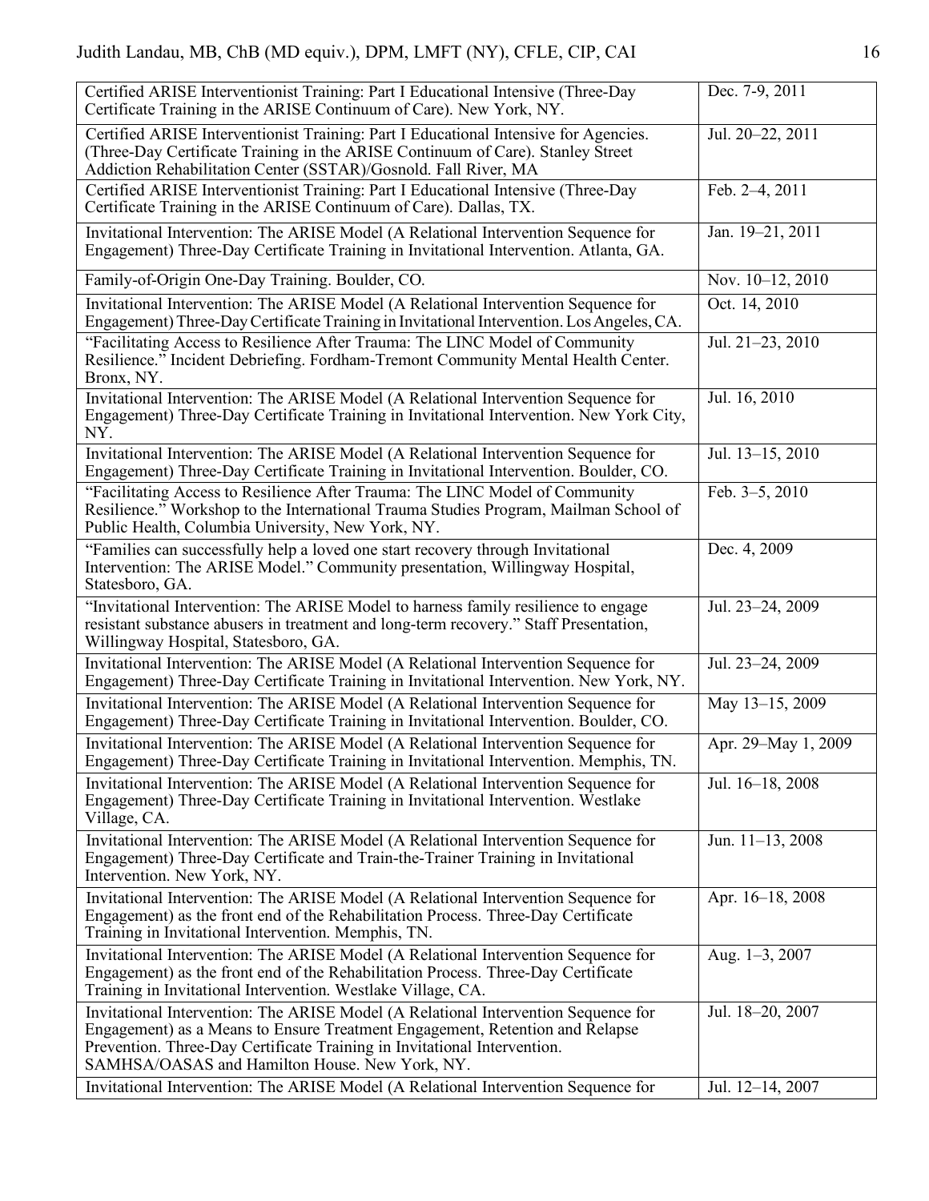| | |
|---|---|
| Certified ARISE Interventionist Training: Part I Educational Intensive (Three-Day Certificate Training in the ARISE Continuum of Care). New York, NY. | Dec. 7-9, 2011 |
| Certified ARISE Interventionist Training: Part I Educational Intensive for Agencies. (Three-Day Certificate Training in the ARISE Continuum of Care). Stanley Street Addiction Rehabilitation Center (SSTAR)/Gosnold. Fall River, MA | Jul. 20–22, 2011 |
| Certified ARISE Interventionist Training: Part I Educational Intensive (Three-Day Certificate Training in the ARISE Continuum of Care). Dallas, TX. | Feb. 2–4, 2011 |
| Invitational Intervention: The ARISE Model (A Relational Intervention Sequence for Engagement) Three-Day Certificate Training in Invitational Intervention. Atlanta, GA. | Jan. 19–21, 2011 |
| Family-of-Origin One-Day Training. Boulder, CO. | Nov. 10–12, 2010 |
| Invitational Intervention: The ARISE Model (A Relational Intervention Sequence for Engagement) Three-Day Certificate Training in Invitational Intervention. Los Angeles, CA. | Oct. 14, 2010 |
| "Facilitating Access to Resilience After Trauma: The LINC Model of Community Resilience." Incident Debriefing. Fordham-Tremont Community Mental Health Center. Bronx, NY. | Jul. 21–23, 2010 |
| Invitational Intervention: The ARISE Model (A Relational Intervention Sequence for Engagement) Three-Day Certificate Training in Invitational Intervention. New York City, NY. | Jul. 16, 2010 |
| Invitational Intervention: The ARISE Model (A Relational Intervention Sequence for Engagement) Three-Day Certificate Training in Invitational Intervention. Boulder, CO. | Jul. 13–15, 2010 |
| "Facilitating Access to Resilience After Trauma: The LINC Model of Community Resilience." Workshop to the International Trauma Studies Program, Mailman School of Public Health, Columbia University, New York, NY. | Feb. 3–5, 2010 |
| "Families can successfully help a loved one start recovery through Invitational Intervention: The ARISE Model." Community presentation, Willingway Hospital, Statesboro, GA. | Dec. 4, 2009 |
| "Invitational Intervention: The ARISE Model to harness family resilience to engage resistant substance abusers in treatment and long-term recovery." Staff Presentation, Willingway Hospital, Statesboro, GA. | Jul. 23–24, 2009 |
| Invitational Intervention: The ARISE Model (A Relational Intervention Sequence for Engagement) Three-Day Certificate Training in Invitational Intervention. New York, NY. | Jul. 23–24, 2009 |
| Invitational Intervention: The ARISE Model (A Relational Intervention Sequence for Engagement) Three-Day Certificate Training in Invitational Intervention. Boulder, CO. | May 13–15, 2009 |
| Invitational Intervention: The ARISE Model (A Relational Intervention Sequence for Engagement) Three-Day Certificate Training in Invitational Intervention. Memphis, TN. | Apr. 29–May 1, 2009 |
| Invitational Intervention: The ARISE Model (A Relational Intervention Sequence for Engagement) Three-Day Certificate Training in Invitational Intervention. Westlake Village, CA. | Jul. 16–18, 2008 |
| Invitational Intervention: The ARISE Model (A Relational Intervention Sequence for Engagement) Three-Day Certificate and Train-the-Trainer Training in Invitational Intervention. New York, NY. | Jun. 11–13, 2008 |
| Invitational Intervention: The ARISE Model (A Relational Intervention Sequence for Engagement) as the front end of the Rehabilitation Process. Three-Day Certificate Training in Invitational Intervention. Memphis, TN. | Apr. 16–18, 2008 |
| Invitational Intervention: The ARISE Model (A Relational Intervention Sequence for Engagement) as the front end of the Rehabilitation Process. Three-Day Certificate Training in Invitational Intervention. Westlake Village, CA. | Aug. 1–3, 2007 |
| Invitational Intervention: The ARISE Model (A Relational Intervention Sequence for Engagement) as a Means to Ensure Treatment Engagement, Retention and Relapse Prevention. Three-Day Certificate Training in Invitational Intervention. SAMHSA/OASAS and Hamilton House. New York, NY. | Jul. 18–20, 2007 |
| Invitational Intervention: The ARISE Model (A Relational Intervention Sequence for | Jul. 12–14, 2007 |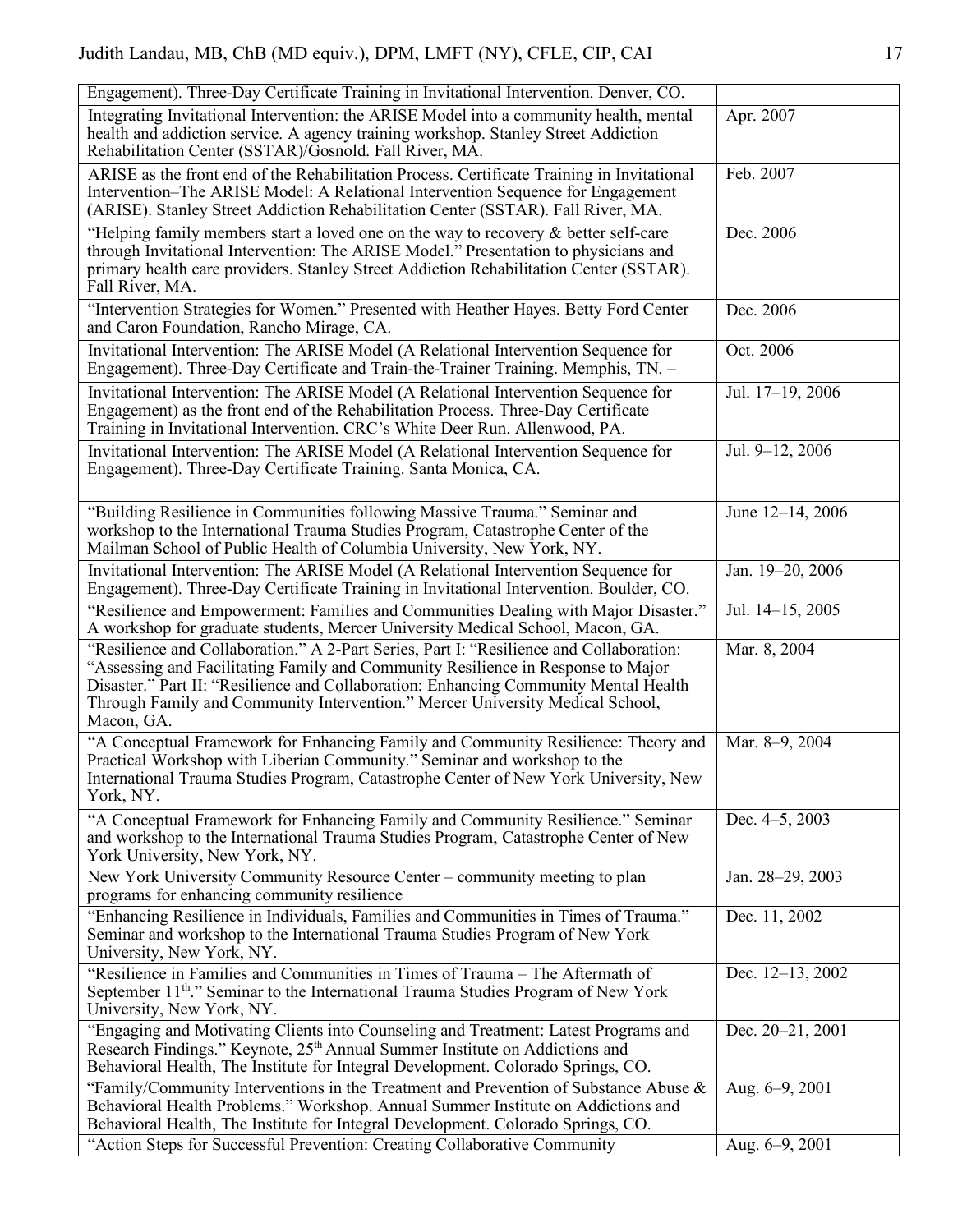| | |
|---|---|
| Engagement). Three-Day Certificate Training in Invitational Intervention. Denver, CO. | |
| Integrating Invitational Intervention: the ARISE Model into a community health, mental health and addiction service. A agency training workshop. Stanley Street Addiction Rehabilitation Center (SSTAR)/Gosnold. Fall River, MA. | Apr. 2007 |
| ARISE as the front end of the Rehabilitation Process. Certificate Training in Invitational Intervention–The ARISE Model: A Relational Intervention Sequence for Engagement (ARISE). Stanley Street Addiction Rehabilitation Center (SSTAR). Fall River, MA. | Feb. 2007 |
| "Helping family members start a loved one on the way to recovery & better self-care through Invitational Intervention: The ARISE Model." Presentation to physicians and primary health care providers. Stanley Street Addiction Rehabilitation Center (SSTAR). Fall River, MA. | Dec. 2006 |
| "Intervention Strategies for Women." Presented with Heather Hayes. Betty Ford Center and Caron Foundation, Rancho Mirage, CA. | Dec. 2006 |
| Invitational Intervention: The ARISE Model (A Relational Intervention Sequence for Engagement). Three-Day Certificate and Train-the-Trainer Training. Memphis, TN. – | Oct. 2006 |
| Invitational Intervention: The ARISE Model (A Relational Intervention Sequence for Engagement) as the front end of the Rehabilitation Process. Three-Day Certificate Training in Invitational Intervention. CRC's White Deer Run. Allenwood, PA. | Jul. 17–19, 2006 |
| Invitational Intervention: The ARISE Model (A Relational Intervention Sequence for Engagement). Three-Day Certificate Training. Santa Monica, CA. | Jul. 9–12, 2006 |
| "Building Resilience in Communities following Massive Trauma." Seminar and workshop to the International Trauma Studies Program, Catastrophe Center of the Mailman School of Public Health of Columbia University, New York, NY. | June 12–14, 2006 |
| Invitational Intervention: The ARISE Model (A Relational Intervention Sequence for Engagement). Three-Day Certificate Training in Invitational Intervention. Boulder, CO. | Jan. 19–20, 2006 |
| "Resilience and Empowerment: Families and Communities Dealing with Major Disaster." A workshop for graduate students, Mercer University Medical School, Macon, GA. | Jul. 14–15, 2005 |
| "Resilience and Collaboration." A 2-Part Series, Part I: "Resilience and Collaboration: "Assessing and Facilitating Family and Community Resilience in Response to Major Disaster." Part II: "Resilience and Collaboration: Enhancing Community Mental Health Through Family and Community Intervention." Mercer University Medical School, Macon, GA. | Mar. 8, 2004 |
| "A Conceptual Framework for Enhancing Family and Community Resilience: Theory and Practical Workshop with Liberian Community." Seminar and workshop to the International Trauma Studies Program, Catastrophe Center of New York University, New York, NY. | Mar. 8–9, 2004 |
| "A Conceptual Framework for Enhancing Family and Community Resilience." Seminar and workshop to the International Trauma Studies Program, Catastrophe Center of New York University, New York, NY. | Dec. 4–5, 2003 |
| New York University Community Resource Center – community meeting to plan programs for enhancing community resilience | Jan. 28–29, 2003 |
| "Enhancing Resilience in Individuals, Families and Communities in Times of Trauma." Seminar and workshop to the International Trauma Studies Program of New York University, New York, NY. | Dec. 11, 2002 |
| "Resilience in Families and Communities in Times of Trauma – The Aftermath of September 11th." Seminar to the International Trauma Studies Program of New York University, New York, NY. | Dec. 12–13, 2002 |
| "Engaging and Motivating Clients into Counseling and Treatment: Latest Programs and Research Findings." Keynote, 25th Annual Summer Institute on Addictions and Behavioral Health, The Institute for Integral Development. Colorado Springs, CO. | Dec. 20–21, 2001 |
| "Family/Community Interventions in the Treatment and Prevention of Substance Abuse & Behavioral Health Problems." Workshop. Annual Summer Institute on Addictions and Behavioral Health, The Institute for Integral Development. Colorado Springs, CO. | Aug. 6–9, 2001 |
| "Action Steps for Successful Prevention: Creating Collaborative Community | Aug. 6–9, 2001 |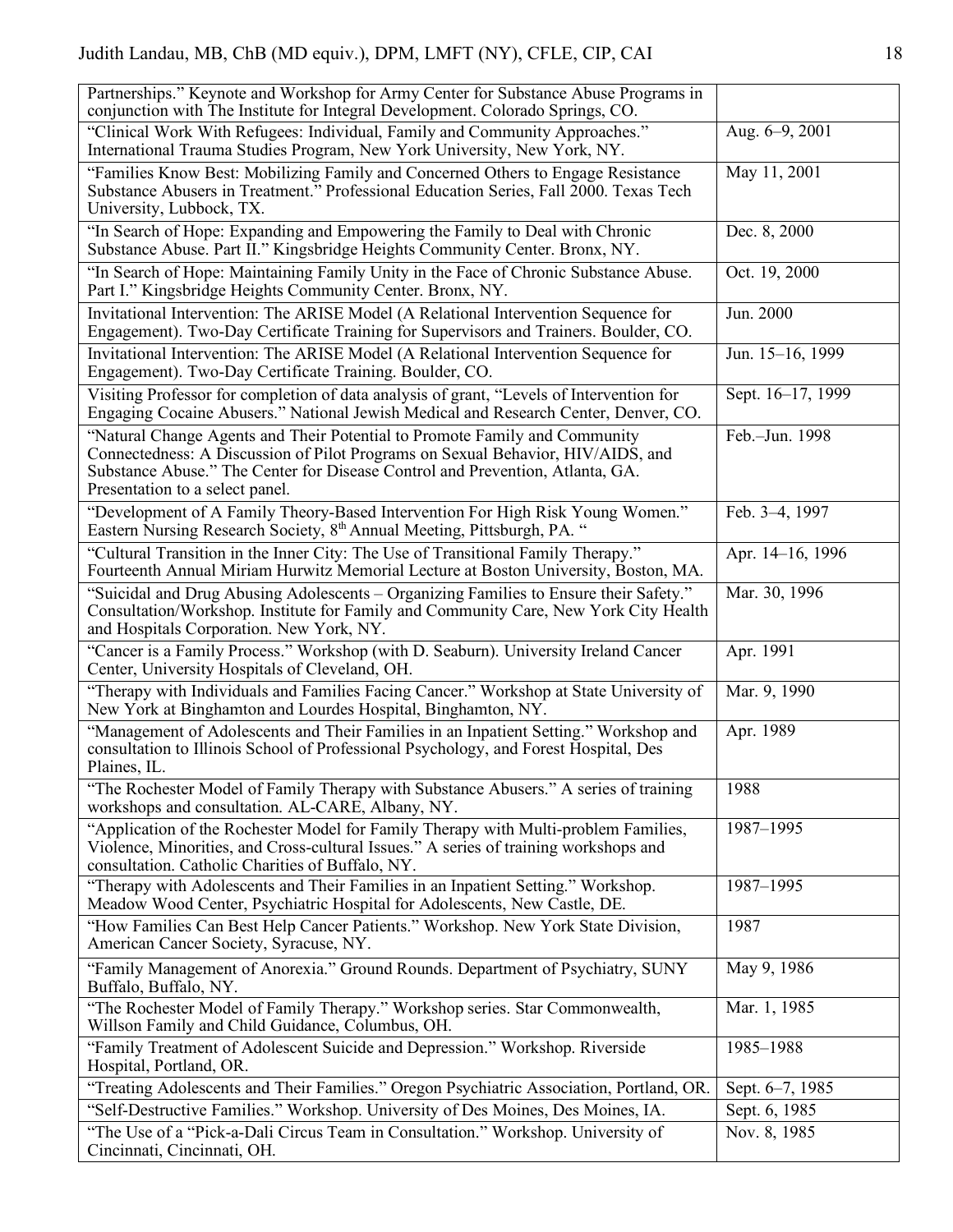| | |
|---|---|
| Partnerships." Keynote and Workshop for Army Center for Substance Abuse Programs in conjunction with The Institute for Integral Development. Colorado Springs, CO. | |
| "Clinical Work With Refugees: Individual, Family and Community Approaches." International Trauma Studies Program, New York University, New York, NY. | Aug. 6–9, 2001 |
| "Families Know Best: Mobilizing Family and Concerned Others to Engage Resistance Substance Abusers in Treatment." Professional Education Series, Fall 2000. Texas Tech University, Lubbock, TX. | May 11, 2001 |
| "In Search of Hope: Expanding and Empowering the Family to Deal with Chronic Substance Abuse. Part II." Kingsbridge Heights Community Center. Bronx, NY. | Dec. 8, 2000 |
| "In Search of Hope: Maintaining Family Unity in the Face of Chronic Substance Abuse. Part I." Kingsbridge Heights Community Center. Bronx, NY. | Oct. 19, 2000 |
| Invitational Intervention: The ARISE Model (A Relational Intervention Sequence for Engagement). Two-Day Certificate Training for Supervisors and Trainers. Boulder, CO. | Jun. 2000 |
| Invitational Intervention: The ARISE Model (A Relational Intervention Sequence for Engagement). Two-Day Certificate Training. Boulder, CO. | Jun. 15–16, 1999 |
| Visiting Professor for completion of data analysis of grant, "Levels of Intervention for Engaging Cocaine Abusers." National Jewish Medical and Research Center, Denver, CO. | Sept. 16–17, 1999 |
| "Natural Change Agents and Their Potential to Promote Family and Community Connectedness: A Discussion of Pilot Programs on Sexual Behavior, HIV/AIDS, and Substance Abuse." The Center for Disease Control and Prevention, Atlanta, GA. Presentation to a select panel. | Feb.–Jun. 1998 |
| "Development of A Family Theory-Based Intervention For High Risk Young Women." Eastern Nursing Research Society, 8th Annual Meeting, Pittsburgh, PA. " | Feb. 3–4, 1997 |
| "Cultural Transition in the Inner City: The Use of Transitional Family Therapy." Fourteenth Annual Miriam Hurwitz Memorial Lecture at Boston University, Boston, MA. | Apr. 14–16, 1996 |
| "Suicidal and Drug Abusing Adolescents – Organizing Families to Ensure their Safety." Consultation/Workshop. Institute for Family and Community Care, New York City Health and Hospitals Corporation. New York, NY. | Mar. 30, 1996 |
| "Cancer is a Family Process." Workshop (with D. Seaburn). University Ireland Cancer Center, University Hospitals of Cleveland, OH. | Apr. 1991 |
| "Therapy with Individuals and Families Facing Cancer." Workshop at State University of New York at Binghamton and Lourdes Hospital, Binghamton, NY. | Mar. 9, 1990 |
| "Management of Adolescents and Their Families in an Inpatient Setting." Workshop and consultation to Illinois School of Professional Psychology, and Forest Hospital, Des Plaines, IL. | Apr. 1989 |
| "The Rochester Model of Family Therapy with Substance Abusers." A series of training workshops and consultation. AL-CARE, Albany, NY. | 1988 |
| "Application of the Rochester Model for Family Therapy with Multi-problem Families, Violence, Minorities, and Cross-cultural Issues." A series of training workshops and consultation. Catholic Charities of Buffalo, NY. | 1987–1995 |
| "Therapy with Adolescents and Their Families in an Inpatient Setting." Workshop. Meadow Wood Center, Psychiatric Hospital for Adolescents, New Castle, DE. | 1987–1995 |
| "How Families Can Best Help Cancer Patients." Workshop. New York State Division, American Cancer Society, Syracuse, NY. | 1987 |
| "Family Management of Anorexia." Ground Rounds. Department of Psychiatry, SUNY Buffalo, Buffalo, NY. | May 9, 1986 |
| "The Rochester Model of Family Therapy." Workshop series. Star Commonwealth, Willson Family and Child Guidance, Columbus, OH. | Mar. 1, 1985 |
| "Family Treatment of Adolescent Suicide and Depression." Workshop. Riverside Hospital, Portland, OR. | 1985–1988 |
| "Treating Adolescents and Their Families." Oregon Psychiatric Association, Portland, OR. | Sept. 6–7, 1985 |
| "Self-Destructive Families." Workshop. University of Des Moines, Des Moines, IA. | Sept. 6, 1985 |
| "The Use of a "Pick-a-Dali Circus Team in Consultation." Workshop. University of Cincinnati, Cincinnati, OH. | Nov. 8, 1985 |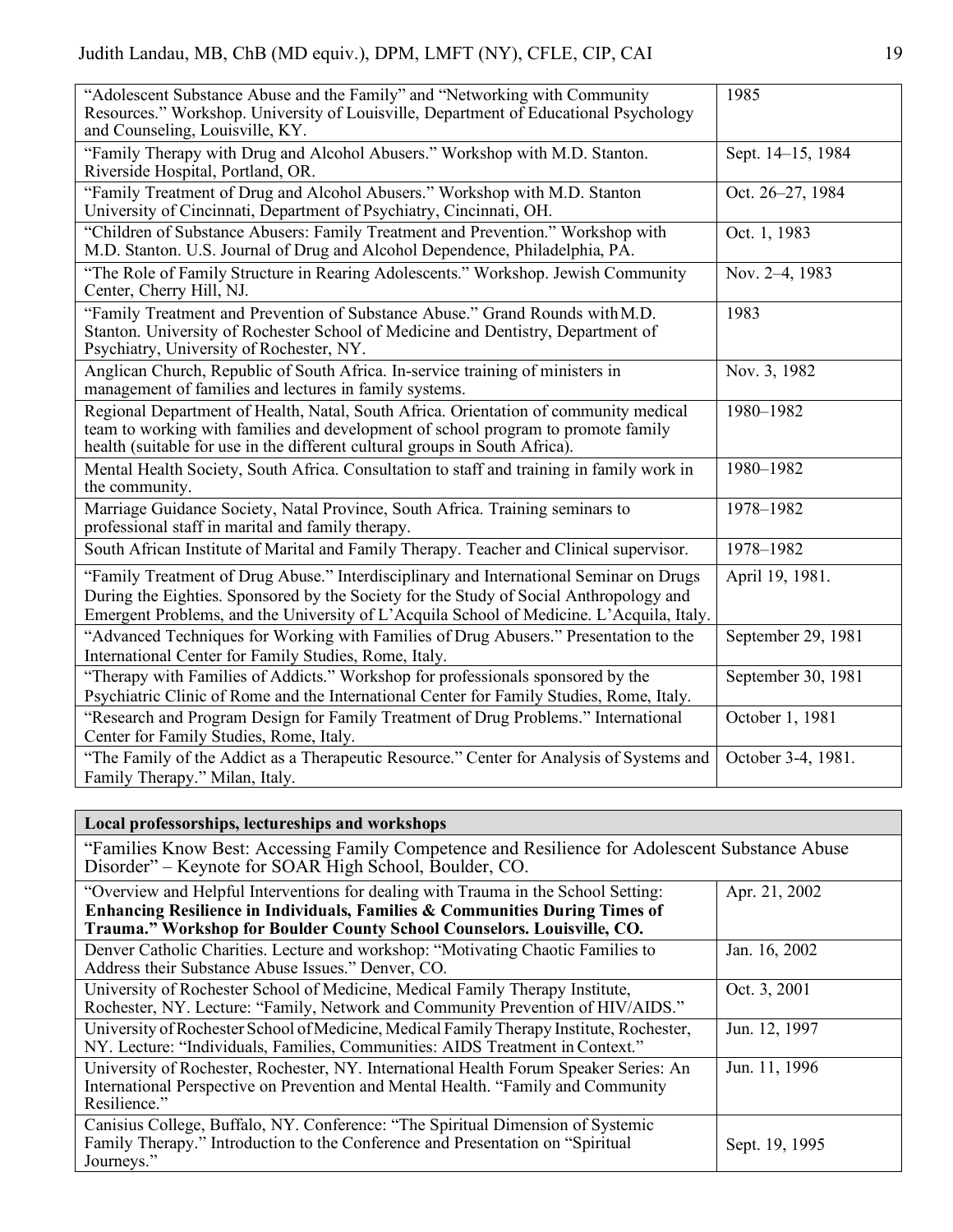| | |
|---|---|
| "Adolescent Substance Abuse and the Family" and "Networking with Community Resources." Workshop. University of Louisville, Department of Educational Psychology and Counseling, Louisville, KY. | 1985 |
| "Family Therapy with Drug and Alcohol Abusers." Workshop with M.D. Stanton. Riverside Hospital, Portland, OR. | Sept. 14–15, 1984 |
| "Family Treatment of Drug and Alcohol Abusers." Workshop with M.D. Stanton University of Cincinnati, Department of Psychiatry, Cincinnati, OH. | Oct. 26–27, 1984 |
| "Children of Substance Abusers: Family Treatment and Prevention." Workshop with M.D. Stanton. U.S. Journal of Drug and Alcohol Dependence, Philadelphia, PA. | Oct. 1, 1983 |
| "The Role of Family Structure in Rearing Adolescents." Workshop. Jewish Community Center, Cherry Hill, NJ. | Nov. 2–4, 1983 |
| "Family Treatment and Prevention of Substance Abuse." Grand Rounds with M.D. Stanton. University of Rochester School of Medicine and Dentistry, Department of Psychiatry, University of Rochester, NY. | 1983 |
| Anglican Church, Republic of South Africa. In-service training of ministers in management of families and lectures in family systems. | Nov. 3, 1982 |
| Regional Department of Health, Natal, South Africa. Orientation of community medical team to working with families and development of school program to promote family health (suitable for use in the different cultural groups in South Africa). | 1980–1982 |
| Mental Health Society, South Africa. Consultation to staff and training in family work in the community. | 1980–1982 |
| Marriage Guidance Society, Natal Province, South Africa. Training seminars to professional staff in marital and family therapy. | 1978–1982 |
| South African Institute of Marital and Family Therapy. Teacher and Clinical supervisor. | 1978–1982 |
| "Family Treatment of Drug Abuse." Interdisciplinary and International Seminar on Drugs During the Eighties. Sponsored by the Society for the Study of Social Anthropology and Emergent Problems, and the University of L'Acquila School of Medicine. L'Acquila, Italy. | April 19, 1981. |
| "Advanced Techniques for Working with Families of Drug Abusers." Presentation to the International Center for Family Studies, Rome, Italy. | September 29, 1981 |
| "Therapy with Families of Addicts." Workshop for professionals sponsored by the Psychiatric Clinic of Rome and the International Center for Family Studies, Rome, Italy. | September 30, 1981 |
| "Research and Program Design for Family Treatment of Drug Problems." International Center for Family Studies, Rome, Italy. | October 1, 1981 |
| "The Family of the Addict as a Therapeutic Resource." Center for Analysis of Systems and Family Therapy." Milan, Italy. | October 3-4, 1981. |

| **Local professorships, lectureships and workshops** | |
|---|---|
| "Families Know Best: Accessing Family Competence and Resilience for Adolescent Substance Abuse Disorder" – Keynote for SOAR High School, Boulder, CO. | |
| "Overview and Helpful Interventions for dealing with Trauma in the School Setting: **Enhancing Resilience in Individuals, Families & Communities During Times of Trauma." Workshop for Boulder County School Counselors. Louisville, CO.** | Apr. 21, 2002 |
| Denver Catholic Charities. Lecture and workshop: "Motivating Chaotic Families to Address their Substance Abuse Issues." Denver, CO. | Jan. 16, 2002 |
| University of Rochester School of Medicine, Medical Family Therapy Institute, Rochester, NY. Lecture: "Family, Network and Community Prevention of HIV/AIDS." | Oct. 3, 2001 |
| University of Rochester School of Medicine, Medical Family Therapy Institute, Rochester, NY. Lecture: "Individuals, Families, Communities: AIDS Treatment in Context." | Jun. 12, 1997 |
| University of Rochester, Rochester, NY. International Health Forum Speaker Series: An International Perspective on Prevention and Mental Health. "Family and Community Resilience." | Jun. 11, 1996 |
| Canisius College, Buffalo, NY. Conference: "The Spiritual Dimension of Systemic Family Therapy." Introduction to the Conference and Presentation on "Spiritual Journeys." | Sept. 19, 1995 |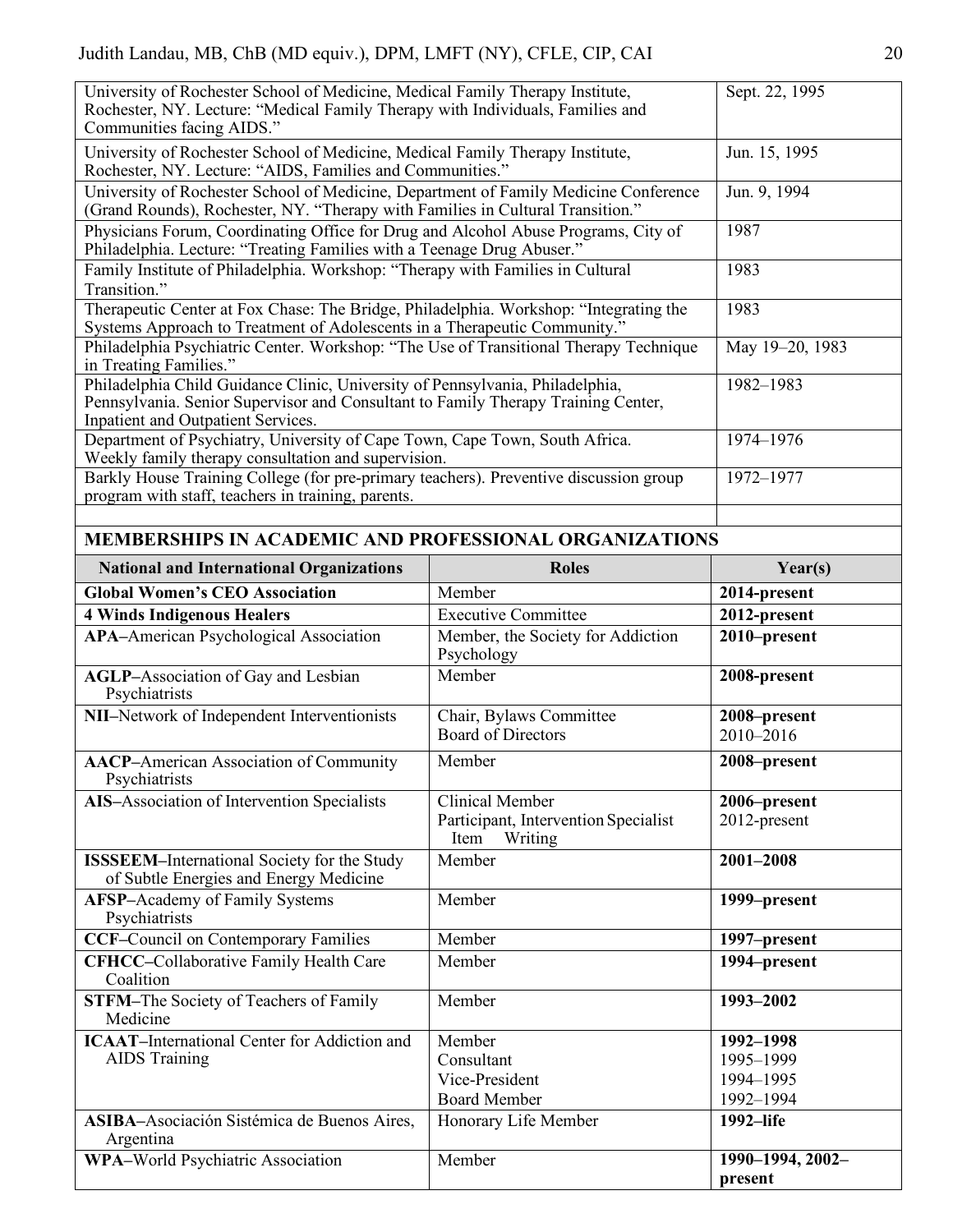| | |
|---|---|
| University of Rochester School of Medicine, Medical Family Therapy Institute, Rochester, NY. Lecture: "Medical Family Therapy with Individuals, Families and Communities facing AIDS." | Sept. 22, 1995 |
| University of Rochester School of Medicine, Medical Family Therapy Institute, Rochester, NY. Lecture: "AIDS, Families and Communities." | Jun. 15, 1995 |
| University of Rochester School of Medicine, Department of Family Medicine Conference (Grand Rounds), Rochester, NY. "Therapy with Families in Cultural Transition." | Jun. 9, 1994 |
| Physicians Forum, Coordinating Office for Drug and Alcohol Abuse Programs, City of Philadelphia. Lecture: "Treating Families with a Teenage Drug Abuser." | 1987 |
| Family Institute of Philadelphia. Workshop: "Therapy with Families in Cultural Transition." | 1983 |
| Therapeutic Center at Fox Chase: The Bridge, Philadelphia. Workshop: "Integrating the Systems Approach to Treatment of Adolescents in a Therapeutic Community." | 1983 |
| Philadelphia Psychiatric Center. Workshop: "The Use of Transitional Therapy Technique in Treating Families." | May 19–20, 1983 |
| Philadelphia Child Guidance Clinic, University of Pennsylvania, Philadelphia, Pennsylvania. Senior Supervisor and Consultant to Family Therapy Training Center, Inpatient and Outpatient Services. | 1982–1983 |
| Department of Psychiatry, University of Cape Town, Cape Town, South Africa. Weekly family therapy consultation and supervision. | 1974–1976 |
| Barkly House Training College (for pre-primary teachers). Preventive discussion group program with staff, teachers in training, parents. | 1972–1977 |

## MEMBERSHIPS IN ACADEMIC AND PROFESSIONAL ORGANIZATIONS

| National and International Organizations | Roles | Year(s) |
|---|---|---|
| **Global Women's CEO Association** | Member | **2014-present** |
| **4 Winds Indigenous Healers** | Executive Committee | **2012-present** |
| **APA**–American Psychological Association | Member, the Society for Addiction Psychology | **2010–present** |
| **AGLP**–Association of Gay and Lesbian Psychiatrists | Member | **2008-present** |
| **NII**–Network of Independent Interventionists | Chair, Bylaws Committee<br>Board of Directors | **2008–present**<br>2010–2016 |
| **AACP**–American Association of Community Psychiatrists | Member | **2008–present** |
| **AIS**–Association of Intervention Specialists | Clinical Member<br>Participant, Intervention Specialist Item Writing | **2006–present**<br>2012-present |
| **ISSSEEM**–International Society for the Study of Subtle Energies and Energy Medicine | Member | **2001–2008** |
| **AFSP**–Academy of Family Systems Psychiatrists | Member | **1999–present** |
| **CCF**–Council on Contemporary Families | Member | **1997–present** |
| **CFHCC**–Collaborative Family Health Care Coalition | Member | **1994–present** |
| **STFM**–The Society of Teachers of Family Medicine | Member | **1993–2002** |
| **ICAAT**–International Center for Addiction and AIDS Training | Member<br>Consultant<br>Vice-President<br>Board Member | **1992–1998**<br>1995–1999<br>1994–1995<br>1992–1994 |
| **ASIBA**–Asociación Sistémica de Buenos Aires, Argentina | Honorary Life Member | **1992–life** |
| **WPA**–World Psychiatric Association | Member | **1990–1994, 2002–present** |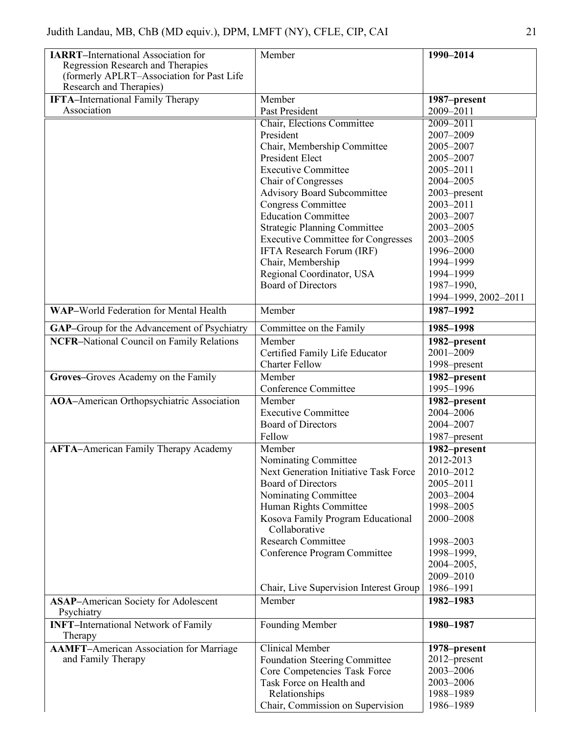| | | |
|---|---|---|
| **IARRT**–International Association for Regression Research and Therapies (formerly APLRT–Association for Past Life Research and Therapies) | Member | **1990–2014** |
| **IFTA**–International Family Therapy Association | Member | **1987–present** |
| | Past President | 2009–2011 |
| | Chair, Elections Committee | 2009–2011 |
| | President | 2007–2009 |
| | Chair, Membership Committee | 2005–2007 |
| | President Elect | 2005–2007 |
| | Executive Committee | 2005–2011 |
| | Chair of Congresses | 2004–2005 |
| | Advisory Board Subcommittee | 2003–present |
| | Congress Committee | 2003–2011 |
| | Education Committee | 2003–2007 |
| | Strategic Planning Committee | 2003–2005 |
| | Executive Committee for Congresses | 2003–2005 |
| | IFTA Research Forum (IRF) | 1996–2000 |
| | Chair, Membership | 1994–1999 |
| | Regional Coordinator, USA | 1994–1999 |
| | Board of Directors | 1987–1990, 1994–1999, 2002–2011 |
| **WAP**–World Federation for Mental Health | Member | **1987–1992** |
| **GAP**–Group for the Advancement of Psychiatry | Committee on the Family | **1985–1998** |
| **NCFR**–National Council on Family Relations | Member | **1982–present** |
| | Certified Family Life Educator | 2001–2009 |
| | Charter Fellow | 1998–present |
| **Groves**–Groves Academy on the Family | Member | **1982–present** |
| | Conference Committee | 1995–1996 |
| **AOA**–American Orthopsychiatric Association | Member | **1982–present** |
| | Executive Committee | 2004–2006 |
| | Board of Directors | 2004–2007 |
| | Fellow | 1987–present |
| **AFTA**–American Family Therapy Academy | Member | **1982–present** |
| | Nominating Committee | 2012-2013 |
| | Next Generation Initiative Task Force | 2010–2012 |
| | Board of Directors | 2005–2011 |
| | Nominating Committee | 2003–2004 |
| | Human Rights Committee | 1998–2005 |
| | Kosova Family Program Educational Collaborative | 2000–2008 |
| | Research Committee | 1998–2003 |
| | Conference Program Committee | 1998–1999, 2004–2005, 2009–2010 |
| | Chair, Live Supervision Interest Group | 1986–1991 |
| **ASAP**–American Society for Adolescent Psychiatry | Member | **1982–1983** |
| **INFT**–International Network of Family Therapy | Founding Member | **1980–1987** |
| **AAMFT**–American Association for Marriage and Family Therapy | Clinical Member | **1978–present** |
| | Foundation Steering Committee | 2012–present |
| | Core Competencies Task Force | 2003–2006 |
| | Task Force on Health and Relationships | 2003–2006 |
| | | 1988–1989 |
| | Chair, Commission on Supervision | 1986–1989 |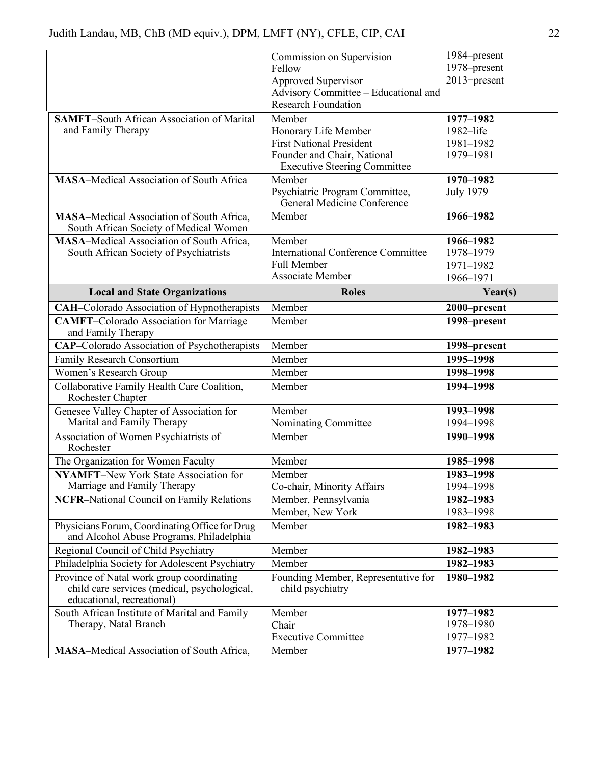| | | |
|---|---|---|
| | Commission on Supervision<br>Fellow<br>Approved Supervisor<br>Advisory Committee – Educational and Research Foundation | 1984–present<br>1978–present<br>2013–present |
| **SAMFT–**South African Association of Marital and Family Therapy | Member<br>Honorary Life Member<br>First National President<br>Founder and Chair, National Executive Steering Committee | **1977–1982**<br>1982–life<br>1981–1982<br>1979–1981 |
| **MASA–**Medical Association of South Africa | Member<br>Psychiatric Program Committee, General Medicine Conference | **1970–1982**<br>July 1979 |
| **MASA–**Medical Association of South Africa, South African Society of Medical Women | Member | **1966–1982** |
| **MASA–**Medical Association of South Africa, South African Society of Psychiatrists | Member<br>International Conference Committee<br>Full Member<br>Associate Member | **1966–1982**<br>1978–1979<br>1971–1982<br>1966–1971 |
| **Local and State Organizations** | **Roles** | **Year(s)** |
| **CAH–**Colorado Association of Hypnotherapists | Member | **2000–present** |
| **CAMFT–**Colorado Association for Marriage and Family Therapy | Member | **1998–present** |
| **CAP–**Colorado Association of Psychotherapists | Member | **1998–present** |
| Family Research Consortium | Member | **1995–1998** |
| Women's Research Group | Member | **1998–1998** |
| Collaborative Family Health Care Coalition, Rochester Chapter | Member | **1994–1998** |
| Genesee Valley Chapter of Association for Marital and Family Therapy | Member<br>Nominating Committee | **1993–1998**<br>1994–1998 |
| Association of Women Psychiatrists of Rochester | Member | **1990–1998** |
| The Organization for Women Faculty | Member | **1985–1998** |
| **NYAMFT–**New York State Association for Marriage and Family Therapy | Member<br>Co-chair, Minority Affairs | **1983–1998**<br>1994–1998 |
| **NCFR–**National Council on Family Relations | Member, Pennsylvania<br>Member, New York | **1982–1983**<br>1983–1998 |
| Physicians Forum, Coordinating Office for Drug and Alcohol Abuse Programs, Philadelphia | Member | **1982–1983** |
| Regional Council of Child Psychiatry | Member | **1982–1983** |
| Philadelphia Society for Adolescent Psychiatry | Member | **1982–1983** |
| Province of Natal work group coordinating child care services (medical, psychological, educational, recreational) | Founding Member, Representative for child psychiatry | **1980–1982** |
| South African Institute of Marital and Family Therapy, Natal Branch | Member<br>Chair<br>Executive Committee | **1977–1982**<br>1978–1980<br>1977–1982 |
| **MASA–**Medical Association of South Africa, | Member | **1977–1982** |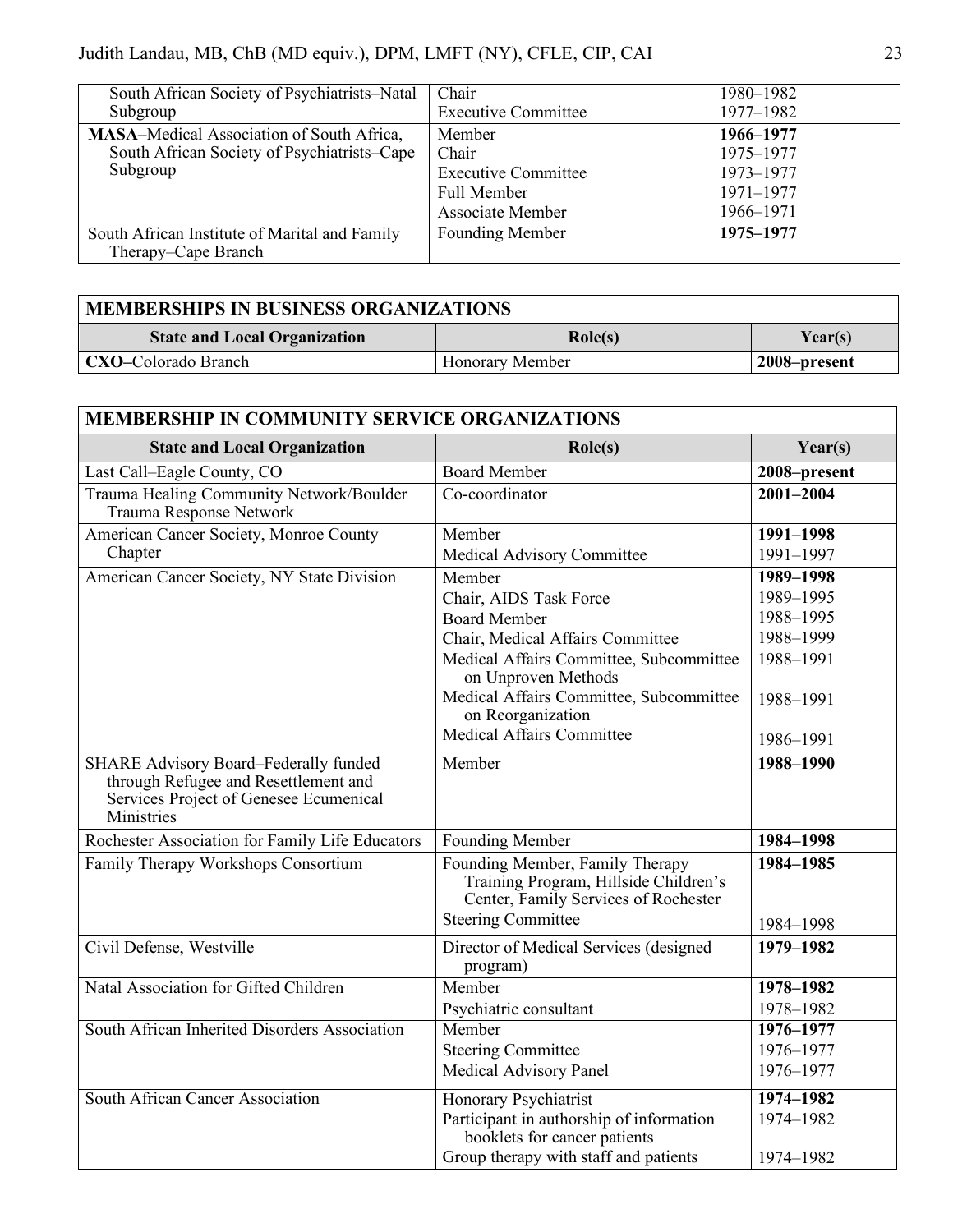| | | |
|---|---|---|
| South African Society of Psychiatrists–Natal Subgroup | Chair<br>Executive Committee | 1980–1982<br>1977–1982 |
| **MASA**–Medical Association of South Africa, South African Society of Psychiatrists–Cape Subgroup | Member<br>Chair<br>Executive Committee<br>Full Member<br>Associate Member | **1966–1977**<br>1975–1977<br>1973–1977<br>1971–1977<br>1966–1971 |
| South African Institute of Marital and Family Therapy–Cape Branch | Founding Member | **1975–1977** |

## MEMBERSHIPS IN BUSINESS ORGANIZATIONS

| State and Local Organization | Role(s) | Year(s) |
|---|---|---|
| **CXO**–Colorado Branch | Honorary Member | **2008–present** |

## MEMBERSHIP IN COMMUNITY SERVICE ORGANIZATIONS

| State and Local Organization | Role(s) | Year(s) |
|---|---|---|
| Last Call–Eagle County, CO | Board Member | **2008–present** |
| Trauma Healing Community Network/Boulder Trauma Response Network | Co-coordinator | **2001–2004** |
| American Cancer Society, Monroe County Chapter | Member<br>Medical Advisory Committee | **1991–1998**<br>1991–1997 |
| American Cancer Society, NY State Division | Member<br>Chair, AIDS Task Force<br>Board Member<br>Chair, Medical Affairs Committee<br>Medical Affairs Committee, Subcommittee on Unproven Methods<br>Medical Affairs Committee, Subcommittee on Reorganization<br>Medical Affairs Committee | **1989–1998**<br>1989–1995<br>1988–1995<br>1988–1999<br>1988–1991<br>1988–1991<br>1986–1991 |
| SHARE Advisory Board–Federally funded through Refugee and Resettlement and Services Project of Genesee Ecumenical Ministries | Member | **1988–1990** |
| Rochester Association for Family Life Educators | Founding Member | **1984–1998** |
| Family Therapy Workshops Consortium | Founding Member, Family Therapy Training Program, Hillside Children's Center, Family Services of Rochester<br>Steering Committee | **1984–1985**<br>1984–1998 |
| Civil Defense, Westville | Director of Medical Services (designed program) | **1979–1982** |
| Natal Association for Gifted Children | Member<br>Psychiatric consultant | **1978–1982**<br>1978–1982 |
| South African Inherited Disorders Association | Member<br>Steering Committee<br>Medical Advisory Panel | **1976–1977**<br>1976–1977<br>1976–1977 |
| South African Cancer Association | Honorary Psychiatrist<br>Participant in authorship of information booklets for cancer patients<br>Group therapy with staff and patients | **1974–1982**<br>1974–1982<br>1974–1982 |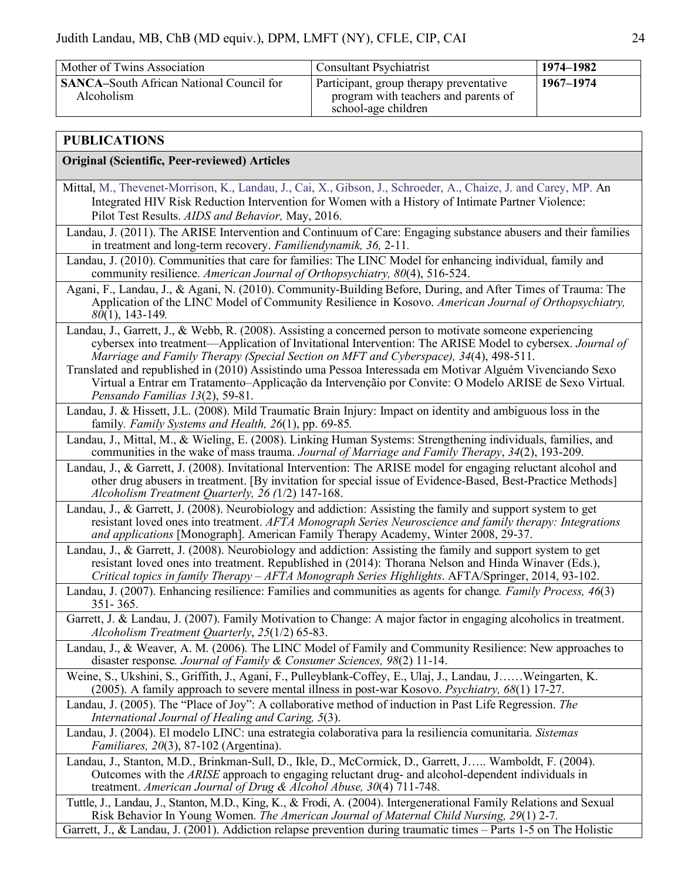| Mother of Twins Association | Consultant Psychiatrist | **1974–1982** |
|---|---|---|
| **SANCA**–South African National Council for Alcoholism | Participant, group therapy preventative program with teachers and parents of school-age children | **1967–1974** |

## PUBLICATIONS

### Original (Scientific, Peer-reviewed) Articles

Mittal, M., Thevenet-Morrison, K., Landau, J., Cai, X., Gibson, J., Schroeder, A., Chaize, J. and Carey, MP. An Integrated HIV Risk Reduction Intervention for Women with a History of Intimate Partner Violence: Pilot Test Results. *AIDS and Behavior,* May, 2016.

Landau, J. (2011). The ARISE Intervention and Continuum of Care: Engaging substance abusers and their families in treatment and long-term recovery. *Familiendynamik, 36,* 2-11.

Landau, J. (2010). Communities that care for families: The LINC Model for enhancing individual, family and community resilience. *American Journal of Orthopsychiatry, 80*(4), 516-524.

Agani, F., Landau, J., & Agani, N. (2010). Community-Building Before, During, and After Times of Trauma: The Application of the LINC Model of Community Resilience in Kosovo. *American Journal of Orthopsychiatry, 80*(1), 143-149.

Landau, J., Garrett, J., & Webb, R. (2008). Assisting a concerned person to motivate someone experiencing cybersex into treatment—Application of Invitational Intervention: The ARISE Model to cybersex. *Journal of Marriage and Family Therapy (Special Section on MFT and Cyberspace), 34*(4), 498-511.
Translated and republished in (2010) Assistindo uma Pessoa Interessada em Motivar Alguém Vivenciando Sexo Virtual a Entrar em Tratamento–Applicação da Intervençãio por Convite: O Modelo ARISE de Sexo Virtual. *Pensando Familias 13*(2), 59-81.

Landau, J. & Hissett, J.L. (2008). Mild Traumatic Brain Injury: Impact on identity and ambiguous loss in the family. *Family Systems and Health, 26*(1), pp. 69-85.

Landau, J., Mittal, M., & Wieling, E. (2008). Linking Human Systems: Strengthening individuals, families, and communities in the wake of mass trauma. *Journal of Marriage and Family Therapy*, *34*(2), 193-209.

Landau, J., & Garrett, J. (2008). Invitational Intervention: The ARISE model for engaging reluctant alcohol and other drug abusers in treatment. [By invitation for special issue of Evidence-Based, Best-Practice Methods] *Alcoholism Treatment Quarterly, 26 (*1/2) 147-168.

Landau, J., & Garrett, J. (2008). Neurobiology and addiction: Assisting the family and support system to get resistant loved ones into treatment. *AFTA Monograph Series Neuroscience and family therapy: Integrations and applications* [Monograph]. American Family Therapy Academy, Winter 2008, 29-37.

Landau, J., & Garrett, J. (2008). Neurobiology and addiction: Assisting the family and support system to get resistant loved ones into treatment. Republished in (2014): Thorana Nelson and Hinda Winaver (Eds.), *Critical topics in family Therapy – AFTA Monograph Series Highlights*. AFTA/Springer, 2014, 93-102.

Landau, J. (2007). Enhancing resilience: Families and communities as agents for change*. Family Process, 46*(3) 351- 365.

Garrett, J. & Landau, J. (2007). Family Motivation to Change: A major factor in engaging alcoholics in treatment. *Alcoholism Treatment Quarterly*, *25*(1/2) 65-83.

Landau, J., & Weaver, A. M. (2006). The LINC Model of Family and Community Resilience: New approaches to disaster response*. Journal of Family & Consumer Sciences, 98*(2) 11-14.

Weine, S., Ukshini, S., Griffith, J., Agani, F., Pulleyblank-Coffey, E., Ulaj, J., Landau, J……Weingarten, K. (2005). A family approach to severe mental illness in post-war Kosovo. *Psychiatry, 68*(1) 17-27.

Landau, J. (2005). The "Place of Joy": A collaborative method of induction in Past Life Regression. *The International Journal of Healing and Caring, 5*(3).

Landau, J. (2004). El modelo LINC: una estrategia colaborativa para la resiliencia comunitaria. *Sistemas Familiares, 20*(3), 87-102 (Argentina).

Landau, J., Stanton, M.D., Brinkman-Sull, D., Ikle, D., McCormick, D., Garrett, J….. Wamboldt, F. (2004). Outcomes with the *ARISE* approach to engaging reluctant drug- and alcohol-dependent individuals in treatment. *American Journal of Drug & Alcohol Abuse, 30*(4) 711-748.

Tuttle, J., Landau, J., Stanton, M.D., King, K., & Frodi, A. (2004). Intergenerational Family Relations and Sexual Risk Behavior In Young Women. *The American Journal of Maternal Child Nursing, 29*(1) 2-7.

Garrett, J., & Landau, J. (2001). Addiction relapse prevention during traumatic times – Parts 1-5 on The Holistic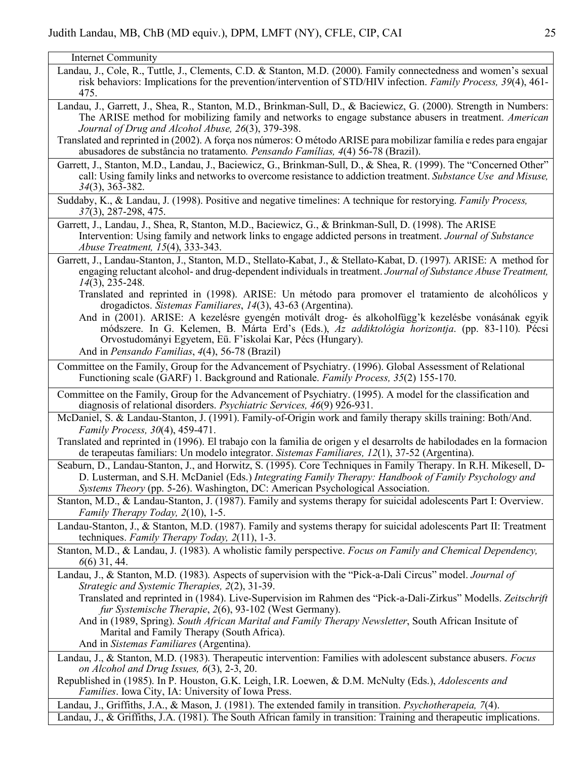Internet Community

Landau, J., Cole, R., Tuttle, J., Clements, C.D. & Stanton, M.D. (2000). Family connectedness and women's sexual risk behaviors: Implications for the prevention/intervention of STD/HIV infection. *Family Process, 39*(4), 461-475.

Landau, J., Garrett, J., Shea, R., Stanton, M.D., Brinkman-Sull, D., & Baciewicz, G. (2000). Strength in Numbers: The ARISE method for mobilizing family and networks to engage substance abusers in treatment. *American Journal of Drug and Alcohol Abuse, 26*(3), 379-398.

Translated and reprinted in (2002). A força nos números: O método ARISE para mobilizar família e redes para engajar abusadores de substância no tratamento. *Pensando Famílias, 4*(4) 56-78 (Brazil).

Garrett, J., Stanton, M.D., Landau, J., Baciewicz, G., Brinkman-Sull, D., & Shea, R. (1999). The "Concerned Other" call: Using family links and networks to overcome resistance to addiction treatment. *Substance Use and Misuse, 34*(3), 363-382.

Suddaby, K., & Landau, J. (1998). Positive and negative timelines: A technique for restorying. *Family Process, 37*(3), 287-298, 475.

Garrett, J., Landau, J., Shea, R, Stanton, M.D., Baciewicz, G., & Brinkman-Sull, D. (1998). The ARISE Intervention: Using family and network links to engage addicted persons in treatment. *Journal of Substance Abuse Treatment, 15*(4), 333-343.

Garrett, J., Landau-Stanton, J., Stanton, M.D., Stellato-Kabat, J., & Stellato-Kabat, D. (1997). ARISE: A method for engaging reluctant alcohol- and drug-dependent individuals in treatment. *Journal of Substance Abuse Treatment, 14*(3), 235-248.

Translated and reprinted in (1998). ARISE: Un método para promover el tratamiento de alcohólicos y drogadictos. *Sistemas Familiares*, *14*(3), 43-63 (Argentina).

And in (2001). ARISE: A kezelésre gyengén motivált drog- és alkoholfügg'k kezelésbe vonásának egyik módszere. In G. Kelemen, B. Márta Erd's (Eds.), *Az addiktológia horizontja*. (pp. 83-110). Pécsi Orvostudományi Egyetem, Eü. F'iskolai Kar, Pécs (Hungary).

And in *Pensando Familias*, *4*(4), 56-78 (Brazil)

Committee on the Family, Group for the Advancement of Psychiatry. (1996). Global Assessment of Relational Functioning scale (GARF) 1. Background and Rationale. *Family Process, 35*(2) 155-170.

Committee on the Family, Group for the Advancement of Psychiatry. (1995). A model for the classification and diagnosis of relational disorders. *Psychiatric Services, 46*(9) 926-931.

McDaniel, S. & Landau-Stanton, J. (1991). Family-of-Origin work and family therapy skills training: Both/And. *Family Process, 30*(4), 459-471.

Translated and reprinted in (1996). El trabajo con la familia de origen y el desarrolts de habilodades en la formacion de terapeutas familiars: Un modelo integrator. *Sistemas Familiares, 12*(1), 37-52 (Argentina).

Seaburn, D., Landau-Stanton, J., and Horwitz, S. (1995). Core Techniques in Family Therapy. In R.H. Mikesell, D-D. Lusterman, and S.H. McDaniel (Eds.) *Integrating Family Therapy: Handbook of Family Psychology and Systems Theory* (pp. 5-26). Washington, DC: American Psychological Association.

Stanton, M.D., & Landau-Stanton, J. (1987). Family and systems therapy for suicidal adolescents Part I: Overview. *Family Therapy Today, 2*(10), 1-5.

Landau-Stanton, J., & Stanton, M.D. (1987). Family and systems therapy for suicidal adolescents Part II: Treatment techniques. *Family Therapy Today, 2*(11), 1-3.

Stanton, M.D., & Landau, J. (1983). A wholistic family perspective. *Focus on Family and Chemical Dependency, 6*(6) 31, 44.

Landau, J., & Stanton, M.D. (1983). Aspects of supervision with the "Pick-a-Dali Circus" model. *Journal of Strategic and Systemic Therapies, 2*(2), 31-39.

Translated and reprinted in (1984). Live-Supervision im Rahmen des "Pick-a-Dali-Zirkus" Modells. *Zeitschrift fur Systemische Therapie*, *2*(6), 93-102 (West Germany).

And in (1989, Spring). *South African Marital and Family Therapy Newsletter*, South African Insitute of Marital and Family Therapy (South Africa).

And in *Sistemas Familiares* (Argentina).

Landau, J., & Stanton, M.D. (1983). Therapeutic intervention: Families with adolescent substance abusers. *Focus on Alcohol and Drug Issues, 6*(3), 2-3, 20.

Republished in (1985). In P. Houston, G.K. Leigh, I.R. Loewen, & D.M. McNulty (Eds.), *Adolescents and Families*. Iowa City, IA: University of Iowa Press.

Landau, J., Griffiths, J.A., & Mason, J. (1981). The extended family in transition. *Psychotherapeia, 7*(4).

Landau, J., & Griffiths, J.A. (1981). The South African family in transition: Training and therapeutic implications.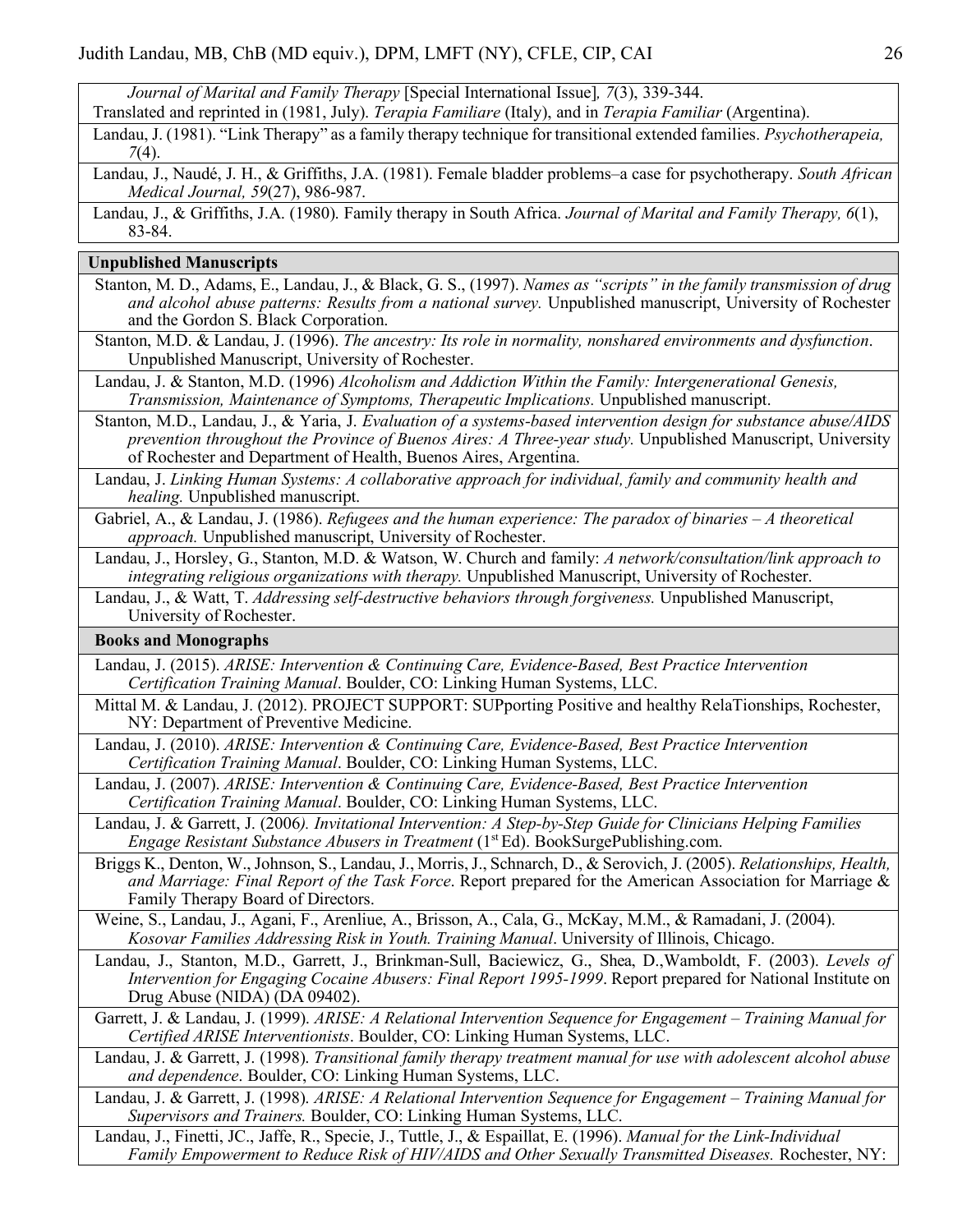*Journal of Marital and Family Therapy* [Special International Issue]*, 7*(3), 339-344. Translated and reprinted in (1981, July). *Terapia Familiare* (Italy), and in *Terapia Familiar* (Argentina).

Landau, J. (1981). "Link Therapy" as a family therapy technique for transitional extended families. *Psychotherapeia, 7*(4).

Landau, J., Naudé, J. H., & Griffiths, J.A. (1981). Female bladder problems–a case for psychotherapy. *South African Medical Journal, 59*(27), 986-987.

Landau, J., & Griffiths, J.A. (1980). Family therapy in South Africa. *Journal of Marital and Family Therapy, 6*(1), 83-84.

## Unpublished Manuscripts

Stanton, M. D., Adams, E., Landau, J., & Black, G. S., (1997). *Names as "scripts" in the family transmission of drug and alcohol abuse patterns: Results from a national survey.* Unpublished manuscript, University of Rochester and the Gordon S. Black Corporation.

Stanton, M.D. & Landau, J. (1996). *The ancestry: Its role in normality, nonshared environments and dysfunction*. Unpublished Manuscript, University of Rochester.

Landau, J. & Stanton, M.D. (1996) *Alcoholism and Addiction Within the Family: Intergenerational Genesis, Transmission, Maintenance of Symptoms, Therapeutic Implications.* Unpublished manuscript.

Stanton, M.D., Landau, J., & Yaria, J. *Evaluation of a systems-based intervention design for substance abuse/AIDS prevention throughout the Province of Buenos Aires: A Three-year study.* Unpublished Manuscript, University of Rochester and Department of Health, Buenos Aires, Argentina.

Landau, J. *Linking Human Systems: A collaborative approach for individual, family and community health and healing.* Unpublished manuscript.

Gabriel, A., & Landau, J. (1986). *Refugees and the human experience: The paradox of binaries – A theoretical approach.* Unpublished manuscript, University of Rochester.

Landau, J., Horsley, G., Stanton, M.D. & Watson, W. Church and family: *A network/consultation/link approach to integrating religious organizations with therapy.* Unpublished Manuscript, University of Rochester.

Landau, J., & Watt, T. *Addressing self-destructive behaviors through forgiveness.* Unpublished Manuscript, University of Rochester.

## Books and Monographs

Landau, J. (2015). *ARISE: Intervention & Continuing Care, Evidence-Based, Best Practice Intervention Certification Training Manual*. Boulder, CO: Linking Human Systems, LLC.

Mittal M. & Landau, J. (2012). PROJECT SUPPORT: SUPporting Positive and healthy RelaTionships, Rochester, NY: Department of Preventive Medicine.

Landau, J. (2010). *ARISE: Intervention & Continuing Care, Evidence-Based, Best Practice Intervention Certification Training Manual*. Boulder, CO: Linking Human Systems, LLC.

Landau, J. (2007). *ARISE: Intervention & Continuing Care, Evidence-Based, Best Practice Intervention Certification Training Manual*. Boulder, CO: Linking Human Systems, LLC.

Landau, J. & Garrett, J. (2006*). Invitational Intervention: A Step-by-Step Guide for Clinicians Helping Families Engage Resistant Substance Abusers in Treatment* (1st Ed). BookSurgePublishing.com.

Briggs K., Denton, W., Johnson, S., Landau, J., Morris, J., Schnarch, D., & Serovich, J. (2005). *Relationships, Health, and Marriage: Final Report of the Task Force*. Report prepared for the American Association for Marriage & Family Therapy Board of Directors.

Weine, S., Landau, J., Agani, F., Arenliue, A., Brisson, A., Cala, G., McKay, M.M., & Ramadani, J. (2004). *Kosovar Families Addressing Risk in Youth. Training Manual*. University of Illinois, Chicago.

Landau, J., Stanton, M.D., Garrett, J., Brinkman-Sull, Baciewicz, G., Shea, D.,Wamboldt, F. (2003). *Levels of Intervention for Engaging Cocaine Abusers: Final Report 1995-1999*. Report prepared for National Institute on Drug Abuse (NIDA) (DA 09402).

Garrett, J. & Landau, J. (1999). *ARISE: A Relational Intervention Sequence for Engagement – Training Manual for Certified ARISE Interventionists*. Boulder, CO: Linking Human Systems, LLC.

Landau, J. & Garrett, J. (1998). *Transitional family therapy treatment manual for use with adolescent alcohol abuse and dependence*. Boulder, CO: Linking Human Systems, LLC.

Landau, J. & Garrett, J. (1998). *ARISE: A Relational Intervention Sequence for Engagement – Training Manual for Supervisors and Trainers.* Boulder, CO: Linking Human Systems, LLC.

Landau, J., Finetti, JC., Jaffe, R., Specie, J., Tuttle, J., & Espaillat, E. (1996). *Manual for the Link-Individual Family Empowerment to Reduce Risk of HIV/AIDS and Other Sexually Transmitted Diseases.* Rochester, NY: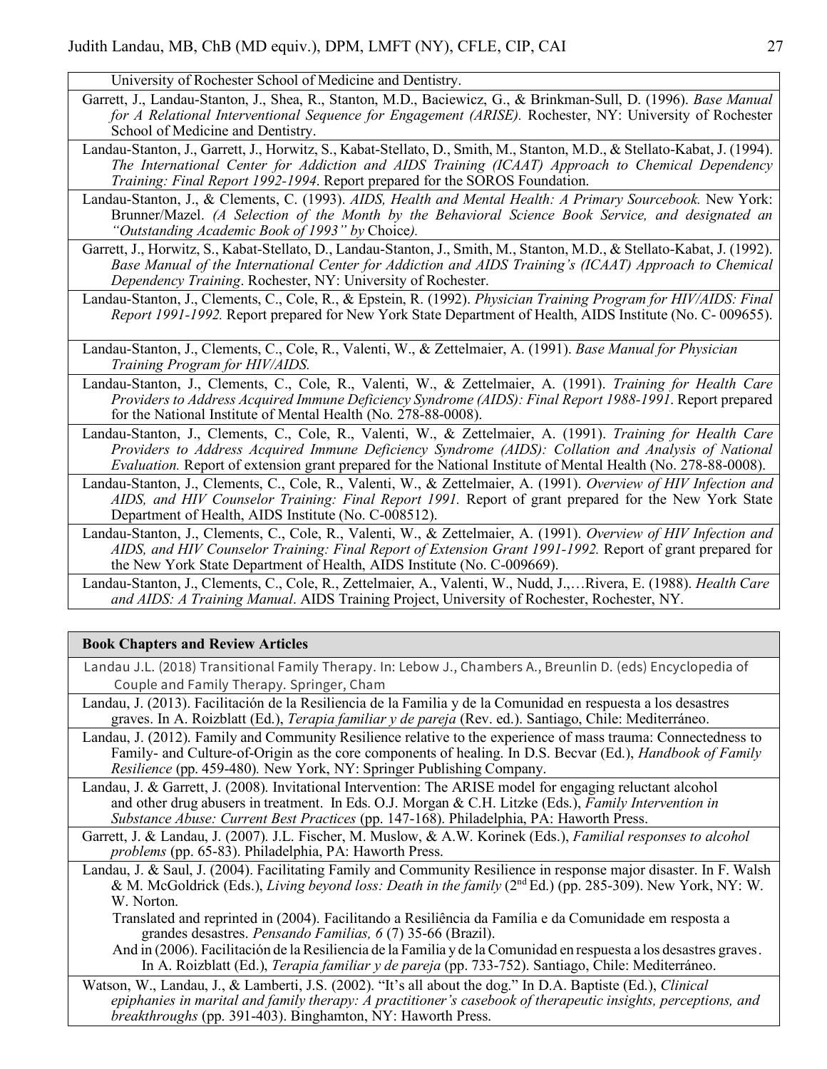University of Rochester School of Medicine and Dentistry.

Garrett, J., Landau-Stanton, J., Shea, R., Stanton, M.D., Baciewicz, G., & Brinkman-Sull, D. (1996). *Base Manual for A Relational Interventional Sequence for Engagement (ARISE).* Rochester, NY: University of Rochester School of Medicine and Dentistry.

Landau-Stanton, J., Garrett, J., Horwitz, S., Kabat-Stellato, D., Smith, M., Stanton, M.D., & Stellato-Kabat, J. (1994). *The International Center for Addiction and AIDS Training (ICAAT) Approach to Chemical Dependency Training: Final Report 1992-1994*. Report prepared for the SOROS Foundation.

Landau-Stanton, J., & Clements, C. (1993). *AIDS, Health and Mental Health: A Primary Sourcebook.* New York: Brunner/Mazel. *(A Selection of the Month by the Behavioral Science Book Service, and designated an "Outstanding Academic Book of 1993" by* Choice*).*

Garrett, J., Horwitz, S., Kabat-Stellato, D., Landau-Stanton, J., Smith, M., Stanton, M.D., & Stellato-Kabat, J. (1992). *Base Manual of the International Center for Addiction and AIDS Training's (ICAAT) Approach to Chemical Dependency Training*. Rochester, NY: University of Rochester.

Landau-Stanton, J., Clements, C., Cole, R., & Epstein, R. (1992). *Physician Training Program for HIV/AIDS: Final Report 1991-1992.* Report prepared for New York State Department of Health, AIDS Institute (No. C- 009655).

Landau-Stanton, J., Clements, C., Cole, R., Valenti, W., & Zettelmaier, A. (1991). *Base Manual for Physician Training Program for HIV/AIDS.*

Landau-Stanton, J., Clements, C., Cole, R., Valenti, W., & Zettelmaier, A. (1991). *Training for Health Care Providers to Address Acquired Immune Deficiency Syndrome (AIDS): Final Report 1988-1991*. Report prepared for the National Institute of Mental Health (No. 278-88-0008).

Landau-Stanton, J., Clements, C., Cole, R., Valenti, W., & Zettelmaier, A. (1991). *Training for Health Care Providers to Address Acquired Immune Deficiency Syndrome (AIDS): Collation and Analysis of National Evaluation.* Report of extension grant prepared for the National Institute of Mental Health (No. 278-88-0008).

Landau-Stanton, J., Clements, C., Cole, R., Valenti, W., & Zettelmaier, A. (1991). *Overview of HIV Infection and AIDS, and HIV Counselor Training: Final Report 1991.* Report of grant prepared for the New York State Department of Health, AIDS Institute (No. C-008512).

Landau-Stanton, J., Clements, C., Cole, R., Valenti, W., & Zettelmaier, A. (1991). *Overview of HIV Infection and AIDS, and HIV Counselor Training: Final Report of Extension Grant 1991-1992.* Report of grant prepared for the New York State Department of Health, AIDS Institute (No. C-009669).

Landau-Stanton, J., Clements, C., Cole, R., Zettelmaier, A., Valenti, W., Nudd, J.,…Rivera, E. (1988). *Health Care and AIDS: A Training Manual*. AIDS Training Project, University of Rochester, Rochester, NY.

## Book Chapters and Review Articles

Landau J.L. (2018) Transitional Family Therapy. In: Lebow J., Chambers A., Breunlin D. (eds) Encyclopedia of Couple and Family Therapy. Springer, Cham

Landau, J. (2013). Facilitación de la Resiliencia de la Familia y de la Comunidad en respuesta a los desastres graves. In A. Roizblatt (Ed.), *Terapia familiar y de pareja* (Rev. ed.). Santiago, Chile: Mediterráneo.

Landau, J. (2012). Family and Community Resilience relative to the experience of mass trauma: Connectedness to Family- and Culture-of-Origin as the core components of healing. In D.S. Becvar (Ed.), *Handbook of Family Resilience* (pp. 459-480)*.* New York, NY: Springer Publishing Company.

Landau, J. & Garrett, J. (2008). Invitational Intervention: The ARISE model for engaging reluctant alcohol and other drug abusers in treatment. In Eds. O.J. Morgan & C.H. Litzke (Eds.), *Family Intervention in Substance Abuse: Current Best Practices* (pp. 147-168). Philadelphia, PA: Haworth Press.

Garrett, J. & Landau, J. (2007). J.L. Fischer, M. Muslow, & A.W. Korinek (Eds.), *Familial responses to alcohol problems* (pp. 65-83). Philadelphia, PA: Haworth Press.

Landau, J. & Saul, J. (2004). Facilitating Family and Community Resilience in response major disaster. In F. Walsh & M. McGoldrick (Eds.), *Living beyond loss: Death in the family* (2nd Ed.) (pp. 285-309). New York, NY: W. W. Norton.

Translated and reprinted in (2004). Facilitando a Resiliência da Família e da Comunidade em resposta a grandes desastres. *Pensando Familias, 6* (7) 35-66 (Brazil).

And in (2006). Facilitación de la Resiliencia de la Familia y de la Comunidad en respuesta a los desastres graves. In A. Roizblatt (Ed.), *Terapia familiar y de pareja* (pp. 733-752). Santiago, Chile: Mediterráneo.

Watson, W., Landau, J., & Lamberti, J.S. (2002). "It's all about the dog." In D.A. Baptiste (Ed.), *Clinical epiphanies in marital and family therapy: A practitioner's casebook of therapeutic insights, perceptions, and breakthroughs* (pp. 391-403). Binghamton, NY: Haworth Press.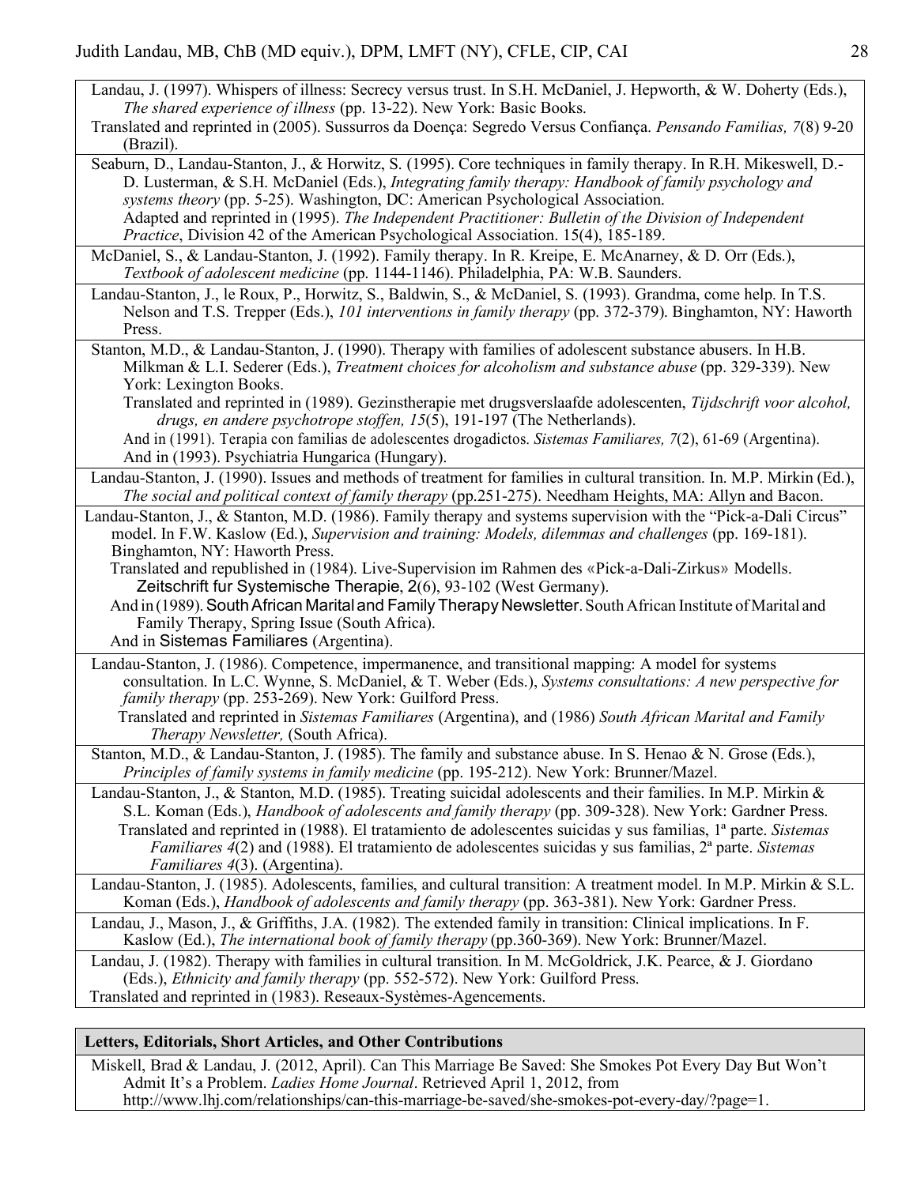Landau, J. (1997). Whispers of illness: Secrecy versus trust. In S.H. McDaniel, J. Hepworth, & W. Doherty (Eds.), *The shared experience of illness* (pp. 13-22). New York: Basic Books.
Translated and reprinted in (2005). Sussurros da Doença: Segredo Versus Confiança. *Pensando Familias, 7*(8) 9-20 (Brazil).

Seaburn, D., Landau-Stanton, J., & Horwitz, S. (1995). Core techniques in family therapy. In R.H. Mikeswell, D.-D. Lusterman, & S.H. McDaniel (Eds.), *Integrating family therapy: Handbook of family psychology and systems theory* (pp. 5-25). Washington, DC: American Psychological Association.
Adapted and reprinted in (1995). *The Independent Practitioner: Bulletin of the Division of Independent Practice*, Division 42 of the American Psychological Association. 15(4), 185-189.

McDaniel, S., & Landau-Stanton, J. (1992). Family therapy. In R. Kreipe, E. McAnarney, & D. Orr (Eds.), *Textbook of adolescent medicine* (pp. 1144-1146). Philadelphia, PA: W.B. Saunders.

Landau-Stanton, J., le Roux, P., Horwitz, S., Baldwin, S., & McDaniel, S. (1993). Grandma, come help. In T.S. Nelson and T.S. Trepper (Eds.), *101 interventions in family therapy* (pp. 372-379). Binghamton, NY: Haworth Press.

Stanton, M.D., & Landau-Stanton, J. (1990). Therapy with families of adolescent substance abusers. In H.B. Milkman & L.I. Sederer (Eds.), *Treatment choices for alcoholism and substance abuse* (pp. 329-339). New York: Lexington Books.
Translated and reprinted in (1989). Gezinstherapie met drugsverslaafde adolescenten, *Tijdschrift voor alcohol, drugs, en andere psychotrope stoffen, 15*(5), 191-197 (The Netherlands).
And in (1991). Terapia con familias de adolescentes drogadictos. *Sistemas Familiares, 7*(2), 61-69 (Argentina).
And in (1993). Psychiatria Hungarica (Hungary).

Landau-Stanton, J. (1990). Issues and methods of treatment for families in cultural transition. In. M.P. Mirkin (Ed.), *The social and political context of family therapy* (pp.251-275). Needham Heights, MA: Allyn and Bacon.

Landau-Stanton, J., & Stanton, M.D. (1986). Family therapy and systems supervision with the "Pick-a-Dali Circus" model. In F.W. Kaslow (Ed.), *Supervision and training: Models, dilemmas and challenges* (pp. 169-181). Binghamton, NY: Haworth Press.
Translated and republished in (1984). Live-Supervision im Rahmen des «Pick-a-Dali-Zirkus» Modells. Zeitschrift fur Systemische Therapie, 2(6), 93-102 (West Germany).
And in (1989). South African Marital and Family Therapy Newsletter. South African Institute of Marital and Family Therapy, Spring Issue (South Africa).
And in Sistemas Familiares (Argentina).

Landau-Stanton, J. (1986). Competence, impermanence, and transitional mapping: A model for systems consultation. In L.C. Wynne, S. McDaniel, & T. Weber (Eds.), *Systems consultations: A new perspective for family therapy* (pp. 253-269). New York: Guilford Press.
Translated and reprinted in *Sistemas Familiares* (Argentina), and (1986) *South African Marital and Family Therapy Newsletter,* (South Africa).

Stanton, M.D., & Landau-Stanton, J. (1985). The family and substance abuse. In S. Henao & N. Grose (Eds.), *Principles of family systems in family medicine* (pp. 195-212). New York: Brunner/Mazel.

Landau-Stanton, J., & Stanton, M.D. (1985). Treating suicidal adolescents and their families. In M.P. Mirkin & S.L. Koman (Eds.), *Handbook of adolescents and family therapy* (pp. 309-328). New York: Gardner Press.
Translated and reprinted in (1988). El tratamiento de adolescentes suicidas y sus familias, 1ª parte. *Sistemas Familiares 4*(2) and (1988). El tratamiento de adolescentes suicidas y sus familias, 2ª parte. *Sistemas Familiares 4*(3). (Argentina).

Landau-Stanton, J. (1985). Adolescents, families, and cultural transition: A treatment model. In M.P. Mirkin & S.L. Koman (Eds.), *Handbook of adolescents and family therapy* (pp. 363-381). New York: Gardner Press.

Landau, J., Mason, J., & Griffiths, J.A. (1982). The extended family in transition: Clinical implications. In F. Kaslow (Ed.), *The international book of family therapy* (pp.360-369). New York: Brunner/Mazel.

Landau, J. (1982). Therapy with families in cultural transition. In M. McGoldrick, J.K. Pearce, & J. Giordano (Eds.), *Ethnicity and family therapy* (pp. 552-572). New York: Guilford Press.
Translated and reprinted in (1983). Reseaux-Systèmes-Agencements.

## Letters, Editorials, Short Articles, and Other Contributions

Miskell, Brad & Landau, J. (2012, April). Can This Marriage Be Saved: She Smokes Pot Every Day But Won't Admit It's a Problem. *Ladies Home Journal*. Retrieved April 1, 2012, from http://www.lhj.com/relationships/can-this-marriage-be-saved/she-smokes-pot-every-day/?page=1.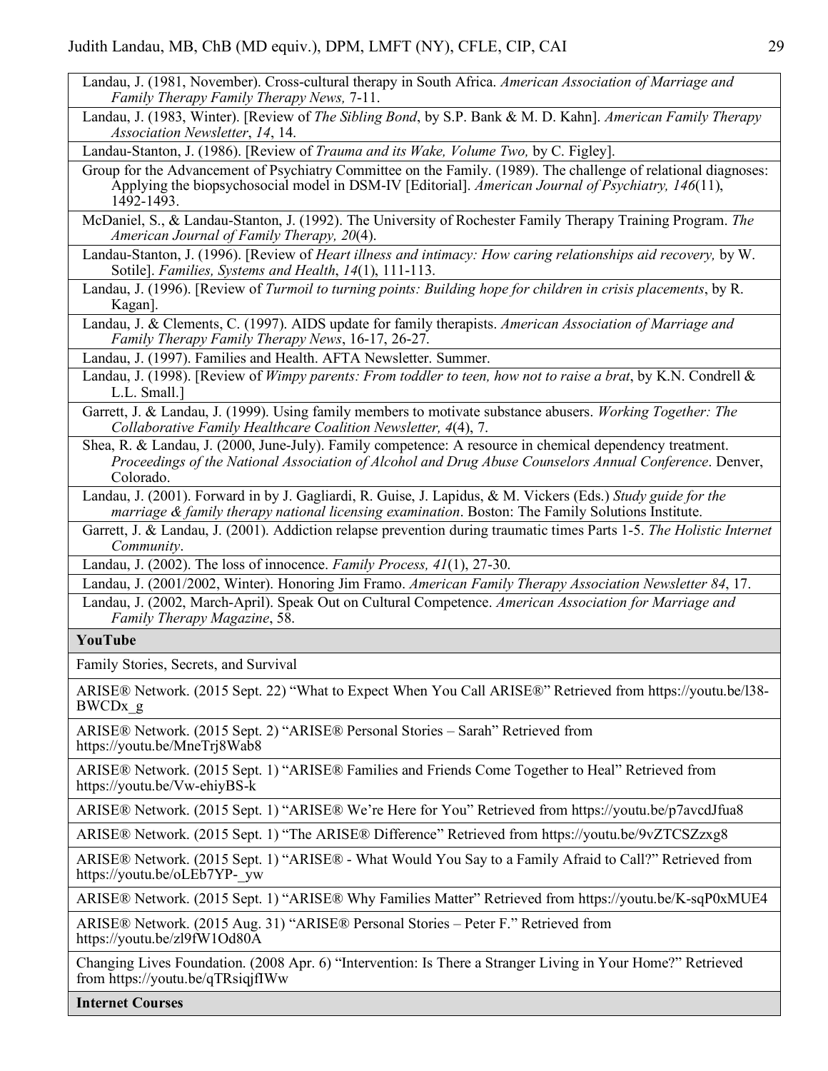Landau, J. (1981, November). Cross-cultural therapy in South Africa. *American Association of Marriage and Family Therapy Family Therapy News,* 7-11.

Landau, J. (1983, Winter). [Review of *The Sibling Bond*, by S.P. Bank & M. D. Kahn]. *American Family Therapy Association Newsletter*, *14*, 14.

Landau-Stanton, J. (1986). [Review of *Trauma and its Wake, Volume Two,* by C. Figley].

Group for the Advancement of Psychiatry Committee on the Family. (1989). The challenge of relational diagnoses: Applying the biopsychosocial model in DSM-IV [Editorial]. *American Journal of Psychiatry, 146*(11), 1492-1493.

McDaniel, S., & Landau-Stanton, J. (1992). The University of Rochester Family Therapy Training Program. *The American Journal of Family Therapy, 20*(4).

Landau-Stanton, J. (1996). [Review of *Heart illness and intimacy: How caring relationships aid recovery,* by W. Sotile]. *Families, Systems and Health*, *14*(1), 111-113.

Landau, J. (1996). [Review of *Turmoil to turning points: Building hope for children in crisis placements*, by R. Kagan].

Landau, J. & Clements, C. (1997). AIDS update for family therapists. *American Association of Marriage and Family Therapy Family Therapy News*, 16-17, 26-27.

Landau, J. (1997). Families and Health. AFTA Newsletter. Summer.

Landau, J. (1998). [Review of *Wimpy parents: From toddler to teen, how not to raise a brat*, by K.N. Condrell & L.L. Small.]

Garrett, J. & Landau, J. (1999). Using family members to motivate substance abusers. *Working Together: The Collaborative Family Healthcare Coalition Newsletter, 4*(4), 7.

Shea, R. & Landau, J. (2000, June-July). Family competence: A resource in chemical dependency treatment. *Proceedings of the National Association of Alcohol and Drug Abuse Counselors Annual Conference*. Denver, Colorado.

Landau, J. (2001). Forward in by J. Gagliardi, R. Guise, J. Lapidus, & M. Vickers (Eds.) *Study guide for the marriage & family therapy national licensing examination*. Boston: The Family Solutions Institute.

Garrett, J. & Landau, J. (2001). Addiction relapse prevention during traumatic times Parts 1-5. *The Holistic Internet Community*.

Landau, J. (2002). The loss of innocence. *Family Process, 41*(1), 27-30.

Landau, J. (2001/2002, Winter). Honoring Jim Framo. *American Family Therapy Association Newsletter 84*, 17.

Landau, J. (2002, March-April). Speak Out on Cultural Competence. *American Association for Marriage and Family Therapy Magazine*, 58.

**YouTube**

Family Stories, Secrets, and Survival

ARISE® Network. (2015 Sept. 22) "What to Expect When You Call ARISE®" Retrieved from https://youtu.be/l38-BWCDx_g

ARISE® Network. (2015 Sept. 2) "ARISE® Personal Stories – Sarah" Retrieved from https://youtu.be/MneTrj8Wab8

ARISE® Network. (2015 Sept. 1) "ARISE® Families and Friends Come Together to Heal" Retrieved from https://youtu.be/Vw-ehiyBS-k

ARISE® Network. (2015 Sept. 1) "ARISE® We're Here for You" Retrieved from https://youtu.be/p7avcdJfua8

ARISE® Network. (2015 Sept. 1) "The ARISE® Difference" Retrieved from https://youtu.be/9vZTCSZzxg8

ARISE® Network. (2015 Sept. 1) "ARISE® - What Would You Say to a Family Afraid to Call?" Retrieved from https://youtu.be/oLEb7YP-_yw

ARISE® Network. (2015 Sept. 1) "ARISE® Why Families Matter" Retrieved from https://youtu.be/K-sqP0xMUE4

ARISE® Network. (2015 Aug. 31) "ARISE® Personal Stories – Peter F." Retrieved from https://youtu.be/zl9fW1Od80A

Changing Lives Foundation. (2008 Apr. 6) "Intervention: Is There a Stranger Living in Your Home?" Retrieved from https://youtu.be/qTRsiqjfIWw

**Internet Courses**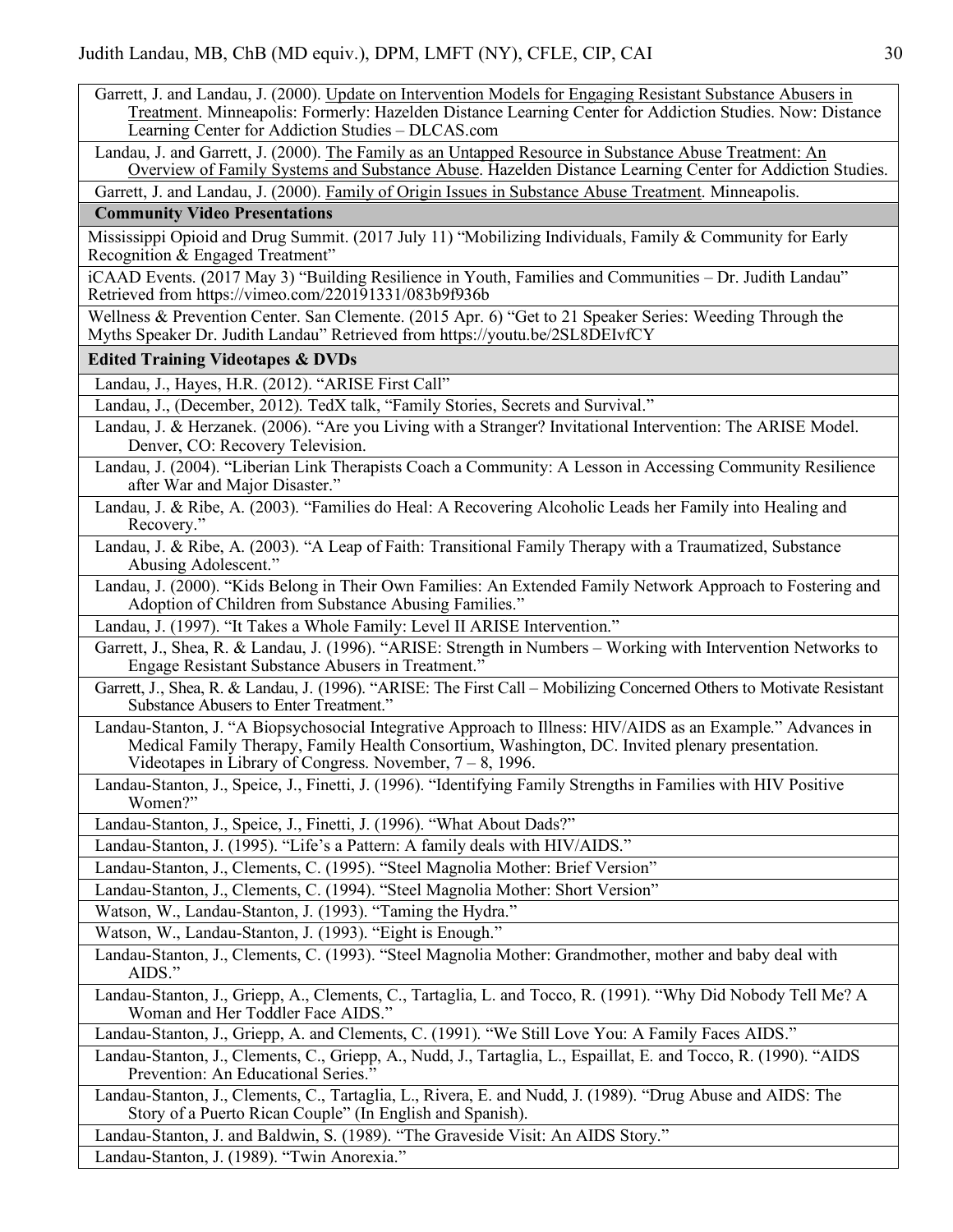Garrett, J. and Landau, J. (2000). Update on Intervention Models for Engaging Resistant Substance Abusers in Treatment. Minneapolis: Formerly: Hazelden Distance Learning Center for Addiction Studies. Now: Distance Learning Center for Addiction Studies – DLCAS.com

Landau, J. and Garrett, J. (2000). The Family as an Untapped Resource in Substance Abuse Treatment: An Overview of Family Systems and Substance Abuse. Hazelden Distance Learning Center for Addiction Studies.

Garrett, J. and Landau, J. (2000). Family of Origin Issues in Substance Abuse Treatment. Minneapolis.

## Community Video Presentations

Mississippi Opioid and Drug Summit. (2017 July 11) "Mobilizing Individuals, Family & Community for Early Recognition & Engaged Treatment"

iCAAD Events. (2017 May 3) "Building Resilience in Youth, Families and Communities – Dr. Judith Landau" Retrieved from https://vimeo.com/220191331/083b9f936b

Wellness & Prevention Center. San Clemente. (2015 Apr. 6) "Get to 21 Speaker Series: Weeding Through the Myths Speaker Dr. Judith Landau" Retrieved from https://youtu.be/2SL8DEIvfCY

## Edited Training Videotapes & DVDs

Landau, J., Hayes, H.R. (2012). "ARISE First Call"

Landau, J., (December, 2012). TedX talk, "Family Stories, Secrets and Survival."

Landau, J. & Herzanek. (2006). "Are you Living with a Stranger? Invitational Intervention: The ARISE Model. Denver, CO: Recovery Television.

Landau, J. (2004). "Liberian Link Therapists Coach a Community: A Lesson in Accessing Community Resilience after War and Major Disaster."

Landau, J. & Ribe, A. (2003). "Families do Heal: A Recovering Alcoholic Leads her Family into Healing and Recovery."

Landau, J. & Ribe, A. (2003). "A Leap of Faith: Transitional Family Therapy with a Traumatized, Substance Abusing Adolescent."

Landau, J. (2000). "Kids Belong in Their Own Families: An Extended Family Network Approach to Fostering and Adoption of Children from Substance Abusing Families."

Landau, J. (1997). "It Takes a Whole Family: Level II ARISE Intervention."

Garrett, J., Shea, R. & Landau, J. (1996). "ARISE: Strength in Numbers – Working with Intervention Networks to Engage Resistant Substance Abusers in Treatment."

Garrett, J., Shea, R. & Landau, J. (1996). "ARISE: The First Call – Mobilizing Concerned Others to Motivate Resistant Substance Abusers to Enter Treatment."

Landau-Stanton, J. "A Biopsychosocial Integrative Approach to Illness: HIV/AIDS as an Example." Advances in Medical Family Therapy, Family Health Consortium, Washington, DC. Invited plenary presentation. Videotapes in Library of Congress. November, 7 – 8, 1996.

Landau-Stanton, J., Speice, J., Finetti, J. (1996). "Identifying Family Strengths in Families with HIV Positive Women?"

Landau-Stanton, J., Speice, J., Finetti, J. (1996). "What About Dads?"

Landau-Stanton, J. (1995). "Life's a Pattern: A family deals with HIV/AIDS."

Landau-Stanton, J., Clements, C. (1995). "Steel Magnolia Mother: Brief Version"

Landau-Stanton, J., Clements, C. (1994). "Steel Magnolia Mother: Short Version"

Watson, W., Landau-Stanton, J. (1993). "Taming the Hydra."

Watson, W., Landau-Stanton, J. (1993). "Eight is Enough."

Landau-Stanton, J., Clements, C. (1993). "Steel Magnolia Mother: Grandmother, mother and baby deal with AIDS."

Landau-Stanton, J., Griepp, A., Clements, C., Tartaglia, L. and Tocco, R. (1991). "Why Did Nobody Tell Me? A Woman and Her Toddler Face AIDS."

Landau-Stanton, J., Griepp, A. and Clements, C. (1991). "We Still Love You: A Family Faces AIDS."

Landau-Stanton, J., Clements, C., Griepp, A., Nudd, J., Tartaglia, L., Espaillat, E. and Tocco, R. (1990). "AIDS Prevention: An Educational Series."

Landau-Stanton, J., Clements, C., Tartaglia, L., Rivera, E. and Nudd, J. (1989). "Drug Abuse and AIDS: The Story of a Puerto Rican Couple" (In English and Spanish).

Landau-Stanton, J. and Baldwin, S. (1989). "The Graveside Visit: An AIDS Story."

Landau-Stanton, J. (1989). "Twin Anorexia."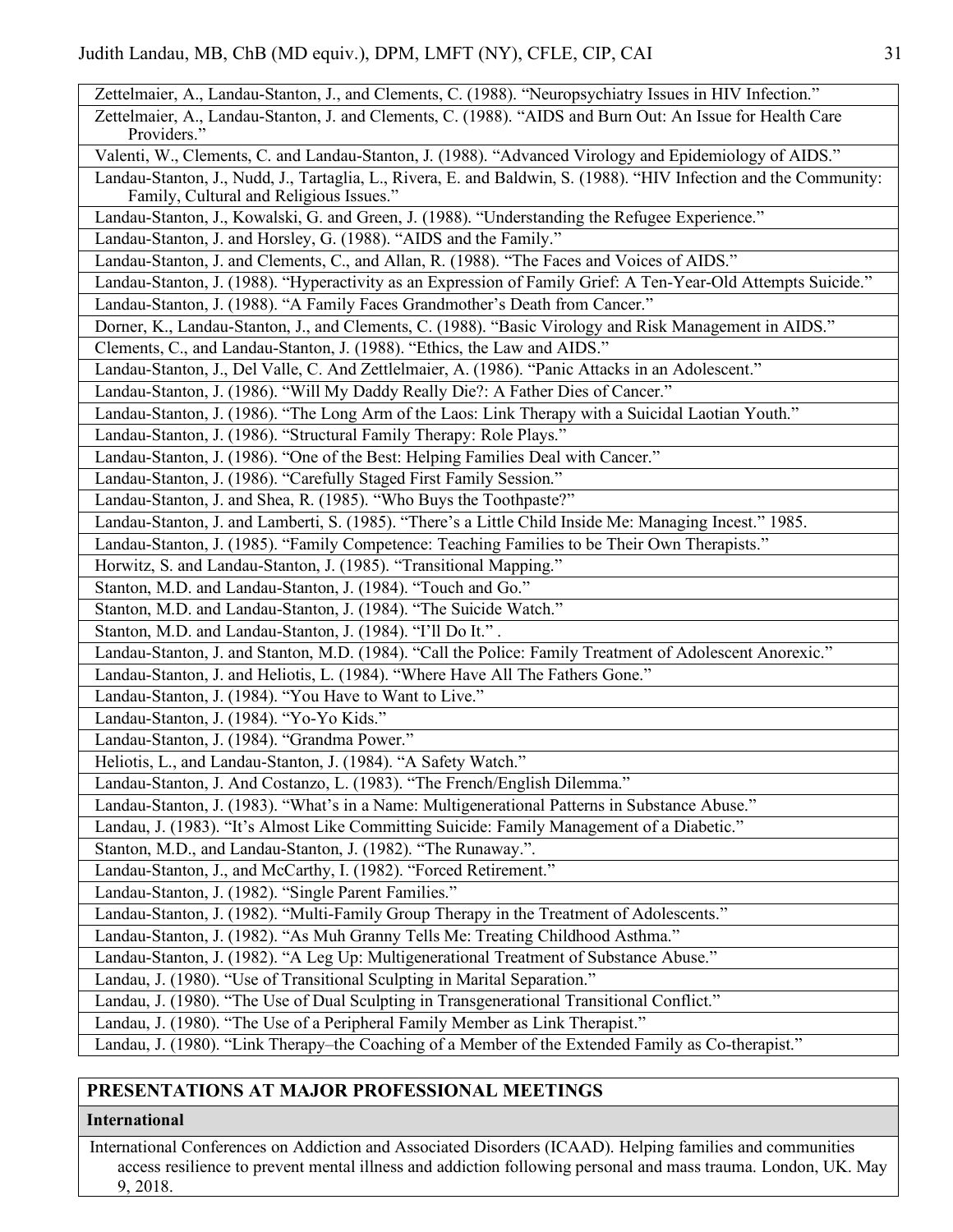Zettelmaier, A., Landau-Stanton, J., and Clements, C. (1988). "Neuropsychiatry Issues in HIV Infection."

Zettelmaier, A., Landau-Stanton, J. and Clements, C. (1988). "AIDS and Burn Out: An Issue for Health Care Providers."

Valenti, W., Clements, C. and Landau-Stanton, J. (1988). "Advanced Virology and Epidemiology of AIDS."

Landau-Stanton, J., Nudd, J., Tartaglia, L., Rivera, E. and Baldwin, S. (1988). "HIV Infection and the Community: Family, Cultural and Religious Issues."

Landau-Stanton, J., Kowalski, G. and Green, J. (1988). "Understanding the Refugee Experience."

Landau-Stanton, J. and Horsley, G. (1988). "AIDS and the Family."

Landau-Stanton, J. and Clements, C., and Allan, R. (1988). "The Faces and Voices of AIDS."

Landau-Stanton, J. (1988). "Hyperactivity as an Expression of Family Grief: A Ten-Year-Old Attempts Suicide."

Landau-Stanton, J. (1988). "A Family Faces Grandmother's Death from Cancer."

Dorner, K., Landau-Stanton, J., and Clements, C. (1988). "Basic Virology and Risk Management in AIDS."

Clements, C., and Landau-Stanton, J. (1988). "Ethics, the Law and AIDS."

Landau-Stanton, J., Del Valle, C. And Zettlelmaier, A. (1986). "Panic Attacks in an Adolescent."

Landau-Stanton, J. (1986). "Will My Daddy Really Die?: A Father Dies of Cancer."

Landau-Stanton, J. (1986). "The Long Arm of the Laos: Link Therapy with a Suicidal Laotian Youth."

Landau-Stanton, J. (1986). "Structural Family Therapy: Role Plays."

Landau-Stanton, J. (1986). "One of the Best: Helping Families Deal with Cancer."

Landau-Stanton, J. (1986). "Carefully Staged First Family Session."

Landau-Stanton, J. and Shea, R. (1985). "Who Buys the Toothpaste?"

Landau-Stanton, J. and Lamberti, S. (1985). "There's a Little Child Inside Me: Managing Incest." 1985.

Landau-Stanton, J. (1985). "Family Competence: Teaching Families to be Their Own Therapists."

Horwitz, S. and Landau-Stanton, J. (1985). "Transitional Mapping."

Stanton, M.D. and Landau-Stanton, J. (1984). "Touch and Go."

Stanton, M.D. and Landau-Stanton, J. (1984). "The Suicide Watch."

Stanton, M.D. and Landau-Stanton, J. (1984). "I'll Do It." .

Landau-Stanton, J. and Stanton, M.D. (1984). "Call the Police: Family Treatment of Adolescent Anorexic."

Landau-Stanton, J. and Heliotis, L. (1984). "Where Have All The Fathers Gone."

Landau-Stanton, J. (1984). "You Have to Want to Live."

Landau-Stanton, J. (1984). "Yo-Yo Kids."

Landau-Stanton, J. (1984). "Grandma Power."

Heliotis, L., and Landau-Stanton, J. (1984). "A Safety Watch."

Landau-Stanton, J. And Costanzo, L. (1983). "The French/English Dilemma."

Landau-Stanton, J. (1983). "What's in a Name: Multigenerational Patterns in Substance Abuse."

Landau, J. (1983). "It's Almost Like Committing Suicide: Family Management of a Diabetic."

Stanton, M.D., and Landau-Stanton, J. (1982). "The Runaway.".

Landau-Stanton, J., and McCarthy, I. (1982). "Forced Retirement."

Landau-Stanton, J. (1982). "Single Parent Families."

Landau-Stanton, J. (1982). "Multi-Family Group Therapy in the Treatment of Adolescents."

Landau-Stanton, J. (1982). "As Muh Granny Tells Me: Treating Childhood Asthma."

Landau-Stanton, J. (1982). "A Leg Up: Multigenerational Treatment of Substance Abuse."

Landau, J. (1980). "Use of Transitional Sculpting in Marital Separation."

Landau, J. (1980). "The Use of Dual Sculpting in Transgenerational Transitional Conflict."

Landau, J. (1980). "The Use of a Peripheral Family Member as Link Therapist."

Landau, J. (1980). "Link Therapy–the Coaching of a Member of the Extended Family as Co-therapist."

## PRESENTATIONS AT MAJOR PROFESSIONAL MEETINGS

### International

International Conferences on Addiction and Associated Disorders (ICAAD). Helping families and communities access resilience to prevent mental illness and addiction following personal and mass trauma. London, UK. May 9, 2018.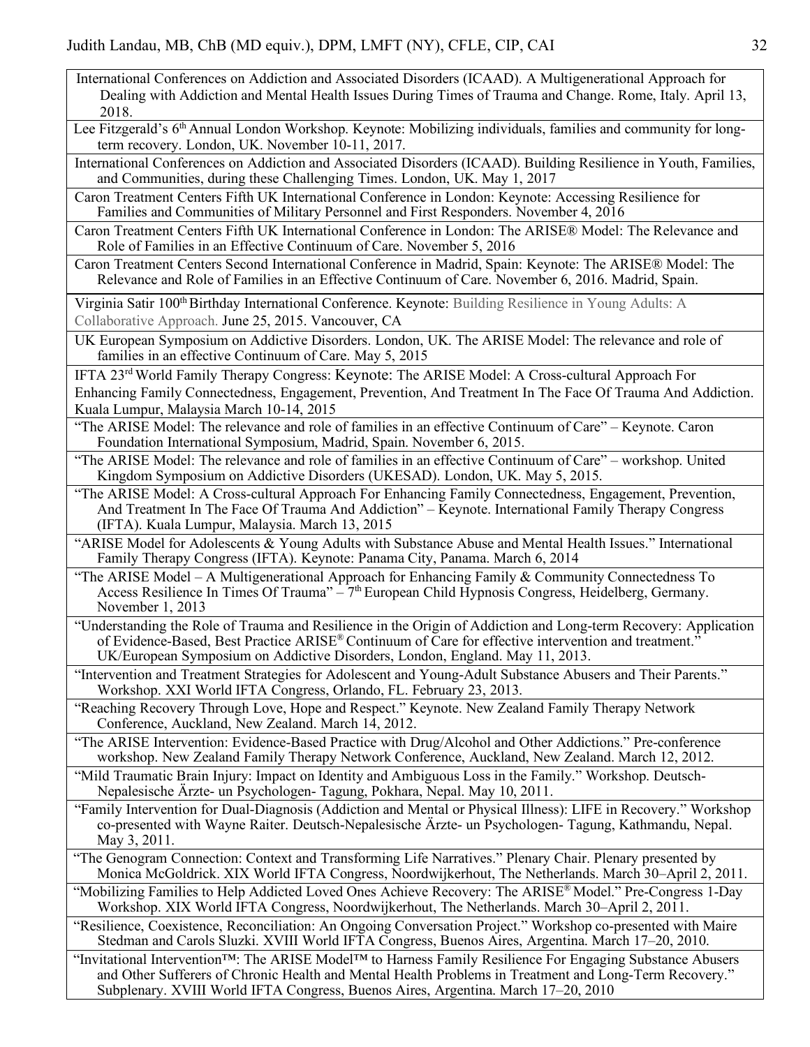| |
|---|
| International Conferences on Addiction and Associated Disorders (ICAAD). A Multigenerational Approach for Dealing with Addiction and Mental Health Issues During Times of Trauma and Change. Rome, Italy. April 13, 2018. |
| Lee Fitzgerald's 6th Annual London Workshop. Keynote: Mobilizing individuals, families and community for long-term recovery. London, UK. November 10-11, 2017. |
| International Conferences on Addiction and Associated Disorders (ICAAD). Building Resilience in Youth, Families, and Communities, during these Challenging Times. London, UK. May 1, 2017 |
| Caron Treatment Centers Fifth UK International Conference in London: Keynote: Accessing Resilience for Families and Communities of Military Personnel and First Responders. November 4, 2016 |
| Caron Treatment Centers Fifth UK International Conference in London: The ARISE® Model: The Relevance and Role of Families in an Effective Continuum of Care. November 5, 2016 |
| Caron Treatment Centers Second International Conference in Madrid, Spain: Keynote: The ARISE® Model: The Relevance and Role of Families in an Effective Continuum of Care. November 6, 2016. Madrid, Spain. |
| Virginia Satir 100th Birthday International Conference. Keynote: Building Resilience in Young Adults: A Collaborative Approach. June 25, 2015. Vancouver, CA |
| UK European Symposium on Addictive Disorders. London, UK. The ARISE Model: The relevance and role of families in an effective Continuum of Care. May 5, 2015 |
| IFTA 23rd World Family Therapy Congress: Keynote: The ARISE Model: A Cross-cultural Approach For Enhancing Family Connectedness, Engagement, Prevention, And Treatment In The Face Of Trauma And Addiction. Kuala Lumpur, Malaysia March 10-14, 2015 |
| "The ARISE Model: The relevance and role of families in an effective Continuum of Care" – Keynote. Caron Foundation International Symposium, Madrid, Spain. November 6, 2015. |
| "The ARISE Model: The relevance and role of families in an effective Continuum of Care" – workshop. United Kingdom Symposium on Addictive Disorders (UKESAD). London, UK. May 5, 2015. |
| "The ARISE Model: A Cross-cultural Approach For Enhancing Family Connectedness, Engagement, Prevention, And Treatment In The Face Of Trauma And Addiction" – Keynote. International Family Therapy Congress (IFTA). Kuala Lumpur, Malaysia. March 13, 2015 |
| "ARISE Model for Adolescents & Young Adults with Substance Abuse and Mental Health Issues." International Family Therapy Congress (IFTA). Keynote: Panama City, Panama. March 6, 2014 |
| "The ARISE Model – A Multigenerational Approach for Enhancing Family & Community Connectedness To Access Resilience In Times Of Trauma" – 7th European Child Hypnosis Congress, Heidelberg, Germany. November 1, 2013 |
| "Understanding the Role of Trauma and Resilience in the Origin of Addiction and Long-term Recovery: Application of Evidence-Based, Best Practice ARISE® Continuum of Care for effective intervention and treatment." UK/European Symposium on Addictive Disorders, London, England. May 11, 2013. |
| "Intervention and Treatment Strategies for Adolescent and Young-Adult Substance Abusers and Their Parents." Workshop. XXI World IFTA Congress, Orlando, FL. February 23, 2013. |
| "Reaching Recovery Through Love, Hope and Respect." Keynote. New Zealand Family Therapy Network Conference, Auckland, New Zealand. March 14, 2012. |
| "The ARISE Intervention: Evidence-Based Practice with Drug/Alcohol and Other Addictions." Pre-conference workshop. New Zealand Family Therapy Network Conference, Auckland, New Zealand. March 12, 2012. |
| "Mild Traumatic Brain Injury: Impact on Identity and Ambiguous Loss in the Family." Workshop. Deutsch-Nepalesische Ärzte- un Psychologen- Tagung, Pokhara, Nepal. May 10, 2011. |
| "Family Intervention for Dual-Diagnosis (Addiction and Mental or Physical Illness): LIFE in Recovery." Workshop co-presented with Wayne Raiter. Deutsch-Nepalesische Ärzte- un Psychologen- Tagung, Kathmandu, Nepal. May 3, 2011. |
| "The Genogram Connection: Context and Transforming Life Narratives." Plenary Chair. Plenary presented by Monica McGoldrick. XIX World IFTA Congress, Noordwijkerhout, The Netherlands. March 30–April 2, 2011. |
| "Mobilizing Families to Help Addicted Loved Ones Achieve Recovery: The ARISE® Model." Pre-Congress 1-Day Workshop. XIX World IFTA Congress, Noordwijkerhout, The Netherlands. March 30–April 2, 2011. |
| "Resilience, Coexistence, Reconciliation: An Ongoing Conversation Project." Workshop co-presented with Maire Stedman and Carols Sluzki. XVIII World IFTA Congress, Buenos Aires, Argentina. March 17–20, 2010. |
| "Invitational Intervention™: The ARISE Model™ to Harness Family Resilience For Engaging Substance Abusers and Other Sufferers of Chronic Health and Mental Health Problems in Treatment and Long-Term Recovery." Subplenary. XVIII World IFTA Congress, Buenos Aires, Argentina. March 17–20, 2010 |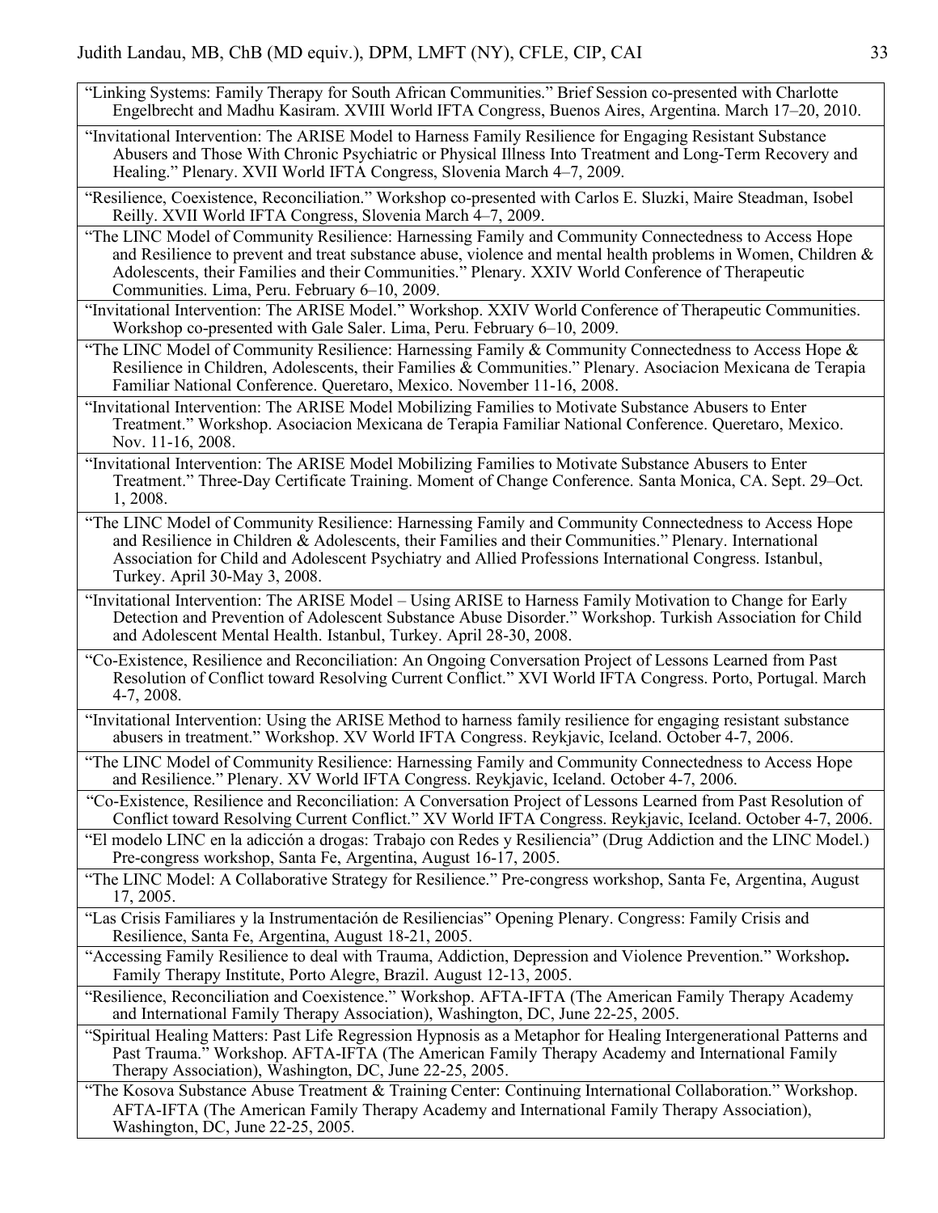“Linking Systems: Family Therapy for South African Communities.” Brief Session co-presented with Charlotte Engelbrecht and Madhu Kasiram. XVIII World IFTA Congress, Buenos Aires, Argentina. March 17–20, 2010.

“Invitational Intervention: The ARISE Model to Harness Family Resilience for Engaging Resistant Substance Abusers and Those With Chronic Psychiatric or Physical Illness Into Treatment and Long-Term Recovery and Healing.” Plenary. XVII World IFTA Congress, Slovenia March 4–7, 2009.

“Resilience, Coexistence, Reconciliation.” Workshop co-presented with Carlos E. Sluzki, Maire Steadman, Isobel Reilly. XVII World IFTA Congress, Slovenia March 4–7, 2009.

“The LINC Model of Community Resilience: Harnessing Family and Community Connectedness to Access Hope and Resilience to prevent and treat substance abuse, violence and mental health problems in Women, Children & Adolescents, their Families and their Communities.” Plenary. XXIV World Conference of Therapeutic Communities. Lima, Peru. February 6–10, 2009.

“Invitational Intervention: The ARISE Model.” Workshop. XXIV World Conference of Therapeutic Communities. Workshop co-presented with Gale Saler. Lima, Peru. February 6–10, 2009.

“The LINC Model of Community Resilience: Harnessing Family & Community Connectedness to Access Hope & Resilience in Children, Adolescents, their Families & Communities.” Plenary. Asociacion Mexicana de Terapia Familiar National Conference. Queretaro, Mexico. November 11-16, 2008.

“Invitational Intervention: The ARISE Model Mobilizing Families to Motivate Substance Abusers to Enter Treatment.” Workshop. Asociacion Mexicana de Terapia Familiar National Conference. Queretaro, Mexico. Nov. 11-16, 2008.

“Invitational Intervention: The ARISE Model Mobilizing Families to Motivate Substance Abusers to Enter Treatment.” Three-Day Certificate Training. Moment of Change Conference. Santa Monica, CA. Sept. 29–Oct. 1, 2008.

“The LINC Model of Community Resilience: Harnessing Family and Community Connectedness to Access Hope and Resilience in Children & Adolescents, their Families and their Communities.” Plenary. International Association for Child and Adolescent Psychiatry and Allied Professions International Congress. Istanbul, Turkey. April 30-May 3, 2008.

“Invitational Intervention: The ARISE Model – Using ARISE to Harness Family Motivation to Change for Early Detection and Prevention of Adolescent Substance Abuse Disorder.” Workshop. Turkish Association for Child and Adolescent Mental Health. Istanbul, Turkey. April 28-30, 2008.

“Co-Existence, Resilience and Reconciliation: An Ongoing Conversation Project of Lessons Learned from Past Resolution of Conflict toward Resolving Current Conflict.” XVI World IFTA Congress. Porto, Portugal. March 4-7, 2008.

“Invitational Intervention: Using the ARISE Method to harness family resilience for engaging resistant substance abusers in treatment.” Workshop. XV World IFTA Congress. Reykjavic, Iceland. October 4-7, 2006.

“The LINC Model of Community Resilience: Harnessing Family and Community Connectedness to Access Hope and Resilience.” Plenary. XV World IFTA Congress. Reykjavic, Iceland. October 4-7, 2006.

“Co-Existence, Resilience and Reconciliation: A Conversation Project of Lessons Learned from Past Resolution of Conflict toward Resolving Current Conflict.” XV World IFTA Congress. Reykjavic, Iceland. October 4-7, 2006.

“El modelo LINC en la adicción a drogas: Trabajo con Redes y Resiliencia” (Drug Addiction and the LINC Model.) Pre-congress workshop, Santa Fe, Argentina, August 16-17, 2005.

“The LINC Model: A Collaborative Strategy for Resilience.” Pre-congress workshop, Santa Fe, Argentina, August 17, 2005.

“Las Crisis Familiares y la Instrumentación de Resiliencias” Opening Plenary. Congress: Family Crisis and Resilience, Santa Fe, Argentina, August 18-21, 2005.

“Accessing Family Resilience to deal with Trauma, Addiction, Depression and Violence Prevention.” Workshop**.** Family Therapy Institute, Porto Alegre, Brazil. August 12-13, 2005.

“Resilience, Reconciliation and Coexistence.” Workshop. AFTA-IFTA (The American Family Therapy Academy and International Family Therapy Association), Washington, DC, June 22-25, 2005.

“Spiritual Healing Matters: Past Life Regression Hypnosis as a Metaphor for Healing Intergenerational Patterns and Past Trauma.” Workshop. AFTA-IFTA (The American Family Therapy Academy and International Family Therapy Association), Washington, DC, June 22-25, 2005.

“The Kosova Substance Abuse Treatment & Training Center: Continuing International Collaboration.” Workshop. AFTA-IFTA (The American Family Therapy Academy and International Family Therapy Association), Washington, DC, June 22-25, 2005.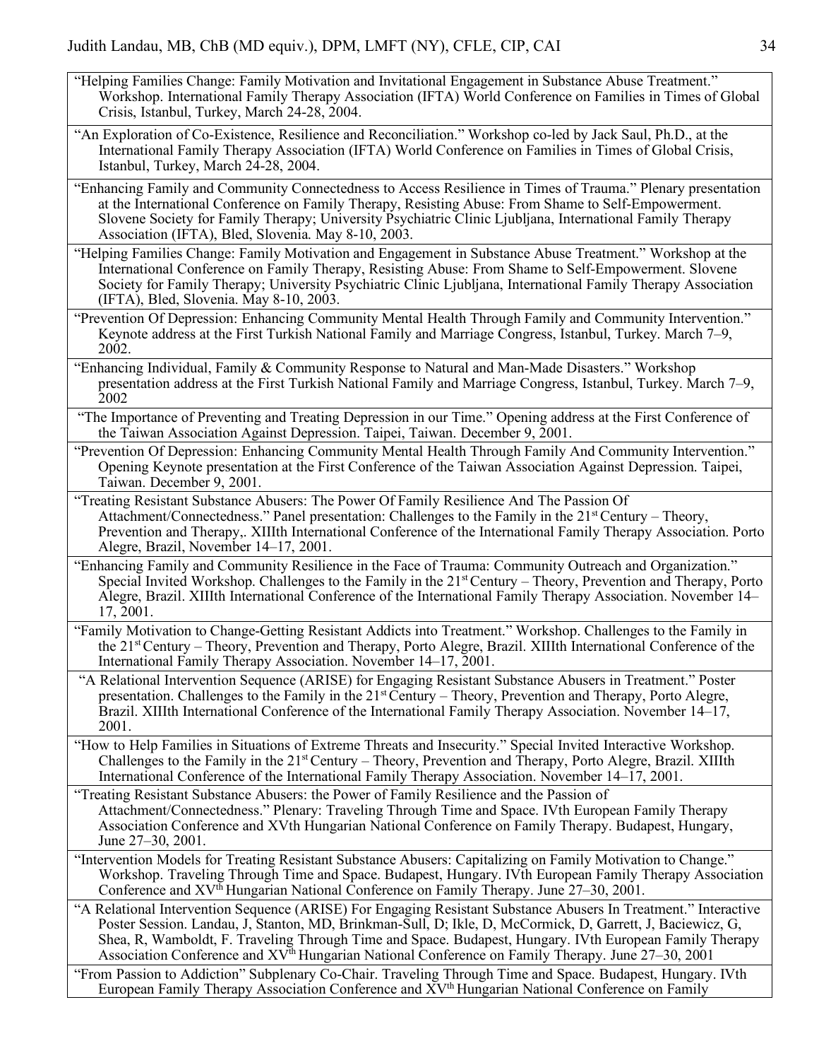"Helping Families Change: Family Motivation and Invitational Engagement in Substance Abuse Treatment." Workshop. International Family Therapy Association (IFTA) World Conference on Families in Times of Global Crisis, Istanbul, Turkey, March 24-28, 2004.

"An Exploration of Co-Existence, Resilience and Reconciliation." Workshop co-led by Jack Saul, Ph.D., at the International Family Therapy Association (IFTA) World Conference on Families in Times of Global Crisis, Istanbul, Turkey, March 24-28, 2004.

"Enhancing Family and Community Connectedness to Access Resilience in Times of Trauma." Plenary presentation at the International Conference on Family Therapy, Resisting Abuse: From Shame to Self-Empowerment. Slovene Society for Family Therapy; University Psychiatric Clinic Ljubljana, International Family Therapy Association (IFTA), Bled, Slovenia. May 8-10, 2003.

"Helping Families Change: Family Motivation and Engagement in Substance Abuse Treatment." Workshop at the International Conference on Family Therapy, Resisting Abuse: From Shame to Self-Empowerment. Slovene Society for Family Therapy; University Psychiatric Clinic Ljubljana, International Family Therapy Association (IFTA), Bled, Slovenia. May 8-10, 2003.

"Prevention Of Depression: Enhancing Community Mental Health Through Family and Community Intervention." Keynote address at the First Turkish National Family and Marriage Congress, Istanbul, Turkey. March 7–9, 2002.

"Enhancing Individual, Family & Community Response to Natural and Man-Made Disasters." Workshop presentation address at the First Turkish National Family and Marriage Congress, Istanbul, Turkey. March 7–9, 2002

"The Importance of Preventing and Treating Depression in our Time." Opening address at the First Conference of the Taiwan Association Against Depression. Taipei, Taiwan. December 9, 2001.

"Prevention Of Depression: Enhancing Community Mental Health Through Family And Community Intervention." Opening Keynote presentation at the First Conference of the Taiwan Association Against Depression. Taipei, Taiwan. December 9, 2001.

"Treating Resistant Substance Abusers: The Power Of Family Resilience And The Passion Of Attachment/Connectedness." Panel presentation: Challenges to the Family in the 21st Century – Theory, Prevention and Therapy,. XIIIth International Conference of the International Family Therapy Association. Porto Alegre, Brazil, November 14–17, 2001.

"Enhancing Family and Community Resilience in the Face of Trauma: Community Outreach and Organization." Special Invited Workshop. Challenges to the Family in the 21st Century – Theory, Prevention and Therapy, Porto Alegre, Brazil. XIIIth International Conference of the International Family Therapy Association. November 14–17, 2001.

"Family Motivation to Change-Getting Resistant Addicts into Treatment." Workshop. Challenges to the Family in the 21st Century – Theory, Prevention and Therapy, Porto Alegre, Brazil. XIIIth International Conference of the International Family Therapy Association. November 14–17, 2001.

"A Relational Intervention Sequence (ARISE) for Engaging Resistant Substance Abusers in Treatment." Poster presentation. Challenges to the Family in the 21st Century – Theory, Prevention and Therapy, Porto Alegre, Brazil. XIIIth International Conference of the International Family Therapy Association. November 14–17, 2001.

"How to Help Families in Situations of Extreme Threats and Insecurity." Special Invited Interactive Workshop. Challenges to the Family in the 21st Century – Theory, Prevention and Therapy, Porto Alegre, Brazil. XIIIth International Conference of the International Family Therapy Association. November 14–17, 2001.

"Treating Resistant Substance Abusers: the Power of Family Resilience and the Passion of Attachment/Connectedness." Plenary: Traveling Through Time and Space. IVth European Family Therapy Association Conference and XVth Hungarian National Conference on Family Therapy. Budapest, Hungary, June 27–30, 2001.

"Intervention Models for Treating Resistant Substance Abusers: Capitalizing on Family Motivation to Change." Workshop. Traveling Through Time and Space. Budapest, Hungary. IVth European Family Therapy Association Conference and XVth Hungarian National Conference on Family Therapy. June 27–30, 2001.

"A Relational Intervention Sequence (ARISE) For Engaging Resistant Substance Abusers In Treatment." Interactive Poster Session. Landau, J, Stanton, MD, Brinkman-Sull, D; Ikle, D, McCormick, D, Garrett, J, Baciewicz, G, Shea, R, Wamboldt, F. Traveling Through Time and Space. Budapest, Hungary. IVth European Family Therapy Association Conference and XVth Hungarian National Conference on Family Therapy. June 27–30, 2001

"From Passion to Addiction" Subplenary Co-Chair. Traveling Through Time and Space. Budapest, Hungary. IVth European Family Therapy Association Conference and XVth Hungarian National Conference on Family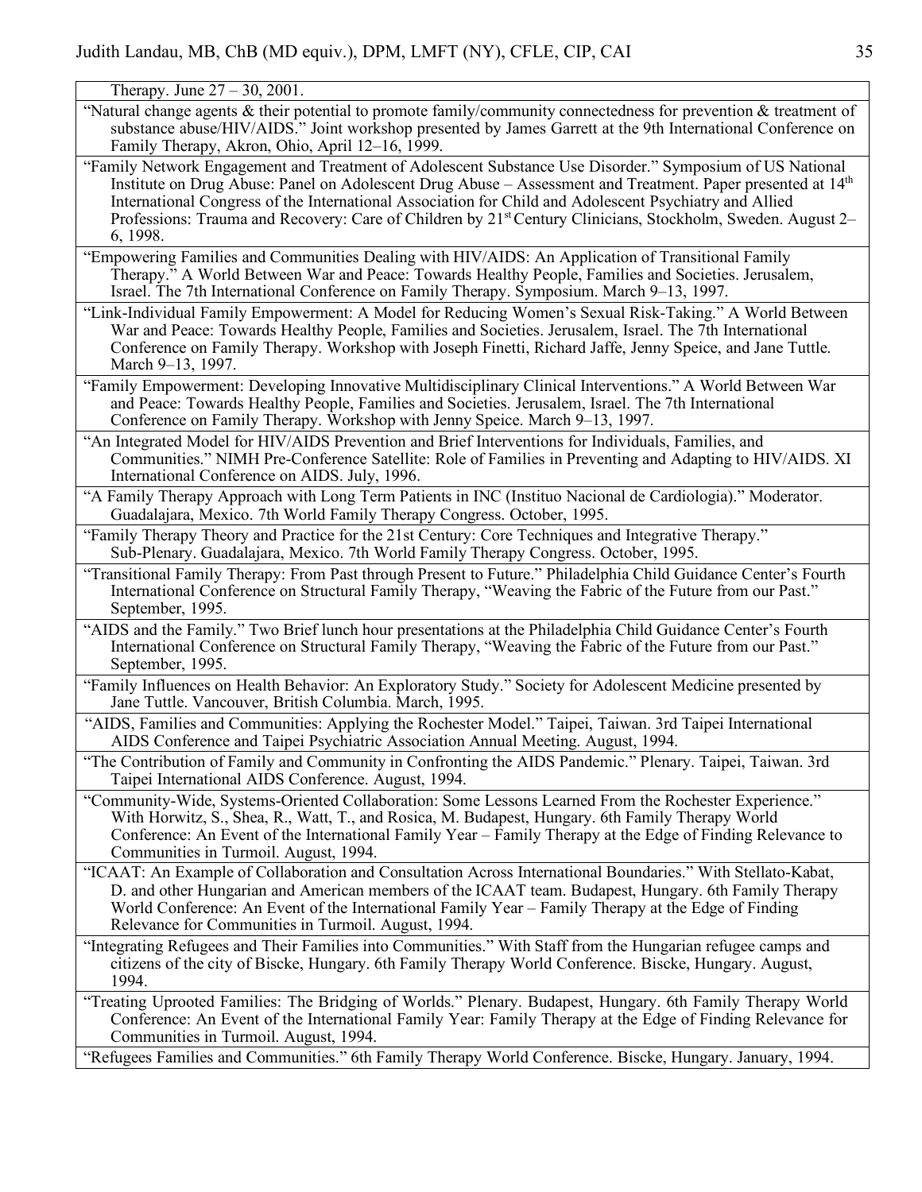Therapy. June 27 – 30, 2001.

“Natural change agents & their potential to promote family/community connectedness for prevention & treatment of substance abuse/HIV/AIDS.” Joint workshop presented by James Garrett at the 9th International Conference on Family Therapy, Akron, Ohio, April 12–16, 1999.

“Family Network Engagement and Treatment of Adolescent Substance Use Disorder.” Symposium of US National Institute on Drug Abuse: Panel on Adolescent Drug Abuse – Assessment and Treatment. Paper presented at 14th International Congress of the International Association for Child and Adolescent Psychiatry and Allied Professions: Trauma and Recovery: Care of Children by 21st Century Clinicians, Stockholm, Sweden. August 2–6, 1998.

“Empowering Families and Communities Dealing with HIV/AIDS: An Application of Transitional Family Therapy.” A World Between War and Peace: Towards Healthy People, Families and Societies. Jerusalem, Israel. The 7th International Conference on Family Therapy. Symposium. March 9–13, 1997.

“Link-Individual Family Empowerment: A Model for Reducing Women’s Sexual Risk-Taking.” A World Between War and Peace: Towards Healthy People, Families and Societies. Jerusalem, Israel. The 7th International Conference on Family Therapy. Workshop with Joseph Finetti, Richard Jaffe, Jenny Speice, and Jane Tuttle. March 9–13, 1997.

“Family Empowerment: Developing Innovative Multidisciplinary Clinical Interventions.” A World Between War and Peace: Towards Healthy People, Families and Societies. Jerusalem, Israel. The 7th International Conference on Family Therapy. Workshop with Jenny Speice. March 9–13, 1997.

“An Integrated Model for HIV/AIDS Prevention and Brief Interventions for Individuals, Families, and Communities.” NIMH Pre-Conference Satellite: Role of Families in Preventing and Adapting to HIV/AIDS. XI International Conference on AIDS. July, 1996.

“A Family Therapy Approach with Long Term Patients in INC (Instituo Nacional de Cardiologia).” Moderator. Guadalajara, Mexico. 7th World Family Therapy Congress. October, 1995.

“Family Therapy Theory and Practice for the 21st Century: Core Techniques and Integrative Therapy.” Sub-Plenary. Guadalajara, Mexico. 7th World Family Therapy Congress. October, 1995.

“Transitional Family Therapy: From Past through Present to Future.” Philadelphia Child Guidance Center’s Fourth International Conference on Structural Family Therapy, “Weaving the Fabric of the Future from our Past.” September, 1995.

“AIDS and the Family.” Two Brief lunch hour presentations at the Philadelphia Child Guidance Center’s Fourth International Conference on Structural Family Therapy, “Weaving the Fabric of the Future from our Past.” September, 1995.

“Family Influences on Health Behavior: An Exploratory Study.” Society for Adolescent Medicine presented by Jane Tuttle. Vancouver, British Columbia. March, 1995.

“AIDS, Families and Communities: Applying the Rochester Model.” Taipei, Taiwan. 3rd Taipei International AIDS Conference and Taipei Psychiatric Association Annual Meeting. August, 1994.

“The Contribution of Family and Community in Confronting the AIDS Pandemic.” Plenary. Taipei, Taiwan. 3rd Taipei International AIDS Conference. August, 1994.

“Community-Wide, Systems-Oriented Collaboration: Some Lessons Learned From the Rochester Experience.” With Horwitz, S., Shea, R., Watt, T., and Rosica, M. Budapest, Hungary. 6th Family Therapy World Conference: An Event of the International Family Year – Family Therapy at the Edge of Finding Relevance to Communities in Turmoil. August, 1994.

“ICAAT: An Example of Collaboration and Consultation Across International Boundaries.” With Stellato-Kabat, D. and other Hungarian and American members of the ICAAT team. Budapest, Hungary. 6th Family Therapy World Conference: An Event of the International Family Year – Family Therapy at the Edge of Finding Relevance for Communities in Turmoil. August, 1994.

“Integrating Refugees and Their Families into Communities.” With Staff from the Hungarian refugee camps and citizens of the city of Biscke, Hungary. 6th Family Therapy World Conference. Biscke, Hungary. August, 1994.

“Treating Uprooted Families: The Bridging of Worlds.” Plenary. Budapest, Hungary. 6th Family Therapy World Conference: An Event of the International Family Year: Family Therapy at the Edge of Finding Relevance for Communities in Turmoil. August, 1994.

“Refugees Families and Communities.” 6th Family Therapy World Conference. Biscke, Hungary. January, 1994.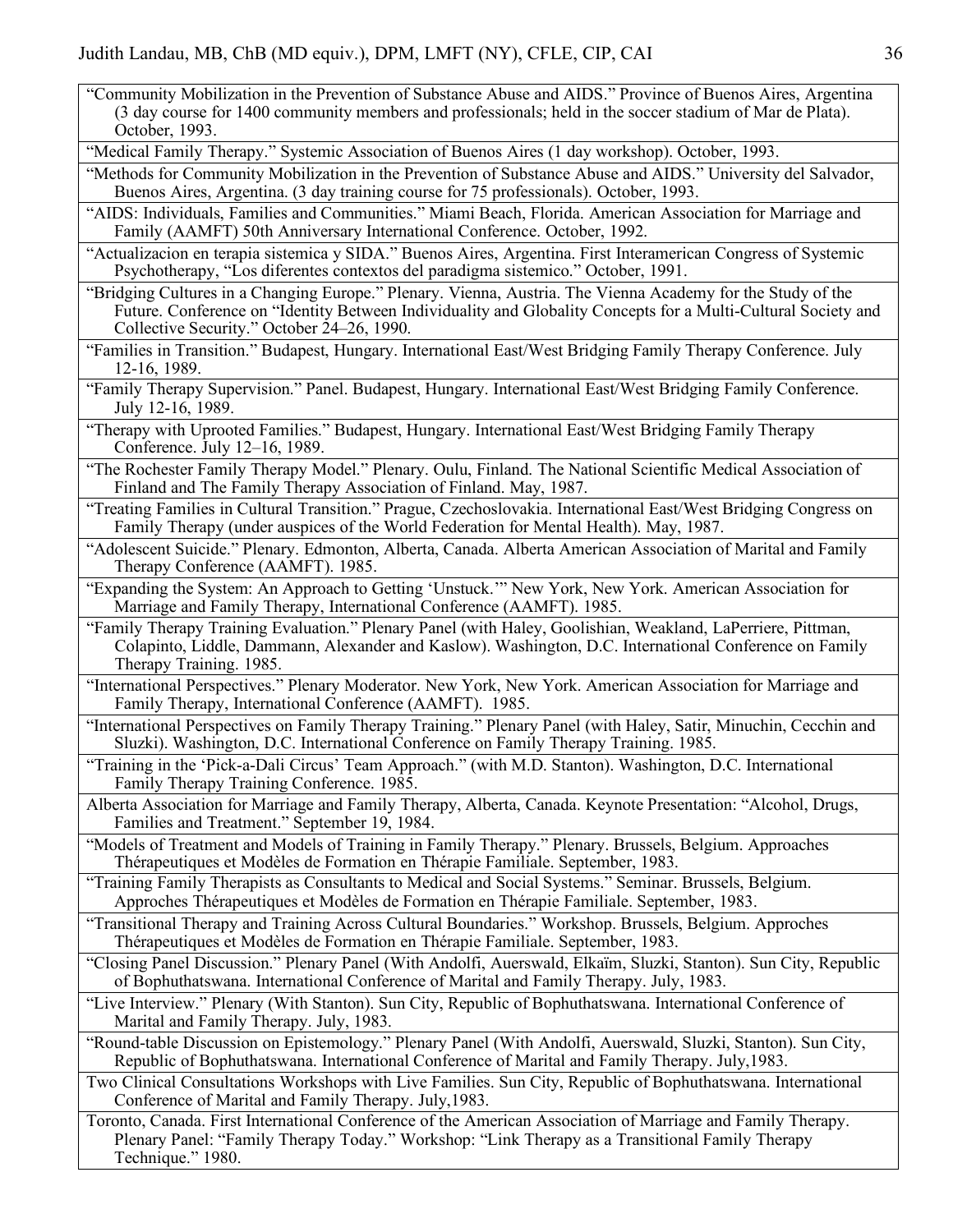| |
|---|
| "Community Mobilization in the Prevention of Substance Abuse and AIDS." Province of Buenos Aires, Argentina (3 day course for 1400 community members and professionals; held in the soccer stadium of Mar de Plata). October, 1993. |
| "Medical Family Therapy." Systemic Association of Buenos Aires (1 day workshop). October, 1993. |
| "Methods for Community Mobilization in the Prevention of Substance Abuse and AIDS." University del Salvador, Buenos Aires, Argentina. (3 day training course for 75 professionals). October, 1993. |
| "AIDS: Individuals, Families and Communities." Miami Beach, Florida. American Association for Marriage and Family (AAMFT) 50th Anniversary International Conference. October, 1992. |
| "Actualizacion en terapia sistemica y SIDA." Buenos Aires, Argentina. First Interamerican Congress of Systemic Psychotherapy, "Los diferentes contextos del paradigma sistemico." October, 1991. |
| "Bridging Cultures in a Changing Europe." Plenary. Vienna, Austria. The Vienna Academy for the Study of the Future. Conference on "Identity Between Individuality and Globality Concepts for a Multi-Cultural Society and Collective Security." October 24–26, 1990. |
| "Families in Transition." Budapest, Hungary. International East/West Bridging Family Therapy Conference. July 12-16, 1989. |
| "Family Therapy Supervision." Panel. Budapest, Hungary. International East/West Bridging Family Conference. July 12-16, 1989. |
| "Therapy with Uprooted Families." Budapest, Hungary. International East/West Bridging Family Therapy Conference. July 12–16, 1989. |
| "The Rochester Family Therapy Model." Plenary. Oulu, Finland. The National Scientific Medical Association of Finland and The Family Therapy Association of Finland. May, 1987. |
| "Treating Families in Cultural Transition." Prague, Czechoslovakia. International East/West Bridging Congress on Family Therapy (under auspices of the World Federation for Mental Health). May, 1987. |
| "Adolescent Suicide." Plenary. Edmonton, Alberta, Canada. Alberta American Association of Marital and Family Therapy Conference (AAMFT). 1985. |
| "Expanding the System: An Approach to Getting 'Unstuck.'" New York, New York. American Association for Marriage and Family Therapy, International Conference (AAMFT). 1985. |
| "Family Therapy Training Evaluation." Plenary Panel (with Haley, Goolishian, Weakland, LaPerriere, Pittman, Colapinto, Liddle, Dammann, Alexander and Kaslow). Washington, D.C. International Conference on Family Therapy Training. 1985. |
| "International Perspectives." Plenary Moderator. New York, New York. American Association for Marriage and Family Therapy, International Conference (AAMFT). 1985. |
| "International Perspectives on Family Therapy Training." Plenary Panel (with Haley, Satir, Minuchin, Cecchin and Sluzki). Washington, D.C. International Conference on Family Therapy Training. 1985. |
| "Training in the 'Pick-a-Dali Circus' Team Approach." (with M.D. Stanton). Washington, D.C. International Family Therapy Training Conference. 1985. |
| Alberta Association for Marriage and Family Therapy, Alberta, Canada. Keynote Presentation: "Alcohol, Drugs, Families and Treatment." September 19, 1984. |
| "Models of Treatment and Models of Training in Family Therapy." Plenary. Brussels, Belgium. Approaches Thérapeutiques et Modèles de Formation en Thérapie Familiale. September, 1983. |
| "Training Family Therapists as Consultants to Medical and Social Systems." Seminar. Brussels, Belgium. Approches Thérapeutiques et Modèles de Formation en Thérapie Familiale. September, 1983. |
| "Transitional Therapy and Training Across Cultural Boundaries." Workshop. Brussels, Belgium. Approches Thérapeutiques et Modèles de Formation en Thérapie Familiale. September, 1983. |
| "Closing Panel Discussion." Plenary Panel (With Andolfi, Auerswald, Elkaïm, Sluzki, Stanton). Sun City, Republic of Bophuthatswana. International Conference of Marital and Family Therapy. July, 1983. |
| "Live Interview." Plenary (With Stanton). Sun City, Republic of Bophuthatswana. International Conference of Marital and Family Therapy. July, 1983. |
| "Round-table Discussion on Epistemology." Plenary Panel (With Andolfi, Auerswald, Sluzki, Stanton). Sun City, Republic of Bophuthatswana. International Conference of Marital and Family Therapy. July,1983. |
| Two Clinical Consultations Workshops with Live Families. Sun City, Republic of Bophuthatswana. International Conference of Marital and Family Therapy. July,1983. |
| Toronto, Canada. First International Conference of the American Association of Marriage and Family Therapy. Plenary Panel: "Family Therapy Today." Workshop: "Link Therapy as a Transitional Family Therapy Technique." 1980. |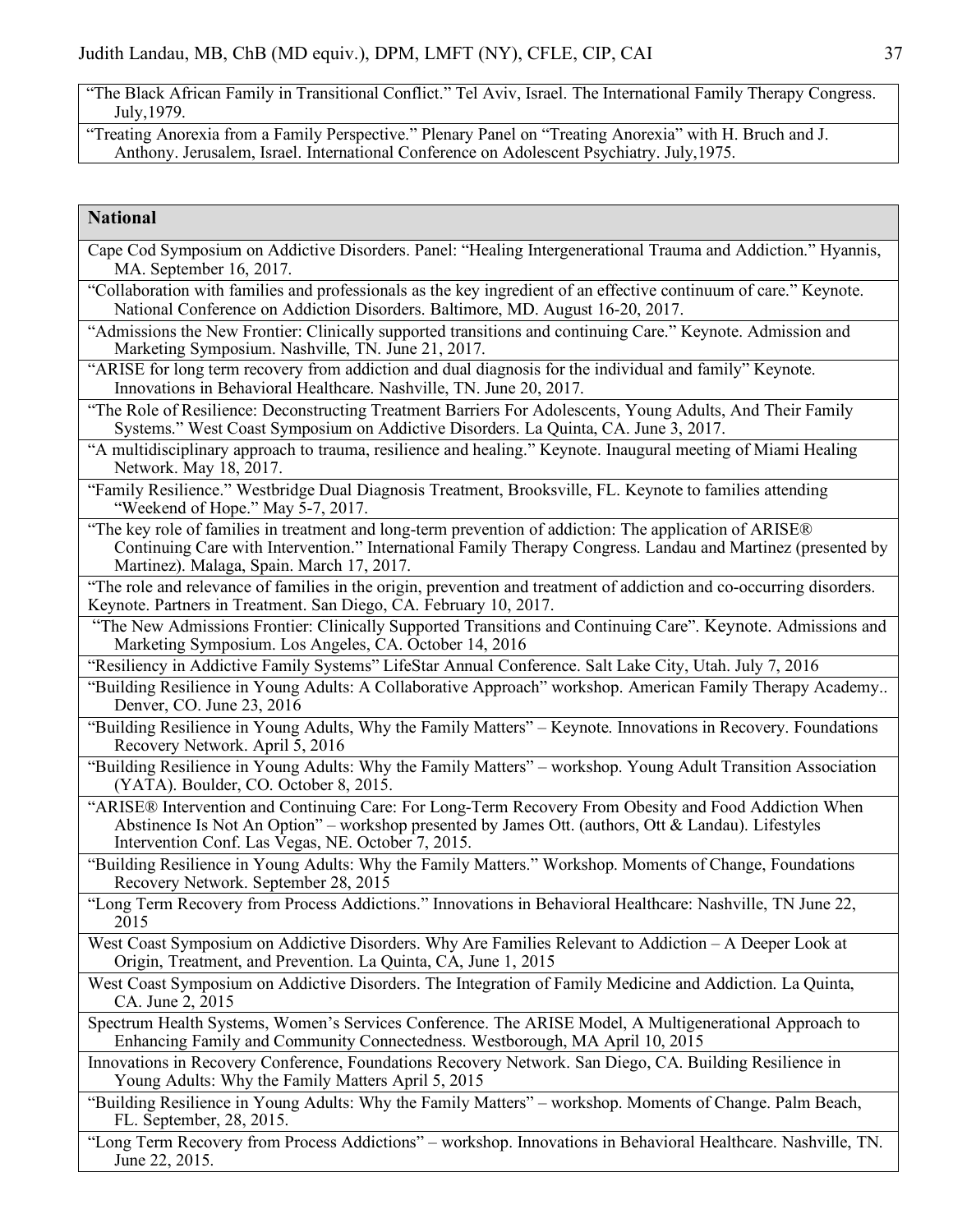| |
|---|
| "The Black African Family in Transitional Conflict." Tel Aviv, Israel. The International Family Therapy Congress. July,1979. |
| "Treating Anorexia from a Family Perspective." Plenary Panel on "Treating Anorexia" with H. Bruch and J. Anthony. Jerusalem, Israel. International Conference on Adolescent Psychiatry. July,1975. |

| **National** |
|---|
| Cape Cod Symposium on Addictive Disorders. Panel: "Healing Intergenerational Trauma and Addiction." Hyannis, MA. September 16, 2017. |
| "Collaboration with families and professionals as the key ingredient of an effective continuum of care." Keynote. National Conference on Addiction Disorders. Baltimore, MD. August 16-20, 2017. |
| "Admissions the New Frontier: Clinically supported transitions and continuing Care." Keynote. Admission and Marketing Symposium. Nashville, TN. June 21, 2017. |
| "ARISE for long term recovery from addiction and dual diagnosis for the individual and family" Keynote. Innovations in Behavioral Healthcare. Nashville, TN. June 20, 2017. |
| "The Role of Resilience: Deconstructing Treatment Barriers For Adolescents, Young Adults, And Their Family Systems." West Coast Symposium on Addictive Disorders. La Quinta, CA. June 3, 2017. |
| "A multidisciplinary approach to trauma, resilience and healing." Keynote. Inaugural meeting of Miami Healing Network. May 18, 2017. |
| "Family Resilience." Westbridge Dual Diagnosis Treatment, Brooksville, FL. Keynote to families attending "Weekend of Hope." May 5-7, 2017. |
| "The key role of families in treatment and long-term prevention of addiction: The application of ARISE® Continuing Care with Intervention." International Family Therapy Congress. Landau and Martinez (presented by Martinez). Malaga, Spain. March 17, 2017. |
| "The role and relevance of families in the origin, prevention and treatment of addiction and co-occurring disorders. Keynote. Partners in Treatment. San Diego, CA. February 10, 2017. |
| "The New Admissions Frontier: Clinically Supported Transitions and Continuing Care". Keynote. Admissions and Marketing Symposium. Los Angeles, CA. October 14, 2016 |
| "Resiliency in Addictive Family Systems" LifeStar Annual Conference. Salt Lake City, Utah. July 7, 2016 |
| "Building Resilience in Young Adults: A Collaborative Approach" workshop. American Family Therapy Academy.. Denver, CO. June 23, 2016 |
| "Building Resilience in Young Adults, Why the Family Matters" – Keynote. Innovations in Recovery. Foundations Recovery Network. April 5, 2016 |
| "Building Resilience in Young Adults: Why the Family Matters" – workshop. Young Adult Transition Association (YATA). Boulder, CO. October 8, 2015. |
| "ARISE® Intervention and Continuing Care: For Long-Term Recovery From Obesity and Food Addiction When Abstinence Is Not An Option" – workshop presented by James Ott. (authors, Ott & Landau). Lifestyles Intervention Conf. Las Vegas, NE. October 7, 2015. |
| "Building Resilience in Young Adults: Why the Family Matters." Workshop. Moments of Change, Foundations Recovery Network. September 28, 2015 |
| "Long Term Recovery from Process Addictions." Innovations in Behavioral Healthcare: Nashville, TN June 22, 2015 |
| West Coast Symposium on Addictive Disorders. Why Are Families Relevant to Addiction – A Deeper Look at Origin, Treatment, and Prevention. La Quinta, CA, June 1, 2015 |
| West Coast Symposium on Addictive Disorders. The Integration of Family Medicine and Addiction. La Quinta, CA. June 2, 2015 |
| Spectrum Health Systems, Women's Services Conference. The ARISE Model, A Multigenerational Approach to Enhancing Family and Community Connectedness. Westborough, MA April 10, 2015 |
| Innovations in Recovery Conference, Foundations Recovery Network. San Diego, CA. Building Resilience in Young Adults: Why the Family Matters April 5, 2015 |
| "Building Resilience in Young Adults: Why the Family Matters" – workshop. Moments of Change. Palm Beach, FL. September, 28, 2015. |
| "Long Term Recovery from Process Addictions" – workshop. Innovations in Behavioral Healthcare. Nashville, TN. June 22, 2015. |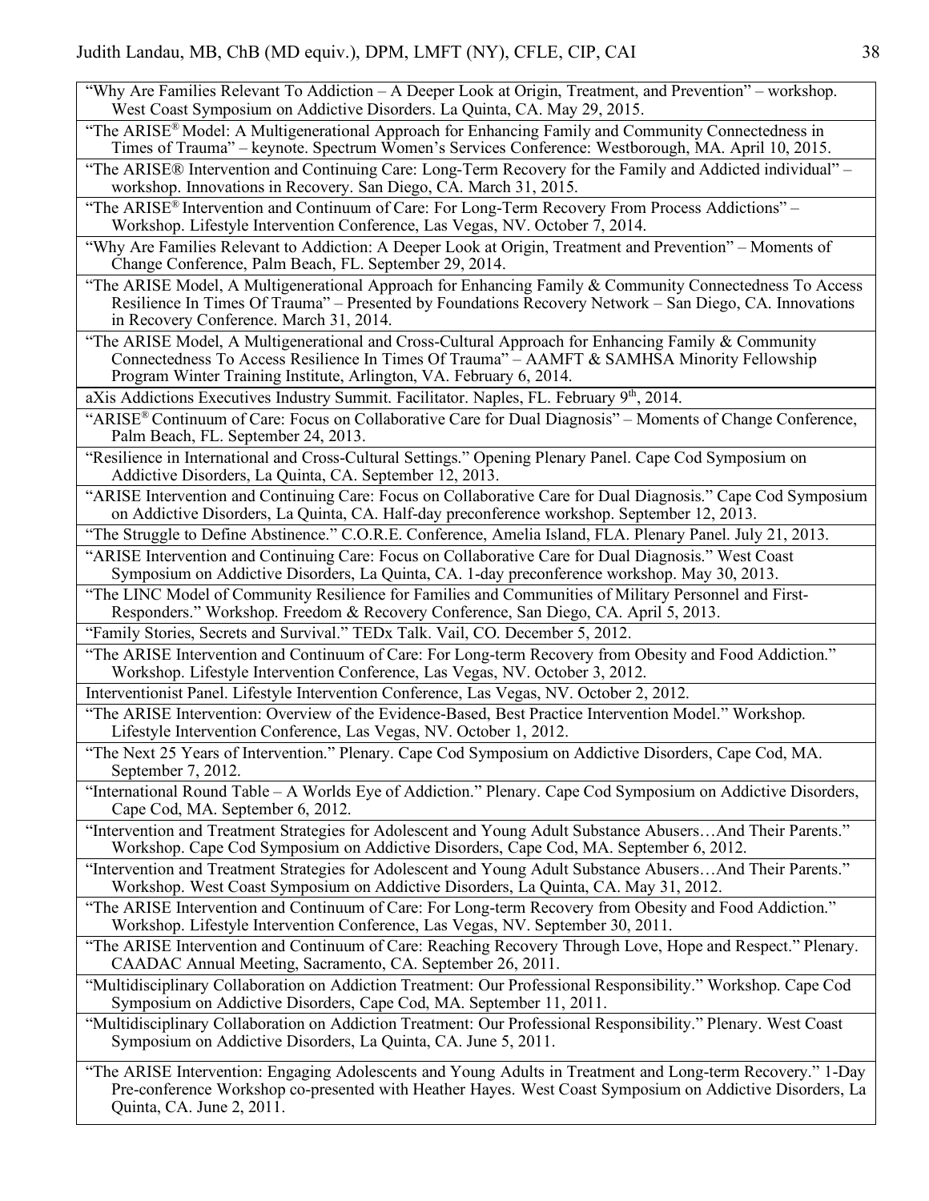| |
|---|
| "Why Are Families Relevant To Addiction – A Deeper Look at Origin, Treatment, and Prevention" – workshop. West Coast Symposium on Addictive Disorders. La Quinta, CA. May 29, 2015. |
| "The ARISE® Model: A Multigenerational Approach for Enhancing Family and Community Connectedness in Times of Trauma" – keynote. Spectrum Women's Services Conference: Westborough, MA. April 10, 2015. |
| "The ARISE® Intervention and Continuing Care: Long-Term Recovery for the Family and Addicted individual" – workshop. Innovations in Recovery. San Diego, CA. March 31, 2015. |
| "The ARISE® Intervention and Continuum of Care: For Long-Term Recovery From Process Addictions" – Workshop. Lifestyle Intervention Conference, Las Vegas, NV. October 7, 2014. |
| "Why Are Families Relevant to Addiction: A Deeper Look at Origin, Treatment and Prevention" – Moments of Change Conference, Palm Beach, FL. September 29, 2014. |
| "The ARISE Model, A Multigenerational Approach for Enhancing Family & Community Connectedness To Access Resilience In Times Of Trauma" – Presented by Foundations Recovery Network – San Diego, CA. Innovations in Recovery Conference. March 31, 2014. |
| "The ARISE Model, A Multigenerational and Cross-Cultural Approach for Enhancing Family & Community Connectedness To Access Resilience In Times Of Trauma" – AAMFT & SAMHSA Minority Fellowship Program Winter Training Institute, Arlington, VA. February 6, 2014. |
| aXis Addictions Executives Industry Summit. Facilitator. Naples, FL. February 9th, 2014. |
| "ARISE® Continuum of Care: Focus on Collaborative Care for Dual Diagnosis" – Moments of Change Conference, Palm Beach, FL. September 24, 2013. |
| "Resilience in International and Cross-Cultural Settings." Opening Plenary Panel. Cape Cod Symposium on Addictive Disorders, La Quinta, CA. September 12, 2013. |
| "ARISE Intervention and Continuing Care: Focus on Collaborative Care for Dual Diagnosis." Cape Cod Symposium on Addictive Disorders, La Quinta, CA. Half-day preconference workshop. September 12, 2013. |
| "The Struggle to Define Abstinence." C.O.R.E. Conference, Amelia Island, FLA. Plenary Panel. July 21, 2013. |
| "ARISE Intervention and Continuing Care: Focus on Collaborative Care for Dual Diagnosis." West Coast Symposium on Addictive Disorders, La Quinta, CA. 1-day preconference workshop. May 30, 2013. |
| "The LINC Model of Community Resilience for Families and Communities of Military Personnel and First-Responders." Workshop. Freedom & Recovery Conference, San Diego, CA. April 5, 2013. |
| "Family Stories, Secrets and Survival." TEDx Talk. Vail, CO. December 5, 2012. |
| "The ARISE Intervention and Continuum of Care: For Long-term Recovery from Obesity and Food Addiction." Workshop. Lifestyle Intervention Conference, Las Vegas, NV. October 3, 2012. |
| Interventionist Panel. Lifestyle Intervention Conference, Las Vegas, NV. October 2, 2012. |
| "The ARISE Intervention: Overview of the Evidence-Based, Best Practice Intervention Model." Workshop. Lifestyle Intervention Conference, Las Vegas, NV. October 1, 2012. |
| "The Next 25 Years of Intervention." Plenary. Cape Cod Symposium on Addictive Disorders, Cape Cod, MA. September 7, 2012. |
| "International Round Table – A Worlds Eye of Addiction." Plenary. Cape Cod Symposium on Addictive Disorders, Cape Cod, MA. September 6, 2012. |
| "Intervention and Treatment Strategies for Adolescent and Young Adult Substance Abusers…And Their Parents." Workshop. Cape Cod Symposium on Addictive Disorders, Cape Cod, MA. September 6, 2012. |
| "Intervention and Treatment Strategies for Adolescent and Young Adult Substance Abusers…And Their Parents." Workshop. West Coast Symposium on Addictive Disorders, La Quinta, CA. May 31, 2012. |
| "The ARISE Intervention and Continuum of Care: For Long-term Recovery from Obesity and Food Addiction." Workshop. Lifestyle Intervention Conference, Las Vegas, NV. September 30, 2011. |
| "The ARISE Intervention and Continuum of Care: Reaching Recovery Through Love, Hope and Respect." Plenary. CAADAC Annual Meeting, Sacramento, CA. September 26, 2011. |
| "Multidisciplinary Collaboration on Addiction Treatment: Our Professional Responsibility." Workshop. Cape Cod Symposium on Addictive Disorders, Cape Cod, MA. September 11, 2011. |
| "Multidisciplinary Collaboration on Addiction Treatment: Our Professional Responsibility." Plenary. West Coast Symposium on Addictive Disorders, La Quinta, CA. June 5, 2011. |
| "The ARISE Intervention: Engaging Adolescents and Young Adults in Treatment and Long-term Recovery." 1-Day Pre-conference Workshop co-presented with Heather Hayes. West Coast Symposium on Addictive Disorders, La Quinta, CA. June 2, 2011. |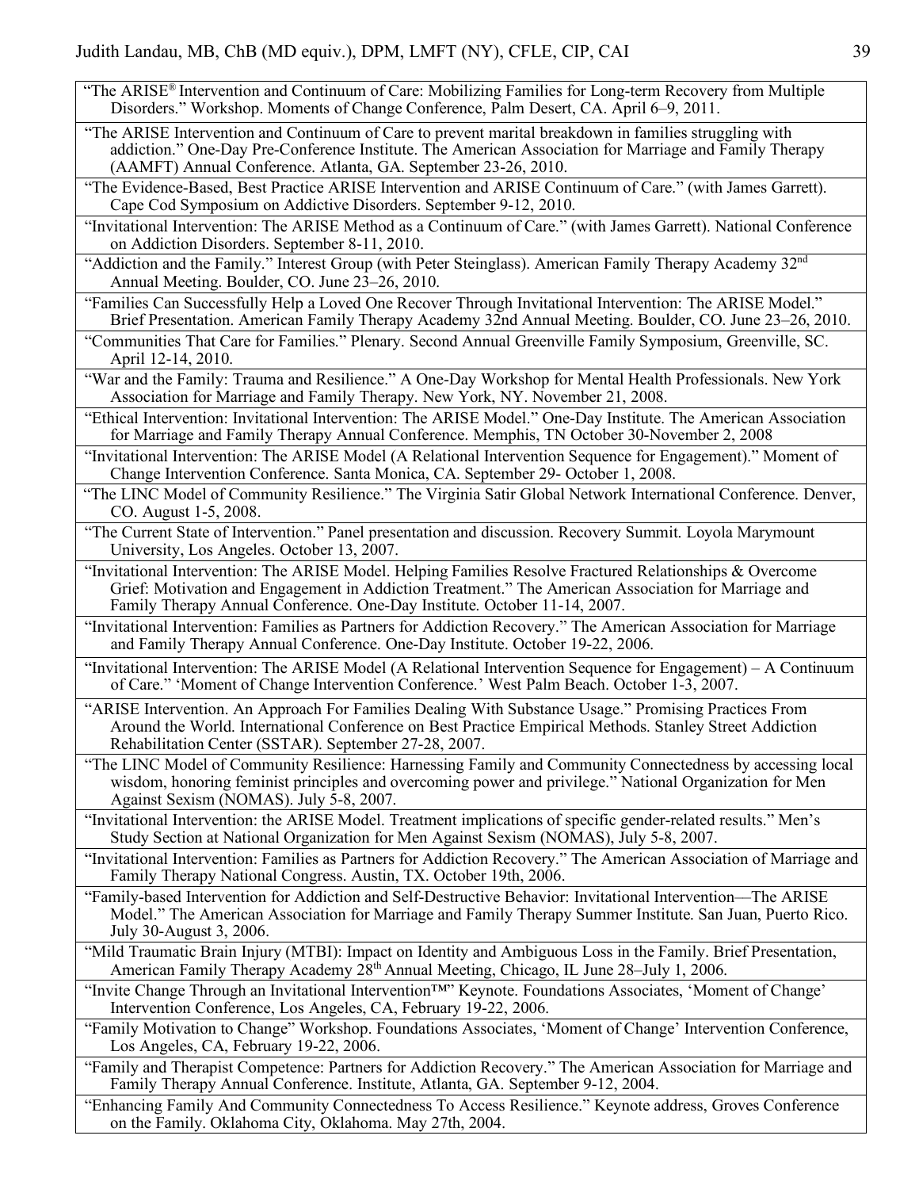“The ARISE® Intervention and Continuum of Care: Mobilizing Families for Long-term Recovery from Multiple Disorders.” Workshop. Moments of Change Conference, Palm Desert, CA. April 6–9, 2011.

“The ARISE Intervention and Continuum of Care to prevent marital breakdown in families struggling with addiction.” One-Day Pre-Conference Institute. The American Association for Marriage and Family Therapy (AAMFT) Annual Conference. Atlanta, GA. September 23-26, 2010.

“The Evidence-Based, Best Practice ARISE Intervention and ARISE Continuum of Care.” (with James Garrett). Cape Cod Symposium on Addictive Disorders. September 9-12, 2010.

“Invitational Intervention: The ARISE Method as a Continuum of Care.” (with James Garrett). National Conference on Addiction Disorders. September 8-11, 2010.

“Addiction and the Family.” Interest Group (with Peter Steinglass). American Family Therapy Academy 32nd Annual Meeting. Boulder, CO. June 23–26, 2010.

“Families Can Successfully Help a Loved One Recover Through Invitational Intervention: The ARISE Model.” Brief Presentation. American Family Therapy Academy 32nd Annual Meeting. Boulder, CO. June 23–26, 2010.

“Communities That Care for Families.” Plenary. Second Annual Greenville Family Symposium, Greenville, SC. April 12-14, 2010.

“War and the Family: Trauma and Resilience.” A One-Day Workshop for Mental Health Professionals. New York Association for Marriage and Family Therapy. New York, NY. November 21, 2008.

“Ethical Intervention: Invitational Intervention: The ARISE Model.” One-Day Institute. The American Association for Marriage and Family Therapy Annual Conference. Memphis, TN October 30-November 2, 2008

“Invitational Intervention: The ARISE Model (A Relational Intervention Sequence for Engagement).” Moment of Change Intervention Conference. Santa Monica, CA. September 29- October 1, 2008.

“The LINC Model of Community Resilience.” The Virginia Satir Global Network International Conference. Denver, CO. August 1-5, 2008.

“The Current State of Intervention.” Panel presentation and discussion. Recovery Summit. Loyola Marymount University, Los Angeles. October 13, 2007.

“Invitational Intervention: The ARISE Model. Helping Families Resolve Fractured Relationships & Overcome Grief: Motivation and Engagement in Addiction Treatment.” The American Association for Marriage and Family Therapy Annual Conference. One-Day Institute. October 11-14, 2007.

“Invitational Intervention: Families as Partners for Addiction Recovery.” The American Association for Marriage and Family Therapy Annual Conference. One-Day Institute. October 19-22, 2006.

“Invitational Intervention: The ARISE Model (A Relational Intervention Sequence for Engagement) – A Continuum of Care.” ‘Moment of Change Intervention Conference.’ West Palm Beach. October 1-3, 2007.

“ARISE Intervention. An Approach For Families Dealing With Substance Usage.” Promising Practices From Around the World. International Conference on Best Practice Empirical Methods. Stanley Street Addiction Rehabilitation Center (SSTAR). September 27-28, 2007.

“The LINC Model of Community Resilience: Harnessing Family and Community Connectedness by accessing local wisdom, honoring feminist principles and overcoming power and privilege.” National Organization for Men Against Sexism (NOMAS). July 5-8, 2007.

“Invitational Intervention: the ARISE Model. Treatment implications of specific gender-related results.” Men’s Study Section at National Organization for Men Against Sexism (NOMAS), July 5-8, 2007.

“Invitational Intervention: Families as Partners for Addiction Recovery.” The American Association of Marriage and Family Therapy National Congress. Austin, TX. October 19th, 2006.

“Family-based Intervention for Addiction and Self-Destructive Behavior: Invitational Intervention—The ARISE Model.” The American Association for Marriage and Family Therapy Summer Institute. San Juan, Puerto Rico. July 30-August 3, 2006.

“Mild Traumatic Brain Injury (MTBI): Impact on Identity and Ambiguous Loss in the Family. Brief Presentation, American Family Therapy Academy 28th Annual Meeting, Chicago, IL June 28–July 1, 2006.

“Invite Change Through an Invitational Intervention™” Keynote. Foundations Associates, ‘Moment of Change’ Intervention Conference, Los Angeles, CA, February 19-22, 2006.

“Family Motivation to Change” Workshop. Foundations Associates, ‘Moment of Change’ Intervention Conference, Los Angeles, CA, February 19-22, 2006.

“Family and Therapist Competence: Partners for Addiction Recovery.” The American Association for Marriage and Family Therapy Annual Conference. Institute, Atlanta, GA. September 9-12, 2004.

“Enhancing Family And Community Connectedness To Access Resilience.” Keynote address, Groves Conference on the Family. Oklahoma City, Oklahoma. May 27th, 2004.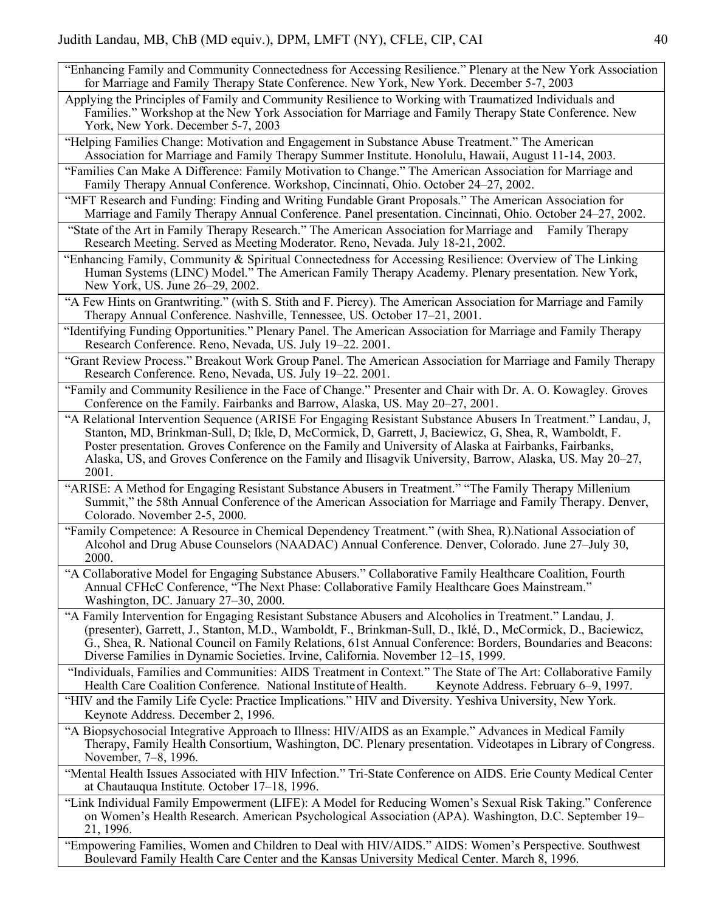"Enhancing Family and Community Connectedness for Accessing Resilience." Plenary at the New York Association for Marriage and Family Therapy State Conference. New York, New York. December 5-7, 2003

Applying the Principles of Family and Community Resilience to Working with Traumatized Individuals and Families." Workshop at the New York Association for Marriage and Family Therapy State Conference. New York, New York. December 5-7, 2003

"Helping Families Change: Motivation and Engagement in Substance Abuse Treatment." The American Association for Marriage and Family Therapy Summer Institute. Honolulu, Hawaii, August 11-14, 2003.

"Families Can Make A Difference: Family Motivation to Change." The American Association for Marriage and Family Therapy Annual Conference. Workshop, Cincinnati, Ohio. October 24–27, 2002.

"MFT Research and Funding: Finding and Writing Fundable Grant Proposals." The American Association for Marriage and Family Therapy Annual Conference. Panel presentation. Cincinnati, Ohio. October 24–27, 2002.

"State of the Art in Family Therapy Research." The American Association for Marriage and Family Therapy Research Meeting. Served as Meeting Moderator. Reno, Nevada. July 18-21, 2002.

"Enhancing Family, Community & Spiritual Connectedness for Accessing Resilience: Overview of The Linking Human Systems (LINC) Model." The American Family Therapy Academy. Plenary presentation. New York, New York, US. June 26–29, 2002.

"A Few Hints on Grantwriting." (with S. Stith and F. Piercy). The American Association for Marriage and Family Therapy Annual Conference. Nashville, Tennessee, US. October 17–21, 2001.

"Identifying Funding Opportunities." Plenary Panel. The American Association for Marriage and Family Therapy Research Conference. Reno, Nevada, US. July 19–22. 2001.

"Grant Review Process." Breakout Work Group Panel. The American Association for Marriage and Family Therapy Research Conference. Reno, Nevada, US. July 19–22. 2001.

"Family and Community Resilience in the Face of Change." Presenter and Chair with Dr. A. O. Kowagley. Groves Conference on the Family. Fairbanks and Barrow, Alaska, US. May 20–27, 2001.

"A Relational Intervention Sequence (ARISE For Engaging Resistant Substance Abusers In Treatment." Landau, J, Stanton, MD, Brinkman-Sull, D; Ikle, D, McCormick, D, Garrett, J, Baciewicz, G, Shea, R, Wamboldt, F. Poster presentation. Groves Conference on the Family and University of Alaska at Fairbanks, Fairbanks, Alaska, US, and Groves Conference on the Family and Ilisagvik University, Barrow, Alaska, US. May 20–27, 2001.

"ARISE: A Method for Engaging Resistant Substance Abusers in Treatment." "The Family Therapy Millenium Summit," the 58th Annual Conference of the American Association for Marriage and Family Therapy. Denver, Colorado. November 2-5, 2000.

"Family Competence: A Resource in Chemical Dependency Treatment." (with Shea, R).National Association of Alcohol and Drug Abuse Counselors (NAADAC) Annual Conference. Denver, Colorado. June 27–July 30, 2000.

"A Collaborative Model for Engaging Substance Abusers." Collaborative Family Healthcare Coalition, Fourth Annual CFHcC Conference, "The Next Phase: Collaborative Family Healthcare Goes Mainstream." Washington, DC. January 27–30, 2000.

"A Family Intervention for Engaging Resistant Substance Abusers and Alcoholics in Treatment." Landau, J. (presenter), Garrett, J., Stanton, M.D., Wamboldt, F., Brinkman-Sull, D., Iklé, D., McCormick, D., Baciewicz, G., Shea, R. National Council on Family Relations, 61st Annual Conference: Borders, Boundaries and Beacons: Diverse Families in Dynamic Societies. Irvine, California. November 12–15, 1999.

"Individuals, Families and Communities: AIDS Treatment in Context." The State of The Art: Collaborative Family Health Care Coalition Conference. National Institute of Health. Keynote Address. February 6–9, 1997.

"HIV and the Family Life Cycle: Practice Implications." HIV and Diversity. Yeshiva University, New York. Keynote Address. December 2, 1996.

"A Biopsychosocial Integrative Approach to Illness: HIV/AIDS as an Example." Advances in Medical Family Therapy, Family Health Consortium, Washington, DC. Plenary presentation. Videotapes in Library of Congress. November, 7–8, 1996.

"Mental Health Issues Associated with HIV Infection." Tri-State Conference on AIDS. Erie County Medical Center at Chautauqua Institute. October 17–18, 1996.

"Link Individual Family Empowerment (LIFE): A Model for Reducing Women's Sexual Risk Taking." Conference on Women's Health Research. American Psychological Association (APA). Washington, D.C. September 19–21, 1996.

"Empowering Families, Women and Children to Deal with HIV/AIDS." AIDS: Women's Perspective. Southwest Boulevard Family Health Care Center and the Kansas University Medical Center. March 8, 1996.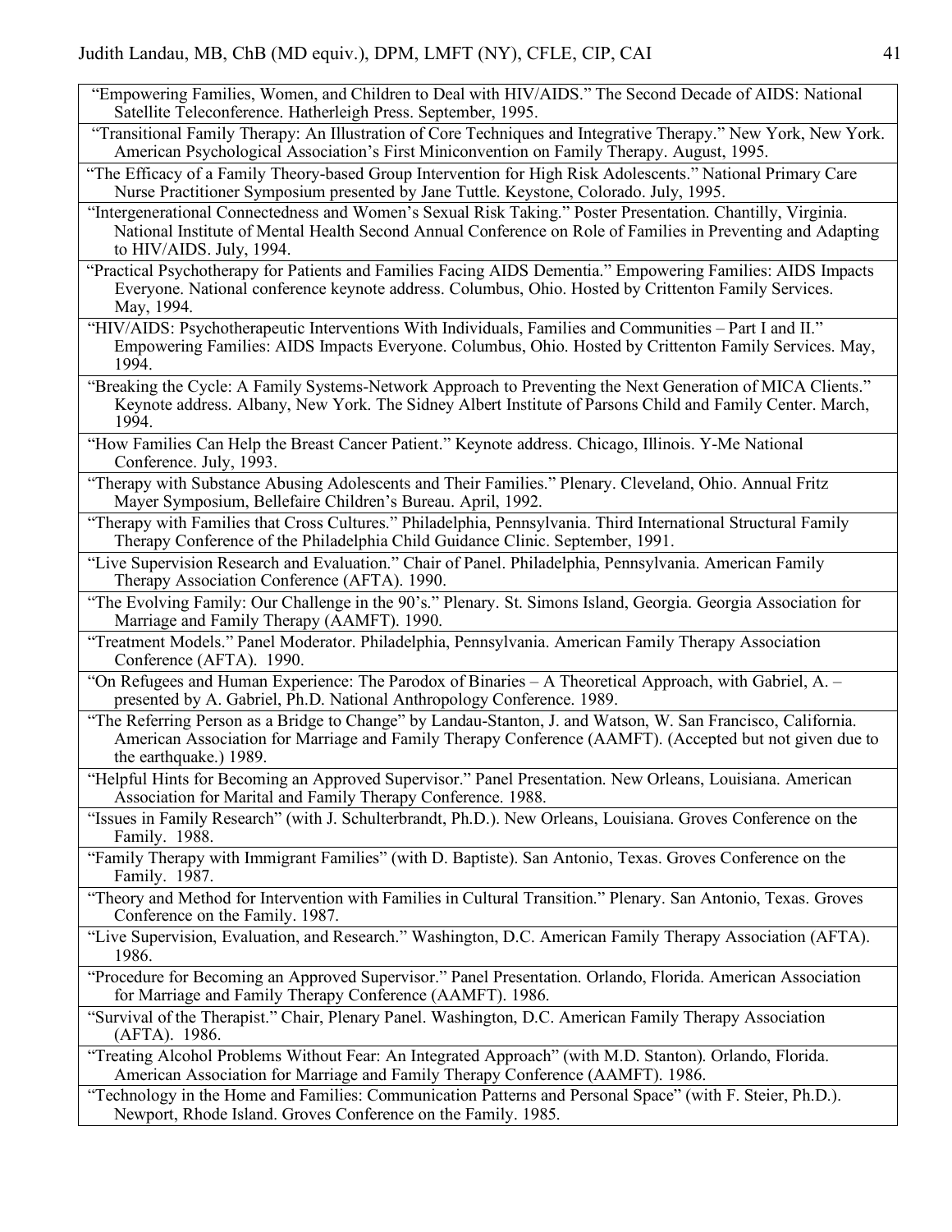| |
|---|
| "Empowering Families, Women, and Children to Deal with HIV/AIDS." The Second Decade of AIDS: National Satellite Teleconference. Hatherleigh Press. September, 1995. |
| "Transitional Family Therapy: An Illustration of Core Techniques and Integrative Therapy." New York, New York. American Psychological Association's First Miniconvention on Family Therapy. August, 1995. |
| "The Efficacy of a Family Theory-based Group Intervention for High Risk Adolescents." National Primary Care Nurse Practitioner Symposium presented by Jane Tuttle. Keystone, Colorado. July, 1995. |
| "Intergenerational Connectedness and Women's Sexual Risk Taking." Poster Presentation. Chantilly, Virginia. National Institute of Mental Health Second Annual Conference on Role of Families in Preventing and Adapting to HIV/AIDS. July, 1994. |
| "Practical Psychotherapy for Patients and Families Facing AIDS Dementia." Empowering Families: AIDS Impacts Everyone. National conference keynote address. Columbus, Ohio. Hosted by Crittenton Family Services. May, 1994. |
| "HIV/AIDS: Psychotherapeutic Interventions With Individuals, Families and Communities – Part I and II." Empowering Families: AIDS Impacts Everyone. Columbus, Ohio. Hosted by Crittenton Family Services. May, 1994. |
| "Breaking the Cycle: A Family Systems-Network Approach to Preventing the Next Generation of MICA Clients." Keynote address. Albany, New York. The Sidney Albert Institute of Parsons Child and Family Center. March, 1994. |
| "How Families Can Help the Breast Cancer Patient." Keynote address. Chicago, Illinois. Y-Me National Conference. July, 1993. |
| "Therapy with Substance Abusing Adolescents and Their Families." Plenary. Cleveland, Ohio. Annual Fritz Mayer Symposium, Bellefaire Children's Bureau. April, 1992. |
| "Therapy with Families that Cross Cultures." Philadelphia, Pennsylvania. Third International Structural Family Therapy Conference of the Philadelphia Child Guidance Clinic. September, 1991. |
| "Live Supervision Research and Evaluation." Chair of Panel. Philadelphia, Pennsylvania. American Family Therapy Association Conference (AFTA). 1990. |
| "The Evolving Family: Our Challenge in the 90's." Plenary. St. Simons Island, Georgia. Georgia Association for Marriage and Family Therapy (AAMFT). 1990. |
| "Treatment Models." Panel Moderator. Philadelphia, Pennsylvania. American Family Therapy Association Conference (AFTA). 1990. |
| "On Refugees and Human Experience: The Parodox of Binaries – A Theoretical Approach, with Gabriel, A. – presented by A. Gabriel, Ph.D. National Anthropology Conference. 1989. |
| "The Referring Person as a Bridge to Change" by Landau-Stanton, J. and Watson, W. San Francisco, California. American Association for Marriage and Family Therapy Conference (AAMFT). (Accepted but not given due to the earthquake.) 1989. |
| "Helpful Hints for Becoming an Approved Supervisor." Panel Presentation. New Orleans, Louisiana. American Association for Marital and Family Therapy Conference. 1988. |
| "Issues in Family Research" (with J. Schulterbrandt, Ph.D.). New Orleans, Louisiana. Groves Conference on the Family. 1988. |
| "Family Therapy with Immigrant Families" (with D. Baptiste). San Antonio, Texas. Groves Conference on the Family. 1987. |
| "Theory and Method for Intervention with Families in Cultural Transition." Plenary. San Antonio, Texas. Groves Conference on the Family. 1987. |
| "Live Supervision, Evaluation, and Research." Washington, D.C. American Family Therapy Association (AFTA). 1986. |
| "Procedure for Becoming an Approved Supervisor." Panel Presentation. Orlando, Florida. American Association for Marriage and Family Therapy Conference (AAMFT). 1986. |
| "Survival of the Therapist." Chair, Plenary Panel. Washington, D.C. American Family Therapy Association (AFTA). 1986. |
| "Treating Alcohol Problems Without Fear: An Integrated Approach" (with M.D. Stanton). Orlando, Florida. American Association for Marriage and Family Therapy Conference (AAMFT). 1986. |
| "Technology in the Home and Families: Communication Patterns and Personal Space" (with F. Steier, Ph.D.). Newport, Rhode Island. Groves Conference on the Family. 1985. |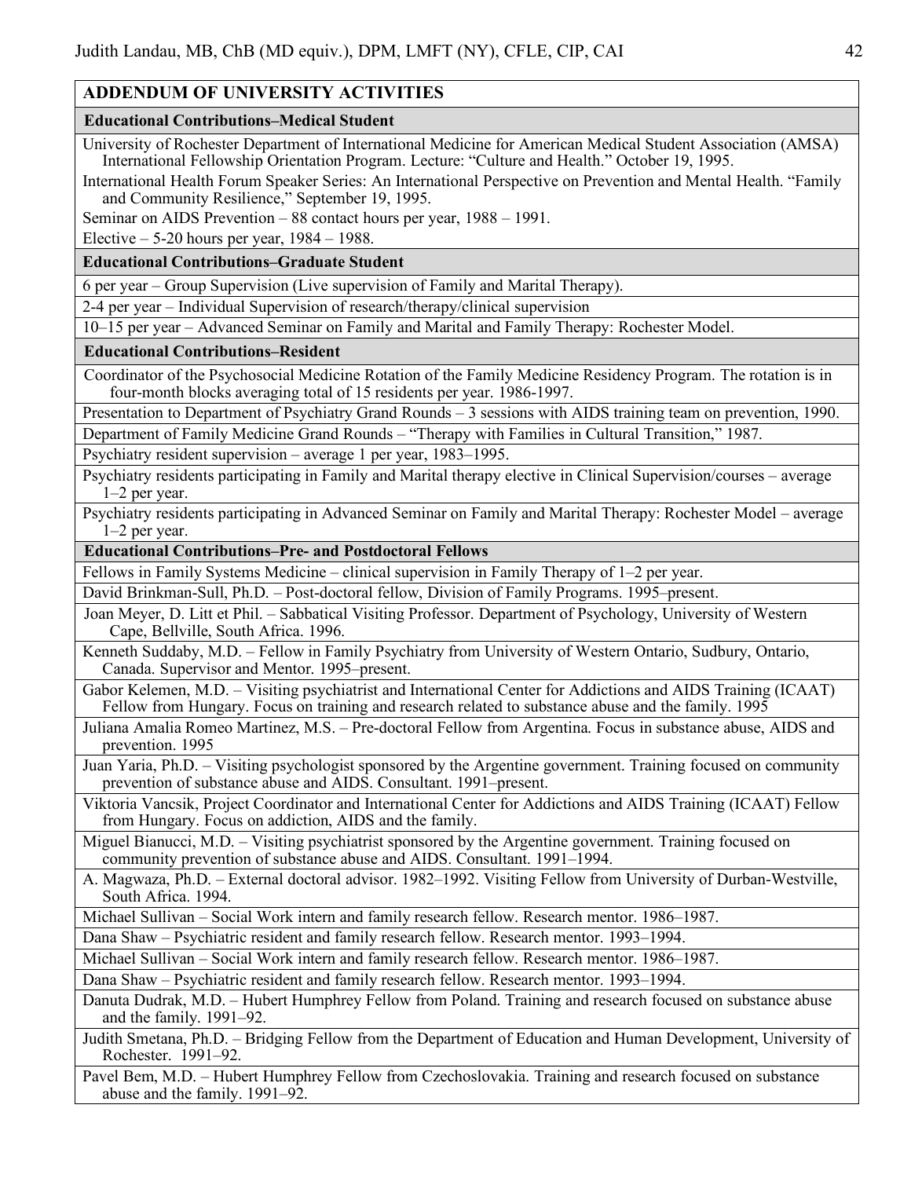## ADDENDUM OF UNIVERSITY ACTIVITIES

### Educational Contributions–Medical Student

University of Rochester Department of International Medicine for American Medical Student Association (AMSA) International Fellowship Orientation Program. Lecture: "Culture and Health." October 19, 1995.

International Health Forum Speaker Series: An International Perspective on Prevention and Mental Health. "Family and Community Resilience," September 19, 1995.

Seminar on AIDS Prevention – 88 contact hours per year, 1988 – 1991.

Elective – 5-20 hours per year, 1984 – 1988.

### Educational Contributions–Graduate Student

6 per year – Group Supervision (Live supervision of Family and Marital Therapy).

2-4 per year – Individual Supervision of research/therapy/clinical supervision

10–15 per year – Advanced Seminar on Family and Marital and Family Therapy: Rochester Model.

### Educational Contributions–Resident

Coordinator of the Psychosocial Medicine Rotation of the Family Medicine Residency Program. The rotation is in four-month blocks averaging total of 15 residents per year. 1986-1997.

Presentation to Department of Psychiatry Grand Rounds – 3 sessions with AIDS training team on prevention, 1990.

Department of Family Medicine Grand Rounds – "Therapy with Families in Cultural Transition," 1987.

Psychiatry resident supervision – average 1 per year, 1983–1995.

Psychiatry residents participating in Family and Marital therapy elective in Clinical Supervision/courses – average 1–2 per year.

Psychiatry residents participating in Advanced Seminar on Family and Marital Therapy: Rochester Model – average 1–2 per year.

### Educational Contributions–Pre- and Postdoctoral Fellows

Fellows in Family Systems Medicine – clinical supervision in Family Therapy of 1–2 per year.

David Brinkman-Sull, Ph.D. – Post-doctoral fellow, Division of Family Programs. 1995–present.

Joan Meyer, D. Litt et Phil. – Sabbatical Visiting Professor. Department of Psychology, University of Western Cape, Bellville, South Africa. 1996.

Kenneth Suddaby, M.D. – Fellow in Family Psychiatry from University of Western Ontario, Sudbury, Ontario, Canada. Supervisor and Mentor. 1995–present.

Gabor Kelemen, M.D. – Visiting psychiatrist and International Center for Addictions and AIDS Training (ICAAT) Fellow from Hungary. Focus on training and research related to substance abuse and the family. 1995

Juliana Amalia Romeo Martinez, M.S. – Pre-doctoral Fellow from Argentina. Focus in substance abuse, AIDS and prevention. 1995

Juan Yaria, Ph.D. – Visiting psychologist sponsored by the Argentine government. Training focused on community prevention of substance abuse and AIDS. Consultant. 1991–present.

Viktoria Vancsik, Project Coordinator and International Center for Addictions and AIDS Training (ICAAT) Fellow from Hungary. Focus on addiction, AIDS and the family.

Miguel Bianucci, M.D. – Visiting psychiatrist sponsored by the Argentine government. Training focused on community prevention of substance abuse and AIDS. Consultant. 1991–1994.

A. Magwaza, Ph.D. – External doctoral advisor. 1982–1992. Visiting Fellow from University of Durban-Westville, South Africa. 1994.

Michael Sullivan – Social Work intern and family research fellow. Research mentor. 1986–1987.

Dana Shaw – Psychiatric resident and family research fellow. Research mentor. 1993–1994.

Michael Sullivan – Social Work intern and family research fellow. Research mentor. 1986–1987.

Dana Shaw – Psychiatric resident and family research fellow. Research mentor. 1993–1994.

Danuta Dudrak, M.D. – Hubert Humphrey Fellow from Poland. Training and research focused on substance abuse and the family. 1991–92.

Judith Smetana, Ph.D. – Bridging Fellow from the Department of Education and Human Development, University of Rochester. 1991–92.

Pavel Bem, M.D. – Hubert Humphrey Fellow from Czechoslovakia. Training and research focused on substance abuse and the family. 1991–92.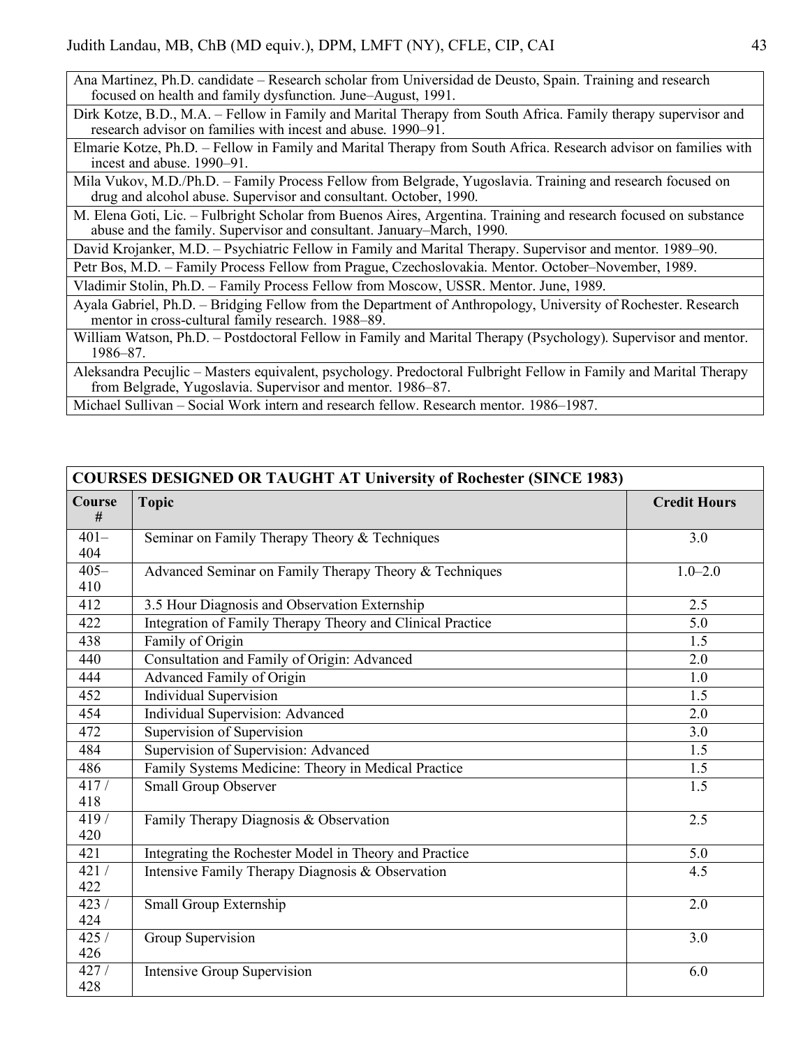| |
|---|
| Ana Martinez, Ph.D. candidate – Research scholar from Universidad de Deusto, Spain. Training and research focused on health and family dysfunction. June–August, 1991. |
| Dirk Kotze, B.D., M.A. – Fellow in Family and Marital Therapy from South Africa. Family therapy supervisor and research advisor on families with incest and abuse. 1990–91. |
| Elmarie Kotze, Ph.D. – Fellow in Family and Marital Therapy from South Africa. Research advisor on families with incest and abuse. 1990–91. |
| Mila Vukov, M.D./Ph.D. – Family Process Fellow from Belgrade, Yugoslavia. Training and research focused on drug and alcohol abuse. Supervisor and consultant. October, 1990. |
| M. Elena Goti, Lic. – Fulbright Scholar from Buenos Aires, Argentina. Training and research focused on substance abuse and the family. Supervisor and consultant. January–March, 1990. |
| David Krojanker, M.D. – Psychiatric Fellow in Family and Marital Therapy. Supervisor and mentor. 1989–90. |
| Petr Bos, M.D. – Family Process Fellow from Prague, Czechoslovakia. Mentor. October–November, 1989. |
| Vladimir Stolin, Ph.D. – Family Process Fellow from Moscow, USSR. Mentor. June, 1989. |
| Ayala Gabriel, Ph.D. – Bridging Fellow from the Department of Anthropology, University of Rochester. Research mentor in cross-cultural family research. 1988–89. |
| William Watson, Ph.D. – Postdoctoral Fellow in Family and Marital Therapy (Psychology). Supervisor and mentor. 1986–87. |
| Aleksandra Pecujlic – Masters equivalent, psychology. Predoctoral Fulbright Fellow in Family and Marital Therapy from Belgrade, Yugoslavia. Supervisor and mentor. 1986–87. |
| Michael Sullivan – Social Work intern and research fellow. Research mentor. 1986–1987. |

| **COURSES DESIGNED OR TAUGHT AT University of Rochester (SINCE 1983)** | | |
|---|---|---|
| **Course #** | **Topic** | **Credit Hours** |
| 401–404 | Seminar on Family Therapy Theory & Techniques | 3.0 |
| 405–410 | Advanced Seminar on Family Therapy Theory & Techniques | 1.0–2.0 |
| 412 | 3.5 Hour Diagnosis and Observation Externship | 2.5 |
| 422 | Integration of Family Therapy Theory and Clinical Practice | 5.0 |
| 438 | Family of Origin | 1.5 |
| 440 | Consultation and Family of Origin: Advanced | 2.0 |
| 444 | Advanced Family of Origin | 1.0 |
| 452 | Individual Supervision | 1.5 |
| 454 | Individual Supervision: Advanced | 2.0 |
| 472 | Supervision of Supervision | 3.0 |
| 484 | Supervision of Supervision: Advanced | 1.5 |
| 486 | Family Systems Medicine: Theory in Medical Practice | 1.5 |
| 417 / 418 | Small Group Observer | 1.5 |
| 419 / 420 | Family Therapy Diagnosis & Observation | 2.5 |
| 421 | Integrating the Rochester Model in Theory and Practice | 5.0 |
| 421 / 422 | Intensive Family Therapy Diagnosis & Observation | 4.5 |
| 423 / 424 | Small Group Externship | 2.0 |
| 425 / 426 | Group Supervision | 3.0 |
| 427 / 428 | Intensive Group Supervision | 6.0 |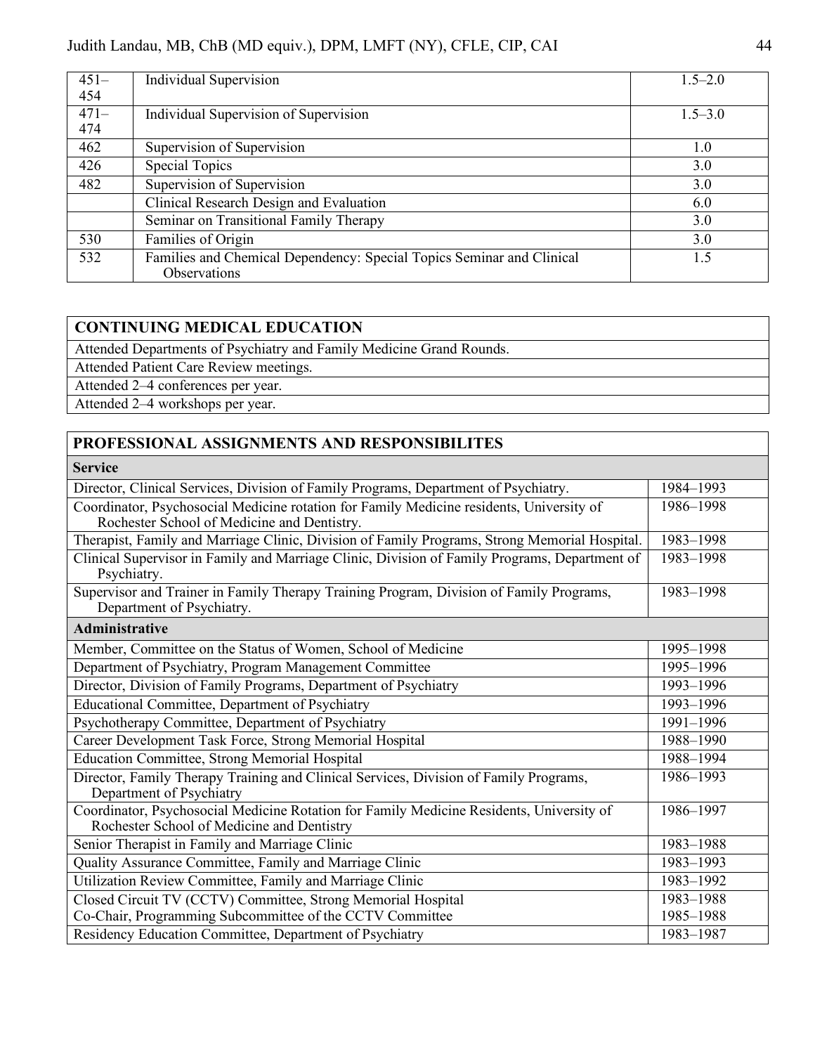| | | |
|---|---|---|
| 451–454 | Individual Supervision | 1.5–2.0 |
| 471–474 | Individual Supervision of Supervision | 1.5–3.0 |
| 462 | Supervision of Supervision | 1.0 |
| 426 | Special Topics | 3.0 |
| 482 | Supervision of Supervision | 3.0 |
| | Clinical Research Design and Evaluation | 6.0 |
| | Seminar on Transitional Family Therapy | 3.0 |
| 530 | Families of Origin | 3.0 |
| 532 | Families and Chemical Dependency: Special Topics Seminar and Clinical Observations | 1.5 |

## CONTINUING MEDICAL EDUCATION

Attended Departments of Psychiatry and Family Medicine Grand Rounds.

Attended Patient Care Review meetings.

Attended 2–4 conferences per year.

Attended 2–4 workshops per year.

## PROFESSIONAL ASSIGNMENTS AND RESPONSIBILITES

### Service

| | |
|---|---|
| Director, Clinical Services, Division of Family Programs, Department of Psychiatry. | 1984–1993 |
| Coordinator, Psychosocial Medicine rotation for Family Medicine residents, University of Rochester School of Medicine and Dentistry. | 1986–1998 |
| Therapist, Family and Marriage Clinic, Division of Family Programs, Strong Memorial Hospital. | 1983–1998 |
| Clinical Supervisor in Family and Marriage Clinic, Division of Family Programs, Department of Psychiatry. | 1983–1998 |
| Supervisor and Trainer in Family Therapy Training Program, Division of Family Programs, Department of Psychiatry. | 1983–1998 |

### Administrative

| | |
|---|---|
| Member, Committee on the Status of Women, School of Medicine | 1995–1998 |
| Department of Psychiatry, Program Management Committee | 1995–1996 |
| Director, Division of Family Programs, Department of Psychiatry | 1993–1996 |
| Educational Committee, Department of Psychiatry | 1993–1996 |
| Psychotherapy Committee, Department of Psychiatry | 1991–1996 |
| Career Development Task Force, Strong Memorial Hospital | 1988–1990 |
| Education Committee, Strong Memorial Hospital | 1988–1994 |
| Director, Family Therapy Training and Clinical Services, Division of Family Programs, Department of Psychiatry | 1986–1993 |
| Coordinator, Psychosocial Medicine Rotation for Family Medicine Residents, University of Rochester School of Medicine and Dentistry | 1986–1997 |
| Senior Therapist in Family and Marriage Clinic | 1983–1988 |
| Quality Assurance Committee, Family and Marriage Clinic | 1983–1993 |
| Utilization Review Committee, Family and Marriage Clinic | 1983–1992 |
| Closed Circuit TV (CCTV) Committee, Strong Memorial Hospital<br>Co-Chair, Programming Subcommittee of the CCTV Committee | 1983–1988<br>1985–1988 |
| Residency Education Committee, Department of Psychiatry | 1983–1987 |